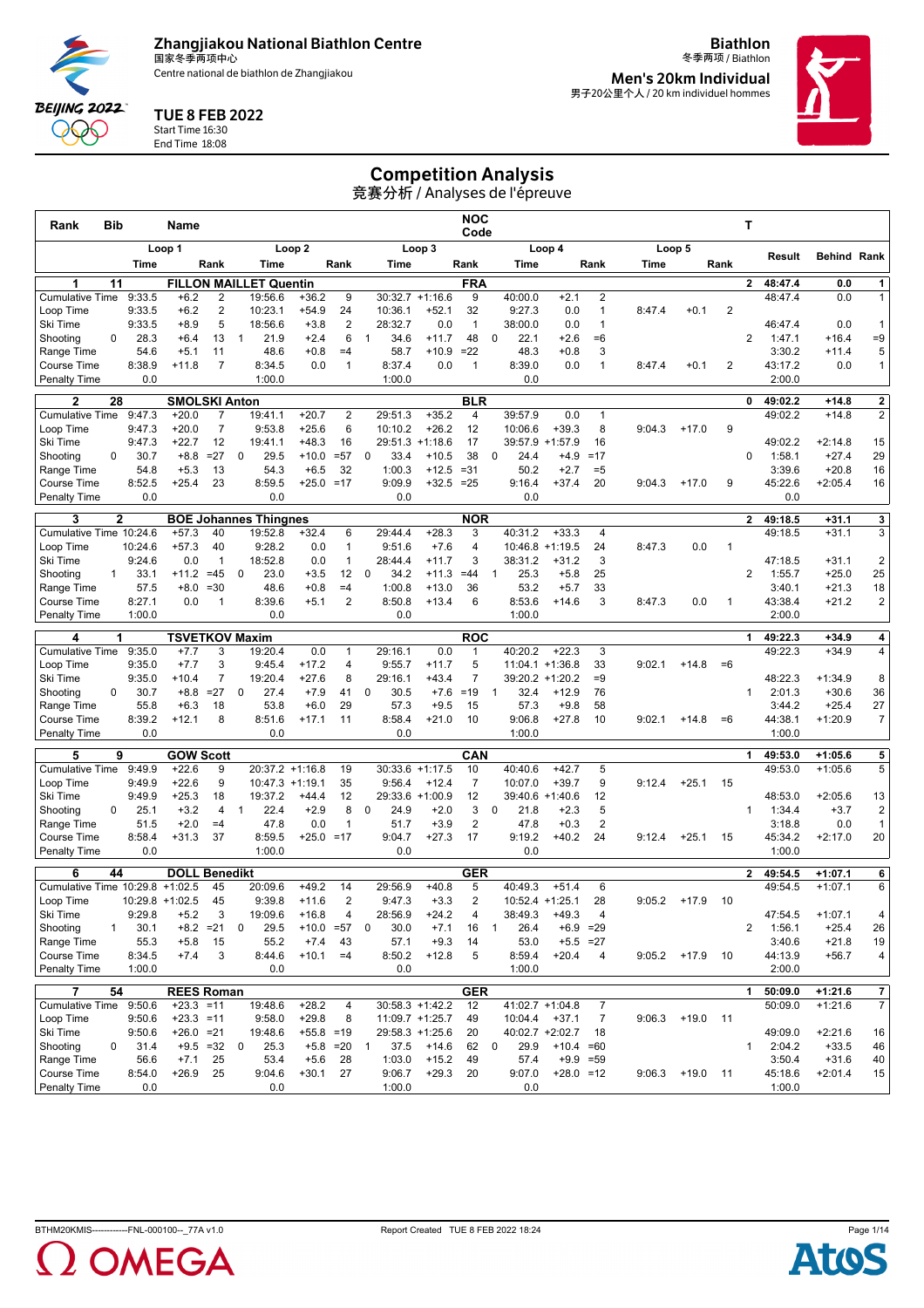Zhangjiakou National Biathlon Centre
国家冬季两项中心
Centre national de biathlon de Zhangjiakou

**Biathlon**
冬季两项 / Biathlon

**Men's 20km Individual**
男子20公里个人 / 20 km individuel hommes

**TUE 8 FEB 2022**
Start Time 16:30
End Time 18:08

# Competition Analysis
竞赛分析 / Analyses de l'épreuve

| Rank | Bib | | Name | | | | | | | | | NOC Code | | | | | | | | | T | | | |
|---|---|---|---|---|---|---|---|---|---|---|---|---|---|---|---|---|---|---|---|---|---|---|---|---|
| | | Loop 1 | | | Loop 2 | | | | Loop 3 | | | | | Loop 4 | | | Loop 5 | | | | | Result | Behind | Rank |
| | | Time | | Rank | | Time | | Rank | | Time | | Rank | | Time | | Rank | Time | | Rank | | | | | |
| **1** | **11** | | **FILLON MAILLET Quentin** | | | | | | | | | **FRA** | | | | | | | | | **2** | **48:47.4** | **0.0** | **1** |
| Cumulative Time | | 9:33.5 | +6.2 | 2 | | 19:56.6 | +36.2 | 9 | | 30:32.7 | +1:16.6 | 9 | | 40:00.0 | +2.1 | 2 | | | | | | 48:47.4 | 0.0 | 1 |
| Loop Time | | 9:33.5 | +6.2 | 2 | | 10:23.1 | +54.9 | 24 | | 10:36.1 | +52.1 | 32 | | 9:27.3 | 0.0 | 1 | 8:47.4 | +0.1 | 2 | | | | | |
| Ski Time | | 9:33.5 | +8.9 | 5 | | 18:56.6 | +3.8 | 2 | | 28:32.7 | 0.0 | 1 | | 38:00.0 | 0.0 | 1 | | | | | | 46:47.4 | 0.0 | 1 |
| Shooting | 0 | 28.3 | +6.4 | 13 | 1 | 21.9 | +2.4 | 6 | 1 | 34.6 | +11.7 | 48 | 0 | 22.1 | +2.6 | =6 | | | | | 2 | 1:47.1 | +16.4 | =9 |
| Range Time | | 54.6 | +5.1 | 11 | | 48.6 | +0.8 | =4 | | 58.7 | +10.9 | =22 | | 48.3 | +0.8 | 3 | | | | | | 3:30.2 | +11.4 | 5 |
| Course Time | | 8:38.9 | +11.8 | 7 | | 8:34.5 | 0.0 | 1 | | 8:37.4 | 0.0 | 1 | | 8:39.0 | 0.0 | 1 | 8:47.4 | +0.1 | 2 | | | 43:17.2 | 0.0 | 1 |
| Penalty Time | | 0.0 | | | | 1:00.0 | | | | 1:00.0 | | | | 0.0 | | | | | | | | 2:00.0 | | |
| **2** | **28** | | **SMOLSKI Anton** | | | | | | | | | **BLR** | | | | | | | | | **0** | **49:02.2** | **+14.8** | **2** |
| Cumulative Time | | 9:47.3 | +20.0 | 7 | | 19:41.1 | +20.7 | 2 | | 29:51.3 | +35.2 | 4 | | 39:57.9 | 0.0 | 1 | | | | | | 49:02.2 | +14.8 | 2 |
| Loop Time | | 9:47.3 | +20.0 | 7 | | 9:53.8 | +25.6 | 6 | | 10:10.2 | +26.2 | 12 | | 10:06.6 | +39.3 | 8 | 9:04.3 | +17.0 | 9 | | | | | |
| Ski Time | | 9:47.3 | +22.7 | 12 | | 19:41.1 | +48.3 | 16 | | 29:51.3 | +1:18.6 | 17 | | 39:57.9 | +1:57.9 | 16 | | | | | | 49:02.2 | +2:14.8 | 15 |
| Shooting | 0 | 30.7 | +8.8 | =27 | 0 | 29.5 | +10.0 | =57 | 0 | 33.4 | +10.5 | 38 | 0 | 24.4 | +4.9 | =17 | | | | | 0 | 1:58.1 | +27.4 | 29 |
| Range Time | | 54.8 | +5.3 | 13 | | 54.3 | +6.5 | 32 | | 1:00.3 | +12.5 | =31 | | 50.2 | +2.7 | =5 | | | | | | 3:39.6 | +20.8 | 16 |
| Course Time | | 8:52.5 | +25.4 | 23 | | 8:59.5 | +25.0 | =17 | | 9:09.9 | +32.5 | =25 | | 9:16.4 | +37.4 | 20 | 9:04.3 | +17.0 | 9 | | | 45:22.6 | +2:05.4 | 16 |
| Penalty Time | | 0.0 | | | | 0.0 | | | | 0.0 | | | | 0.0 | | | | | | | | 0.0 | | |
| **3** | **2** | | **BOE Johannes Thingnes** | | | | | | | | | **NOR** | | | | | | | | | **2** | **49:18.5** | **+31.1** | **3** |
| Cumulative Time | | 10:24.6 | +57.3 | 40 | | 19:52.8 | +32.4 | 6 | | 29:44.4 | +28.3 | 3 | | 40:31.2 | +33.3 | 4 | | | | | | 49:18.5 | +31.1 | 3 |
| Loop Time | | 10:24.6 | +57.3 | 40 | | 9:28.2 | 0.0 | 1 | | 9:51.6 | +7.6 | 4 | | 10:46.8 | +1:19.5 | 24 | 8:47.3 | 0.0 | 1 | | | | | |
| Ski Time | | 9:24.6 | 0.0 | 1 | | 18:52.8 | 0.0 | 1 | | 28:44.4 | +11.7 | 3 | | 38:31.2 | +31.2 | 3 | | | | | | 47:18.5 | +31.1 | 2 |
| Shooting | 1 | 33.1 | +11.2 | =45 | 0 | 23.0 | +3.5 | 12 | 0 | 34.2 | +11.3 | =44 | 1 | 25.3 | +5.8 | 25 | | | | | 2 | 1:55.7 | +25.0 | 25 |
| Range Time | | 57.5 | +8.0 | =30 | | 48.6 | +0.8 | =4 | | 1:00.8 | +13.0 | 36 | | 53.2 | +5.7 | 33 | | | | | | 3:40.1 | +21.3 | 18 |
| Course Time | | 8:27.1 | 0.0 | 1 | | 8:39.6 | +5.1 | 2 | | 8:50.8 | +13.4 | 6 | | 8:53.6 | +14.6 | 3 | 8:47.3 | 0.0 | 1 | | | 43:38.4 | +21.2 | 2 |
| Penalty Time | | 1:00.0 | | | | 0.0 | | | | 0.0 | | | | 1:00.0 | | | | | | | | 2:00.0 | | |
| **4** | **1** | | **TSVETKOV Maxim** | | | | | | | | | **ROC** | | | | | | | | | **1** | **49:22.3** | **+34.9** | **4** |
| Cumulative Time | | 9:35.0 | +7.7 | 3 | | 19:20.4 | 0.0 | 1 | | 29:16.1 | 0.0 | 1 | | 40:20.2 | +22.3 | 3 | | | | | | 49:22.3 | +34.9 | 4 |
| Loop Time | | 9:35.0 | +7.7 | 3 | | 9:45.4 | +17.2 | 4 | | 9:55.7 | +11.7 | 5 | | 11:04.1 | +1:36.8 | 33 | 9:02.1 | +14.8 | =6 | | | | | |
| Ski Time | | 9:35.0 | +10.4 | 7 | | 19:20.4 | +27.6 | 8 | | 29:16.1 | +43.4 | 7 | | 39:20.2 | +1:20.2 | =9 | | | | | | 48:22.3 | +1:34.9 | 8 |
| Shooting | 0 | 30.7 | +8.8 | =27 | 0 | 27.4 | +7.9 | 41 | 0 | 30.5 | +7.6 | =19 | 1 | 32.4 | +12.9 | 76 | | | | | 1 | 2:01.3 | +30.6 | 36 |
| Range Time | | 55.8 | +6.3 | 18 | | 53.8 | +6.0 | 29 | | 57.3 | +9.5 | 15 | | 57.3 | +9.8 | 58 | | | | | | 3:44.2 | +25.4 | 27 |
| Course Time | | 8:39.2 | +12.1 | 8 | | 8:51.6 | +17.1 | 11 | | 8:58.4 | +21.0 | 10 | | 9:06.8 | +27.8 | 10 | 9:02.1 | +14.8 | =6 | | | 44:38.1 | +1:20.9 | 7 |
| Penalty Time | | 0.0 | | | | 0.0 | | | | 0.0 | | | | 1:00.0 | | | | | | | | 1:00.0 | | |
| **5** | **9** | | **GOW Scott** | | | | | | | | | **CAN** | | | | | | | | | **1** | **49:53.0** | **+1:05.6** | **5** |
| Cumulative Time | | 9:49.9 | +22.6 | 9 | | 20:37.2 | +1:16.8 | 19 | | 30:33.6 | +1:17.5 | 10 | | 40:40.6 | +42.7 | 5 | | | | | | 49:53.0 | +1:05.6 | 5 |
| Loop Time | | 9:49.9 | +22.6 | 9 | | 10:47.3 | +1:19.1 | 35 | | 9:56.4 | +12.4 | 7 | | 10:07.0 | +39.7 | 9 | 9:12.4 | +25.1 | 15 | | | | | |
| Ski Time | | 9:49.9 | +25.3 | 18 | | 19:37.2 | +44.4 | 12 | | 29:33.6 | +1:00.9 | 12 | | 39:40.6 | +1:40.6 | 12 | | | | | | 48:53.0 | +2:05.6 | 13 |
| Shooting | 0 | 25.1 | +3.2 | 4 | 1 | 22.4 | +2.9 | 8 | 0 | 24.9 | +2.0 | 3 | 0 | 21.8 | +2.3 | 5 | | | | | 1 | 1:34.4 | +3.7 | 2 |
| Range Time | | 51.5 | +2.0 | =4 | | 47.8 | 0.0 | 1 | | 51.7 | +3.9 | 2 | | 47.8 | +0.3 | 2 | | | | | | 3:18.8 | 0.0 | 1 |
| Course Time | | 8:58.4 | +31.3 | 37 | | 8:59.5 | +25.0 | =17 | | 9:04.7 | +27.3 | 17 | | 9:19.2 | +40.2 | 24 | 9:12.4 | +25.1 | 15 | | | 45:34.2 | +2:17.0 | 20 |
| Penalty Time | | 0.0 | | | | 1:00.0 | | | | 0.0 | | | | 0.0 | | | | | | | | 1:00.0 | | |
| **6** | **44** | | **DOLL Benedikt** | | | | | | | | | **GER** | | | | | | | | | **2** | **49:54.5** | **+1:07.1** | **6** |
| Cumulative Time | | 10:29.8 | +1:02.5 | 45 | | 20:09.6 | +49.2 | 14 | | 29:56.9 | +40.8 | 5 | | 40:49.3 | +51.4 | 6 | | | | | | 49:54.5 | +1:07.1 | 6 |
| Loop Time | | 10:29.8 | +1:02.5 | 45 | | 9:39.8 | +11.6 | 2 | | 9:47.3 | +3.3 | 2 | | 10:52.4 | +1:25.1 | 28 | 9:05.2 | +17.9 | 10 | | | | | |
| Ski Time | | 9:29.8 | +5.2 | 3 | | 19:09.6 | +16.8 | 4 | | 28:56.9 | +24.2 | 4 | | 38:49.3 | +49.3 | 4 | | | | | | 47:54.5 | +1:07.1 | 4 |
| Shooting | 1 | 30.1 | +8.2 | =21 | 0 | 29.5 | +10.0 | =57 | 0 | 30.0 | +7.1 | 16 | 1 | 26.4 | +6.9 | =29 | | | | | 2 | 1:56.1 | +25.4 | 26 |
| Range Time | | 55.3 | +5.8 | 15 | | 55.2 | +7.4 | 43 | | 57.1 | +9.3 | 14 | | 53.0 | +5.5 | =27 | | | | | | 3:40.6 | +21.8 | 19 |
| Course Time | | 8:34.5 | +7.4 | 3 | | 8:44.6 | +10.1 | =4 | | 8:50.2 | +12.8 | 5 | | 8:59.4 | +20.4 | 4 | 9:05.2 | +17.9 | 10 | | | 44:13.9 | +56.7 | 4 |
| Penalty Time | | 1:00.0 | | | | 0.0 | | | | 0.0 | | | | 1:00.0 | | | | | | | | 2:00.0 | | |
| **7** | **54** | | **REES Roman** | | | | | | | | | **GER** | | | | | | | | | **1** | **50:09.0** | **+1:21.6** | **7** |
| Cumulative Time | | 9:50.6 | +23.3 | =11 | | 19:48.6 | +28.2 | 4 | | 30:58.3 | +1:42.2 | 12 | | 41:02.7 | +1:04.8 | 7 | | | | | | 50:09.0 | +1:21.6 | 7 |
| Loop Time | | 9:50.6 | +23.3 | =11 | | 9:58.0 | +29.8 | 8 | | 11:09.7 | +1:25.7 | 49 | | 10:04.4 | +37.1 | 7 | 9:06.3 | +19.0 | 11 | | | | | |
| Ski Time | | 9:50.6 | +26.0 | =21 | | 19:48.6 | +55.8 | =19 | | 29:58.3 | +1:25.6 | 20 | | 40:02.7 | +2:02.7 | 18 | | | | | | 49:09.0 | +2:21.6 | 16 |
| Shooting | 0 | 31.4 | +9.5 | =32 | 0 | 25.3 | +5.8 | =20 | 1 | 37.5 | +14.6 | 62 | 0 | 29.9 | +10.4 | =60 | | | | | 1 | 2:04.2 | +33.5 | 46 |
| Range Time | | 56.6 | +7.1 | 25 | | 53.4 | +5.6 | 28 | | 1:03.0 | +15.2 | 49 | | 57.4 | +9.9 | =59 | | | | | | 3:50.4 | +31.6 | 40 |
| Course Time | | 8:54.0 | +26.9 | 25 | | 9:04.6 | +30.1 | 27 | | 9:06.7 | +29.3 | 20 | | 9:07.0 | +28.0 | =12 | 9:06.3 | +19.0 | 11 | | | 45:18.6 | +2:01.4 | 15 |
| Penalty Time | | 0.0 | | | | 0.0 | | | | 1:00.0 | | | | 0.0 | | | | | | | | 1:00.0 | | |

BTHM20KMIS------------FNL-000100--_77A v1.0 Report Created TUE 8 FEB 2022 18:24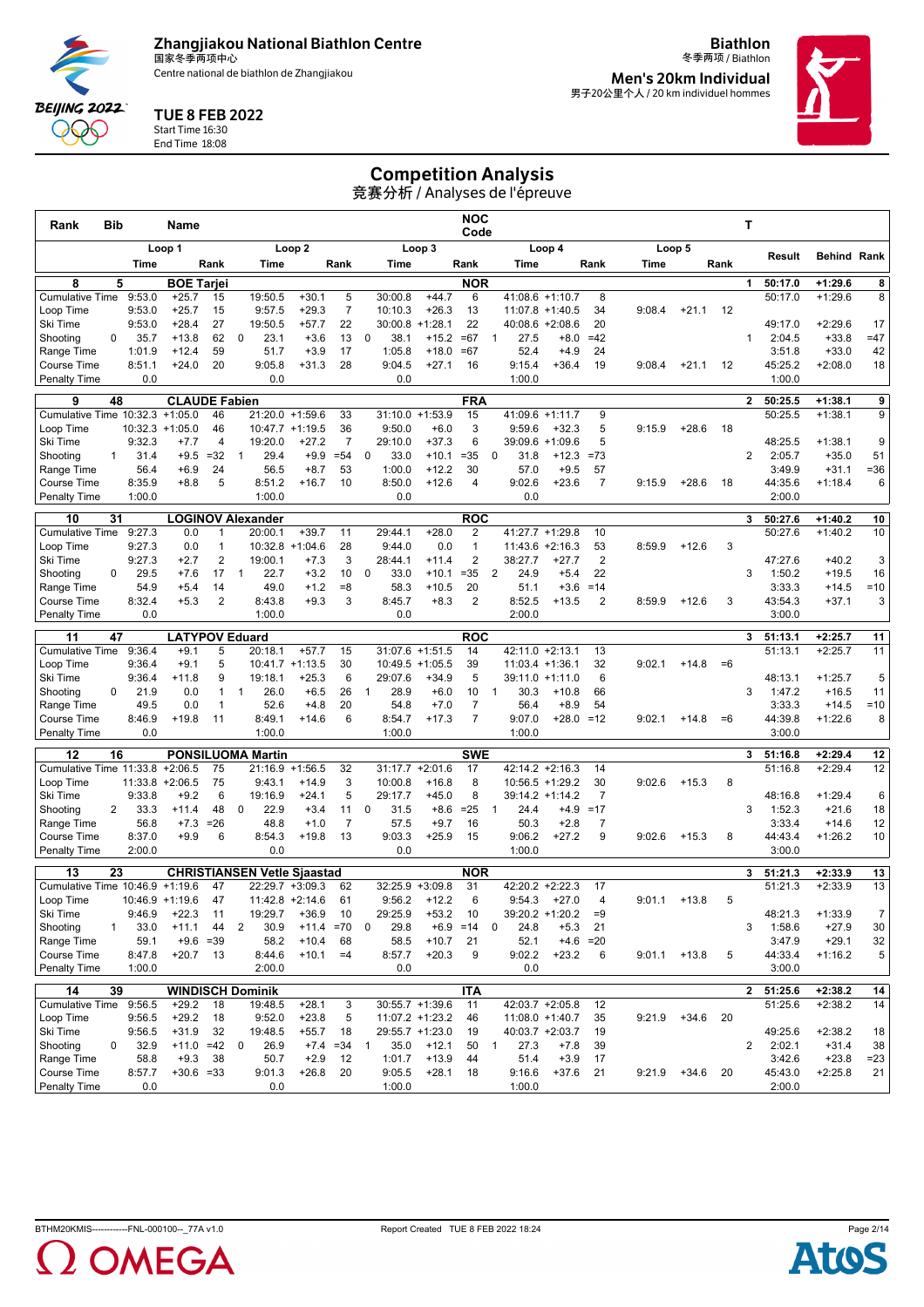# Zhangjiakou National Biathlon Centre

国家冬季两项中心

Centre national de biathlon de Zhangjiakou

**Biathlon**
冬季两项 / Biathlon

**Men's 20km Individual**
男子20公里个人 / 20 km individuel hommes

**TUE 8 FEB 2022**
Start Time 16:30
End Time 18:08

## Competition Analysis

竞赛分析 / Analyses de l'épreuve

| Rank | Bib | Name | | | | | | NOC Code | | | | | | | | T | Result | Behind | Rank |
|---|---|---|---|---|---|---|---|---|---|---|---|---|---|---|---|---|---|---|---|
| | Loop 1 | | | Loop 2 | | | Loop 3 | | | Loop 4 | | | Loop 5 | | | | | | |
| | Time | | Rank | Time | | Rank | Time | | Rank | Time | | Rank | Time | | Rank | | | | |
| **8** | **5** | **BOE Tarjei** | | | | | | **NOR** | | | | | | | | **1** | **50:17.0** | **+1:29.6** | **8** |
| Cumulative Time | 9:53.0 | +25.7 | 15 | 19:50.5 | +30.1 | 5 | 30:00.8 | +44.7 | 6 | 41:08.6 | +1:10.7 | 8 | | | | | 50:17.0 | +1:29.6 | 8 |
| Loop Time | 9:53.0 | +25.7 | 15 | 9:57.5 | +29.3 | 7 | 10:10.3 | +26.3 | 13 | 11:07.8 | +1:40.5 | 34 | 9:08.4 | +21.1 | 12 | | | | |
| Ski Time | 9:53.0 | +28.4 | 27 | 19:50.5 | +57.7 | 22 | 30:00.8 | +1:28.1 | 22 | 40:08.6 | +2:08.6 | 20 | | | | | 49:17.0 | +2:29.6 | 17 |
| Shooting | 0 35.7 | +13.8 | 62 | 0 23.1 | +3.6 | 13 | 0 38.1 | +15.2 | =67 | 1 27.5 | +8.0 | =42 | | | | 1 | 2:04.5 | +33.8 | =47 |
| Range Time | 1:01.9 | +12.4 | 59 | 51.7 | +3.9 | 17 | 1:05.8 | +18.0 | =67 | 52.4 | +4.9 | 24 | | | | | 3:51.8 | +33.0 | 42 |
| Course Time | 8:51.1 | +24.0 | 20 | 9:05.8 | +31.3 | 28 | 9:04.5 | +27.1 | 16 | 9:15.4 | +36.4 | 19 | 9:08.4 | +21.1 | 12 | | 45:25.2 | +2:08.0 | 18 |
| Penalty Time | 0.0 | | | 0.0 | | | 0.0 | | | 1:00.0 | | | | | | | 1:00.0 | | |
| **9** | **48** | **CLAUDE Fabien** | | | | | | **FRA** | | | | | | | | **2** | **50:25.5** | **+1:38.1** | **9** |
| Cumulative Time | 10:32.3 | +1:05.0 | 46 | 21:20.0 | +1:59.6 | 33 | 31:10.0 | +1:53.9 | 15 | 41:09.6 | +1:11.7 | 9 | | | | | 50:25.5 | +1:38.1 | 9 |
| Loop Time | 10:32.3 | +1:05.0 | 46 | 10:47.7 | +1:19.5 | 36 | 9:50.0 | +6.0 | 3 | 9:59.6 | +32.3 | 5 | 9:15.9 | +28.6 | 18 | | | | |
| Ski Time | 9:32.3 | +7.7 | 4 | 19:20.0 | +27.2 | 7 | 29:10.0 | +37.3 | 6 | 39:09.6 | +1:09.6 | 5 | | | | | 48:25.5 | +1:38.1 | 9 |
| Shooting | 1 31.4 | +9.5 | =32 | 1 29.4 | +9.9 | =54 | 0 33.0 | +10.1 | =35 | 0 31.8 | +12.3 | =73 | | | | 2 | 2:05.7 | +35.0 | 51 |
| Range Time | 56.4 | +6.9 | 24 | 56.5 | +8.7 | 53 | 1:00.0 | +12.2 | 30 | 57.0 | +9.5 | 57 | | | | | 3:49.9 | +31.1 | =36 |
| Course Time | 8:35.9 | +8.8 | 5 | 8:51.2 | +16.7 | 10 | 8:50.0 | +12.6 | 4 | 9:02.6 | +23.6 | 7 | 9:15.9 | +28.6 | 18 | | 44:35.6 | +1:18.4 | 6 |
| Penalty Time | 1:00.0 | | | 1:00.0 | | | 0.0 | | | 0.0 | | | | | | | 2:00.0 | | |
| **10** | **31** | **LOGINOV Alexander** | | | | | | **ROC** | | | | | | | | **3** | **50:27.6** | **+1:40.2** | **10** |
| Cumulative Time | 9:27.3 | 0.0 | 1 | 20:00.1 | +39.7 | 11 | 29:44.1 | +28.0 | 2 | 41:27.7 | +1:29.8 | 10 | | | | | 50:27.6 | +1:40.2 | 10 |
| Loop Time | 9:27.3 | 0.0 | 1 | 10:32.8 | +1:04.6 | 28 | 9:44.0 | 0.0 | 1 | 11:43.6 | +2:16.3 | 53 | 8:59.9 | +12.6 | 3 | | | | |
| Ski Time | 9:27.3 | +2.7 | 2 | 19:00.1 | +7.3 | 3 | 28:44.1 | +11.4 | 2 | 38:27.7 | +27.7 | 2 | | | | | 47:27.6 | +40.2 | 3 |
| Shooting | 0 29.5 | +7.6 | 17 | 1 22.7 | +3.2 | 10 | 0 33.0 | +10.1 | =35 | 2 24.9 | +5.4 | 22 | | | | 3 | 1:50.2 | +19.5 | 16 |
| Range Time | 54.9 | +5.4 | 14 | 49.0 | +1.2 | =8 | 58.3 | +10.5 | 20 | 51.1 | +3.6 | =14 | | | | | 3:33.3 | +14.5 | =10 |
| Course Time | 8:32.4 | +5.3 | 2 | 8:43.8 | +9.3 | 3 | 8:45.7 | +8.3 | 2 | 8:52.5 | +13.5 | 2 | 8:59.9 | +12.6 | 3 | | 43:54.3 | +37.1 | 3 |
| Penalty Time | 0.0 | | | 1:00.0 | | | 0.0 | | | 2:00.0 | | | | | | | 3:00.0 | | |
| **11** | **47** | **LATYPOV Eduard** | | | | | | **ROC** | | | | | | | | **3** | **51:13.1** | **+2:25.7** | **11** |
| Cumulative Time | 9:36.4 | +9.1 | 5 | 20:18.1 | +57.7 | 15 | 31:07.6 | +1:51.5 | 14 | 42:11.0 | +2:13.1 | 13 | | | | | 51:13.1 | +2:25.7 | 11 |
| Loop Time | 9:36.4 | +9.1 | 5 | 10:41.7 | +1:13.5 | 30 | 10:49.5 | +1:05.5 | 39 | 11:03.4 | +1:36.1 | 32 | 9:02.1 | +14.8 | =6 | | | | |
| Ski Time | 9:36.4 | +11.8 | 9 | 19:18.1 | +25.3 | 6 | 29:07.6 | +34.9 | 5 | 39:11.0 | +1:11.0 | 6 | | | | | 48:13.1 | +1:25.7 | 5 |
| Shooting | 0 21.9 | 0.0 | 1 | 1 26.0 | +6.5 | 26 | 1 28.9 | +6.0 | 10 | 1 30.3 | +10.8 | 66 | | | | 3 | 1:47.2 | +16.5 | 11 |
| Range Time | 49.5 | 0.0 | 1 | 52.6 | +4.8 | 20 | 54.8 | +7.0 | 7 | 56.4 | +8.9 | 54 | | | | | 3:33.3 | +14.5 | =10 |
| Course Time | 8:46.9 | +19.8 | 11 | 8:49.1 | +14.6 | 6 | 8:54.7 | +17.3 | 7 | 9:07.0 | +28.0 | =12 | 9:02.1 | +14.8 | =6 | | 44:39.8 | +1:22.6 | 8 |
| Penalty Time | 0.0 | | | 1:00.0 | | | 1:00.0 | | | 1:00.0 | | | | | | | 3:00.0 | | |
| **12** | **16** | **PONSILUOMA Martin** | | | | | | **SWE** | | | | | | | | **3** | **51:16.8** | **+2:29.4** | **12** |
| Cumulative Time | 11:33.8 | +2:06.5 | 75 | 21:16.9 | +1:56.5 | 32 | 31:17.7 | +2:01.6 | 17 | 42:14.2 | +2:16.3 | 14 | | | | | 51:16.8 | +2:29.4 | 12 |
| Loop Time | 11:33.8 | +2:06.5 | 75 | 9:43.1 | +14.9 | 3 | 10:00.8 | +16.8 | 8 | 10:56.5 | +1:29.2 | 30 | 9:02.6 | +15.3 | 8 | | | | |
| Ski Time | 9:33.8 | +9.2 | 6 | 19:16.9 | +24.1 | 5 | 29:17.7 | +45.0 | 8 | 39:14.2 | +1:14.2 | 7 | | | | | 48:16.8 | +1:29.4 | 6 |
| Shooting | 2 33.3 | +11.4 | 48 | 0 22.9 | +3.4 | 11 | 0 31.5 | +8.6 | =25 | 1 24.4 | +4.9 | =17 | | | | 3 | 1:52.3 | +21.6 | 18 |
| Range Time | 56.8 | +7.3 | =26 | 48.8 | +1.0 | 7 | 57.5 | +9.7 | 16 | 50.3 | +2.8 | 7 | | | | | 3:33.4 | +14.6 | 12 |
| Course Time | 8:37.0 | +9.9 | 6 | 8:54.3 | +19.8 | 13 | 9:03.3 | +25.9 | 15 | 9:06.2 | +27.2 | 9 | 9:02.6 | +15.3 | 8 | | 44:43.4 | +1:26.2 | 10 |
| Penalty Time | 2:00.0 | | | 0.0 | | | 0.0 | | | 1:00.0 | | | | | | | 3:00.0 | | |
| **13** | **23** | **CHRISTIANSEN Vetle Sjaastad** | | | | | | **NOR** | | | | | | | | **3** | **51:21.3** | **+2:33.9** | **13** |
| Cumulative Time | 10:46.9 | +1:19.6 | 47 | 22:29.7 | +3:09.3 | 62 | 32:25.9 | +3:09.8 | 31 | 42:20.2 | +2:22.3 | 17 | | | | | 51:21.3 | +2:33.9 | 13 |
| Loop Time | 10:46.9 | +1:19.6 | 47 | 11:42.8 | +2:14.6 | 61 | 9:56.2 | +12.2 | 6 | 9:54.3 | +27.0 | 4 | 9:01.1 | +13.8 | 5 | | | | |
| Ski Time | 9:46.9 | +22.3 | 11 | 19:29.7 | +36.9 | 10 | 29:25.9 | +53.2 | 10 | 39:20.2 | +1:20.2 | =9 | | | | | 48:21.3 | +1:33.9 | 7 |
| Shooting | 1 33.0 | +11.1 | 44 | 2 30.9 | +11.4 | =70 | 0 29.8 | +6.9 | =14 | 0 24.8 | +5.3 | 21 | | | | 3 | 1:58.6 | +27.9 | 30 |
| Range Time | 59.1 | +9.6 | =39 | 58.2 | +10.4 | 68 | 58.5 | +10.7 | 21 | 52.1 | +4.6 | =20 | | | | | 3:47.9 | +29.1 | 32 |
| Course Time | 8:47.8 | +20.7 | 13 | 8:44.6 | +10.1 | =4 | 8:57.7 | +20.3 | 9 | 9:02.2 | +23.2 | 6 | 9:01.1 | +13.8 | 5 | | 44:33.4 | +1:16.2 | 5 |
| Penalty Time | 1:00.0 | | | 2:00.0 | | | 0.0 | | | 0.0 | | | | | | | 3:00.0 | | |
| **14** | **39** | **WINDISCH Dominik** | | | | | | **ITA** | | | | | | | | **2** | **51:25.6** | **+2:38.2** | **14** |
| Cumulative Time | 9:56.5 | +29.2 | 18 | 19:48.5 | +28.1 | 3 | 30:55.7 | +1:39.6 | 11 | 42:03.7 | +2:05.8 | 12 | | | | | 51:25.6 | +2:38.2 | 14 |
| Loop Time | 9:56.5 | +29.2 | 18 | 9:52.0 | +23.8 | 5 | 11:07.2 | +1:23.2 | 46 | 11:08.0 | +1:40.7 | 35 | 9:21.9 | +34.6 | 20 | | | | |
| Ski Time | 9:56.5 | +31.9 | 32 | 19:48.5 | +55.7 | 18 | 29:55.7 | +1:23.0 | 19 | 40:03.7 | +2:03.7 | 19 | | | | | 49:25.6 | +2:38.2 | 18 |
| Shooting | 0 32.9 | +11.0 | =42 | 0 26.9 | +7.4 | =34 | 1 35.0 | +12.1 | 50 | 1 27.3 | +7.8 | 39 | | | | 2 | 2:02.1 | +31.4 | 38 |
| Range Time | 58.8 | +9.3 | 38 | 50.7 | +2.9 | 12 | 1:01.7 | +13.9 | 44 | 51.4 | +3.9 | 17 | | | | | 3:42.6 | +23.8 | =23 |
| Course Time | 8:57.7 | +30.6 | =33 | 9:01.3 | +26.8 | 20 | 9:05.5 | +28.1 | 18 | 9:16.6 | +37.6 | 21 | 9:21.9 | +34.6 | 20 | | 45:43.0 | +2:25.8 | 21 |
| Penalty Time | 0.0 | | | 0.0 | | | 1:00.0 | | | 1:00.0 | | | | | | | 2:00.0 | | |

BTHM20KMIS------------FNL-000100--_77A v1.0    Report Created TUE 8 FEB 2022 18:24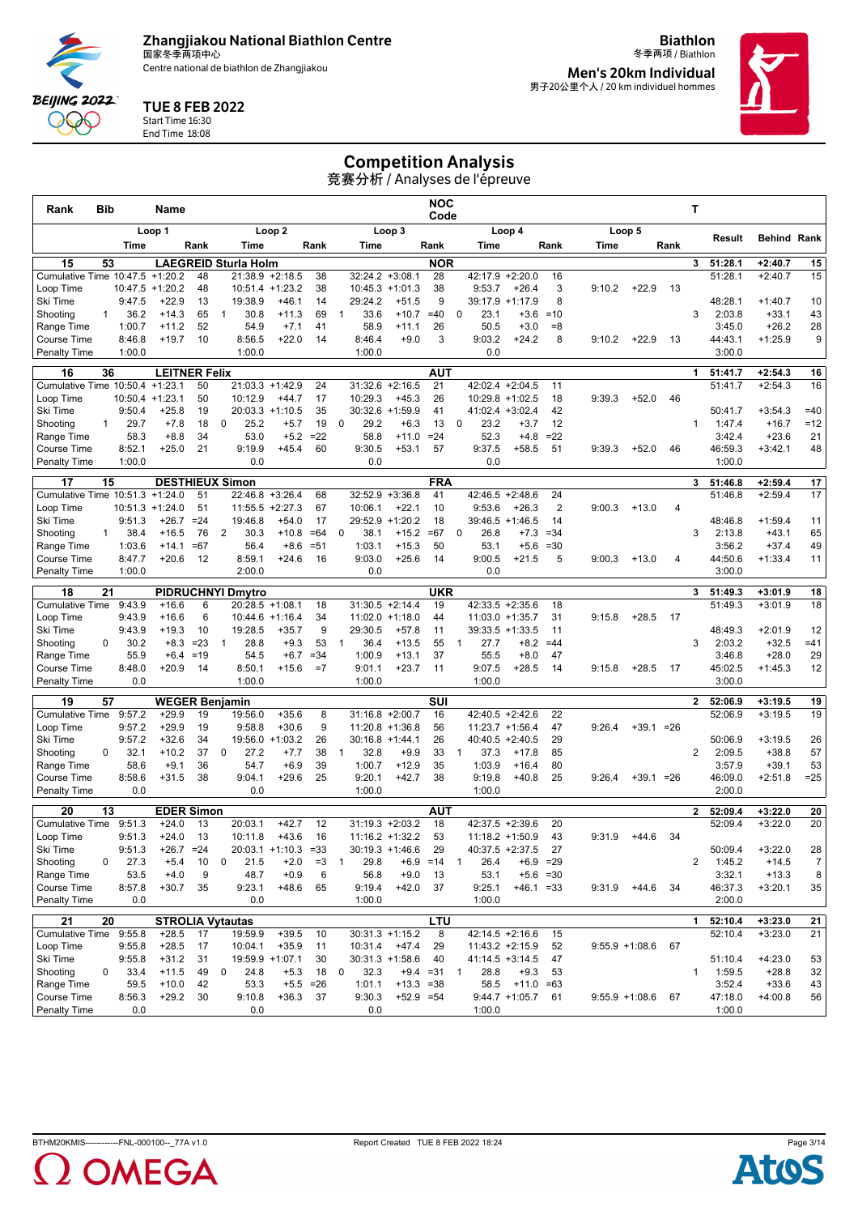Zhangjiakou National Biathlon Centre
国家冬季两项中心
Centre national de biathlon de Zhangjiakou

**Biathlon**
冬季两项 / Biathlon

**Men's 20km Individual**
男子20公里个人 / 20 km individuel hommes

**TUE 8 FEB 2022**
Start Time 16:30
End Time 18:08

# Competition Analysis
## 竞赛分析 / Analyses de l'épreuve

| Rank | Bib | Name | | | | | | | NOC Code | | | | | | | | | T | Result | Behind | Rank |
|---|---|---|---|---|---|---|---|---|---|---|---|---|---|---|---|---|---|---|---|---|---|
| | Loop 1 | | | | Loop 2 | | | | Loop 3 | | | | Loop 4 | | | | Loop 5 | | | | |
| | | Time | | Rank | | Time | | Rank | | Time | | Rank | | Time | | Rank | Time | | Rank | | |
| **15** | **53** | **LAEGREID Sturla Holm** | | | | | | | **NOR** | | | | | | | | | **3** | **51:28.1** | **+2:40.7** | **15** |
| Cumulative Time | | 10:47.5 | +1:20.2 | 48 | | 21:38.9 | +2:18.5 | 38 | | 32:24.2 | +3:08.1 | 28 | | 42:17.9 | +2:20.0 | 16 | | | | 51:28.1 | +2:40.7 | 15 |
| Loop Time | | 10:47.5 | +1:20.2 | 48 | | 10:51.4 | +1:23.2 | 38 | | 10:45.3 | +1:01.3 | 38 | | 9:53.7 | +26.4 | 3 | 9:10.2 | +22.9 | 13 | | | |
| Ski Time | | 9:47.5 | +22.9 | 13 | | 19:38.9 | +46.1 | 14 | | 29:24.2 | +51.5 | 9 | | 39:17.9 | +1:17.9 | 8 | | | | 48:28.1 | +1:40.7 | 10 |
| Shooting | 1 | 36.2 | +14.3 | 65 | 1 | 30.8 | +11.3 | 69 | 1 | 33.6 | +10.7 | =40 | 0 | 23.1 | +3.6 | =10 | | | 3 | 2:03.8 | +33.1 | 43 |
| Range Time | | 1:00.7 | +11.2 | 52 | | 54.9 | +7.1 | 41 | | 58.9 | +11.1 | 26 | | 50.5 | +3.0 | =8 | | | | 3:45.0 | +26.2 | 28 |
| Course Time | | 8:46.8 | +19.7 | 10 | | 8:56.5 | +22.0 | 14 | | 8:46.4 | +9.0 | 3 | | 9:03.2 | +24.2 | 8 | 9:10.2 | +22.9 | 13 | 44:43.1 | +1:25.9 | 9 |
| Penalty Time | | 1:00.0 | | | | 1:00.0 | | | | 1:00.0 | | | | 0.0 | | | | | | 3:00.0 | | |
| **16** | **36** | **LEITNER Felix** | | | | | | | **AUT** | | | | | | | | | **1** | **51:41.7** | **+2:54.3** | **16** |
| Cumulative Time | | 10:50.4 | +1:23.1 | 50 | | 21:03.3 | +1:42.9 | 24 | | 31:32.6 | +2:16.5 | 21 | | 42:02.4 | +2:04.5 | 11 | | | | 51:41.7 | +2:54.3 | 16 |
| Loop Time | | 10:50.4 | +1:23.1 | 50 | | 10:12.9 | +44.7 | 17 | | 10:29.3 | +45.3 | 26 | | 10:29.8 | +1:02.5 | 18 | 9:39.3 | +52.0 | 46 | | | |
| Ski Time | | 9:50.4 | +25.8 | 19 | | 20:03.3 | +1:10.5 | 35 | | 30:32.6 | +1:59.9 | 41 | | 41:02.4 | +3:02.4 | 42 | | | | 50:41.7 | +3:54.3 | =40 |
| Shooting | 1 | 29.7 | +7.8 | 18 | 0 | 25.2 | +5.7 | 19 | 0 | 29.2 | +6.3 | 13 | 0 | 23.2 | +3.7 | 12 | | | 1 | 1:47.4 | +16.7 | =12 |
| Range Time | | 58.3 | +8.8 | 34 | | 53.0 | +5.2 | =22 | | 58.8 | +11.0 | =24 | | 52.3 | +4.8 | =22 | | | | 3:42.4 | +23.6 | 21 |
| Course Time | | 8:52.1 | +25.0 | 21 | | 9:19.9 | +45.4 | 60 | | 9:30.5 | +53.1 | 57 | | 9:37.5 | +58.5 | 51 | 9:39.3 | +52.0 | 46 | 46:59.3 | +3:42.1 | 48 |
| Penalty Time | | 1:00.0 | | | | 0.0 | | | | 0.0 | | | | 0.0 | | | | | | 1:00.0 | | |
| **17** | **15** | **DESTHIEUX Simon** | | | | | | | **FRA** | | | | | | | | | **3** | **51:46.8** | **+2:59.4** | **17** |
| Cumulative Time | | 10:51.3 | +1:24.0 | 51 | | 22:46.8 | +3:26.4 | 68 | | 32:52.9 | +3:36.8 | 41 | | 42:46.5 | +2:48.6 | 24 | | | | 51:46.8 | +2:59.4 | 17 |
| Loop Time | | 10:51.3 | +1:24.0 | 51 | | 11:55.5 | +2:27.3 | 67 | | 10:06.1 | +22.1 | 10 | | 9:53.6 | +26.3 | 2 | 9:00.3 | +13.0 | 4 | | | |
| Ski Time | | 9:51.3 | +26.7 | =24 | | 19:46.8 | +54.0 | 17 | | 29:52.9 | +1:20.2 | 18 | | 39:46.5 | +1:46.5 | 14 | | | | 48:46.8 | +1:59.4 | 11 |
| Shooting | 1 | 38.4 | +16.5 | 76 | 2 | 30.3 | +10.8 | =64 | 0 | 38.1 | +15.2 | =67 | 0 | 26.8 | +7.3 | =34 | | | 3 | 2:13.8 | +43.1 | 65 |
| Range Time | | 1:03.6 | +14.1 | =67 | | 56.4 | +8.6 | =51 | | 1:03.1 | +15.3 | 50 | | 53.1 | +5.6 | =30 | | | | 3:56.2 | +37.4 | 49 |
| Course Time | | 8:47.7 | +20.6 | 12 | | 8:59.1 | +24.6 | 16 | | 9:03.0 | +25.6 | 14 | | 9:00.5 | +21.5 | 5 | 9:00.3 | +13.0 | 4 | 44:50.6 | +1:33.4 | 11 |
| Penalty Time | | 1:00.0 | | | | 2:00.0 | | | | 0.0 | | | | 0.0 | | | | | | 3:00.0 | | |
| **18** | **21** | **PIDRUCHNYI Dmytro** | | | | | | | **UKR** | | | | | | | | | **3** | **51:49.3** | **+3:01.9** | **18** |
| Cumulative Time | | 9:43.9 | +16.6 | 6 | | 20:28.5 | +1:08.1 | 18 | | 31:30.5 | +2:14.4 | 19 | | 42:33.5 | +2:35.6 | 18 | | | | 51:49.3 | +3:01.9 | 18 |
| Loop Time | | 9:43.9 | +16.6 | 6 | | 10:44.6 | +1:16.4 | 34 | | 11:02.0 | +1:18.0 | 44 | | 11:03.0 | +1:35.7 | 31 | 9:15.8 | +28.5 | 17 | | | |
| Ski Time | | 9:43.9 | +19.3 | 10 | | 19:28.5 | +35.7 | 9 | | 29:30.5 | +57.8 | 11 | | 39:33.5 | +1:33.5 | 11 | | | | 48:49.3 | +2:01.9 | 12 |
| Shooting | 0 | 30.2 | +8.3 | =23 | 1 | 28.8 | +9.3 | 53 | 1 | 36.4 | +13.5 | 55 | 1 | 27.7 | +8.2 | =44 | | | 3 | 2:03.2 | +32.5 | =41 |
| Range Time | | 55.9 | +6.4 | =19 | | 54.5 | +6.7 | =34 | | 1:00.9 | +13.1 | 37 | | 55.5 | +8.0 | 47 | | | | 3:46.8 | +28.0 | 29 |
| Course Time | | 8:48.0 | +20.9 | 14 | | 8:50.1 | +15.6 | =7 | | 9:01.1 | +23.7 | 11 | | 9:07.5 | +28.5 | 14 | 9:15.8 | +28.5 | 17 | 45:02.5 | +1:45.3 | 12 |
| Penalty Time | | 0.0 | | | | 1:00.0 | | | | 1:00.0 | | | | 1:00.0 | | | | | | 3:00.0 | | |
| **19** | **57** | **WEGER Benjamin** | | | | | | | **SUI** | | | | | | | | | **2** | **52:06.9** | **+3:19.5** | **19** |
| Cumulative Time | | 9:57.2 | +29.9 | 19 | | 19:56.0 | +35.6 | 8 | | 31:16.8 | +2:00.7 | 16 | | 42:40.5 | +2:42.6 | 22 | | | | 52:06.9 | +3:19.5 | 19 |
| Loop Time | | 9:57.2 | +29.9 | 19 | | 9:58.8 | +30.6 | 9 | | 11:20.8 | +1:36.8 | 56 | | 11:23.7 | +1:56.4 | 47 | 9:26.4 | +39.1 | =26 | | | |
| Ski Time | | 9:57.2 | +32.6 | 34 | | 19:56.0 | +1:03.2 | 26 | | 30:16.8 | +1:44.1 | 26 | | 40:40.5 | +2:40.5 | 29 | | | | 50:06.9 | +3:19.5 | 26 |
| Shooting | 0 | 32.1 | +10.2 | 37 | 0 | 27.2 | +7.7 | 38 | 1 | 32.8 | +9.9 | 33 | 1 | 37.3 | +17.8 | 85 | | | 2 | 2:09.5 | +38.8 | 57 |
| Range Time | | 58.6 | +9.1 | 36 | | 54.7 | +6.9 | 39 | | 1:00.7 | +12.9 | 35 | | 1:03.9 | +16.4 | 80 | | | | 3:57.9 | +39.1 | 53 |
| Course Time | | 8:58.6 | +31.5 | 38 | | 9:04.1 | +29.6 | 25 | | 9:20.1 | +42.7 | 38 | | 9:19.8 | +40.8 | 25 | 9:26.4 | +39.1 | =26 | 46:09.0 | +2:51.8 | =25 |
| Penalty Time | | 0.0 | | | | 0.0 | | | | 1:00.0 | | | | 1:00.0 | | | | | | 2:00.0 | | |
| **20** | **13** | **EDER Simon** | | | | | | | **AUT** | | | | | | | | | **2** | **52:09.4** | **+3:22.0** | **20** |
| Cumulative Time | | 9:51.3 | +24.0 | 13 | | 20:03.1 | +42.7 | 12 | | 31:19.3 | +2:03.2 | 18 | | 42:37.5 | +2:39.6 | 20 | | | | 52:09.4 | +3:22.0 | 20 |
| Loop Time | | 9:51.3 | +24.0 | 13 | | 10:11.8 | +43.6 | 16 | | 11:16.2 | +1:32.2 | 53 | | 11:18.2 | +1:50.9 | 43 | 9:31.9 | +44.6 | 34 | | | |
| Ski Time | | 9:51.3 | +26.7 | =24 | | 20:03.1 | +1:10.3 | =33 | | 30:19.3 | +1:46.6 | 29 | | 40:37.5 | +2:37.5 | 27 | | | | 50:09.4 | +3:22.0 | 28 |
| Shooting | 0 | 27.3 | +5.4 | 10 | 0 | 21.5 | +2.0 | =3 | 1 | 29.8 | +6.9 | =14 | 1 | 26.4 | +6.9 | =29 | | | 2 | 1:45.2 | +14.5 | 7 |
| Range Time | | 53.5 | +4.0 | 9 | | 48.7 | +0.9 | 6 | | 56.8 | +9.0 | 13 | | 53.1 | +5.6 | =30 | | | | 3:32.1 | +13.3 | 8 |
| Course Time | | 8:57.8 | +30.7 | 35 | | 9:23.1 | +48.6 | 65 | | 9:19.4 | +42.0 | 37 | | 9:25.1 | +46.1 | =33 | 9:31.9 | +44.6 | 34 | 46:37.3 | +3:20.1 | 35 |
| Penalty Time | | 0.0 | | | | 0.0 | | | | 1:00.0 | | | | 1:00.0 | | | | | | 2:00.0 | | |
| **21** | **20** | **STROLIA Vytautas** | | | | | | | **LTU** | | | | | | | | | **1** | **52:10.4** | **+3:23.0** | **21** |
| Cumulative Time | | 9:55.8 | +28.5 | 17 | | 19:59.9 | +39.5 | 10 | | 30:31.3 | +1:15.2 | 8 | | 42:14.5 | +2:16.6 | 15 | | | | 52:10.4 | +3:23.0 | 21 |
| Loop Time | | 9:55.8 | +28.5 | 17 | | 10:04.1 | +35.9 | 11 | | 10:31.4 | +47.4 | 29 | | 11:43.2 | +2:15.9 | 52 | 9:55.9 | +1:08.6 | 67 | | | |
| Ski Time | | 9:55.8 | +31.2 | 31 | | 19:59.9 | +1:07.1 | 30 | | 30:31.3 | +1:58.6 | 40 | | 41:14.5 | +3:14.5 | 47 | | | | 51:10.4 | +4:23.0 | 53 |
| Shooting | 0 | 33.4 | +11.5 | 49 | 0 | 24.8 | +5.3 | 18 | 0 | 32.3 | +9.4 | =31 | 1 | 28.8 | +9.3 | 53 | | | 1 | 1:59.5 | +28.8 | 32 |
| Range Time | | 59.5 | +10.0 | 42 | | 53.3 | +5.5 | =26 | | 1:01.1 | +13.3 | =38 | | 58.5 | +11.0 | =63 | | | | 3:52.4 | +33.6 | 43 |
| Course Time | | 8:56.3 | +29.2 | 30 | | 9:10.8 | +36.3 | 37 | | 9:30.3 | +52.9 | =54 | | 9:44.7 | +1:05.7 | 61 | 9:55.9 | +1:08.6 | 67 | 47:18.0 | +4:00.8 | 56 |
| Penalty Time | | 0.0 | | | | 0.0 | | | | 0.0 | | | | 1:00.0 | | | | | | 1:00.0 | | |

BTHM20KMIS------------FNL-000100--_77A v1.0 Report Created TUE 8 FEB 2022 18:24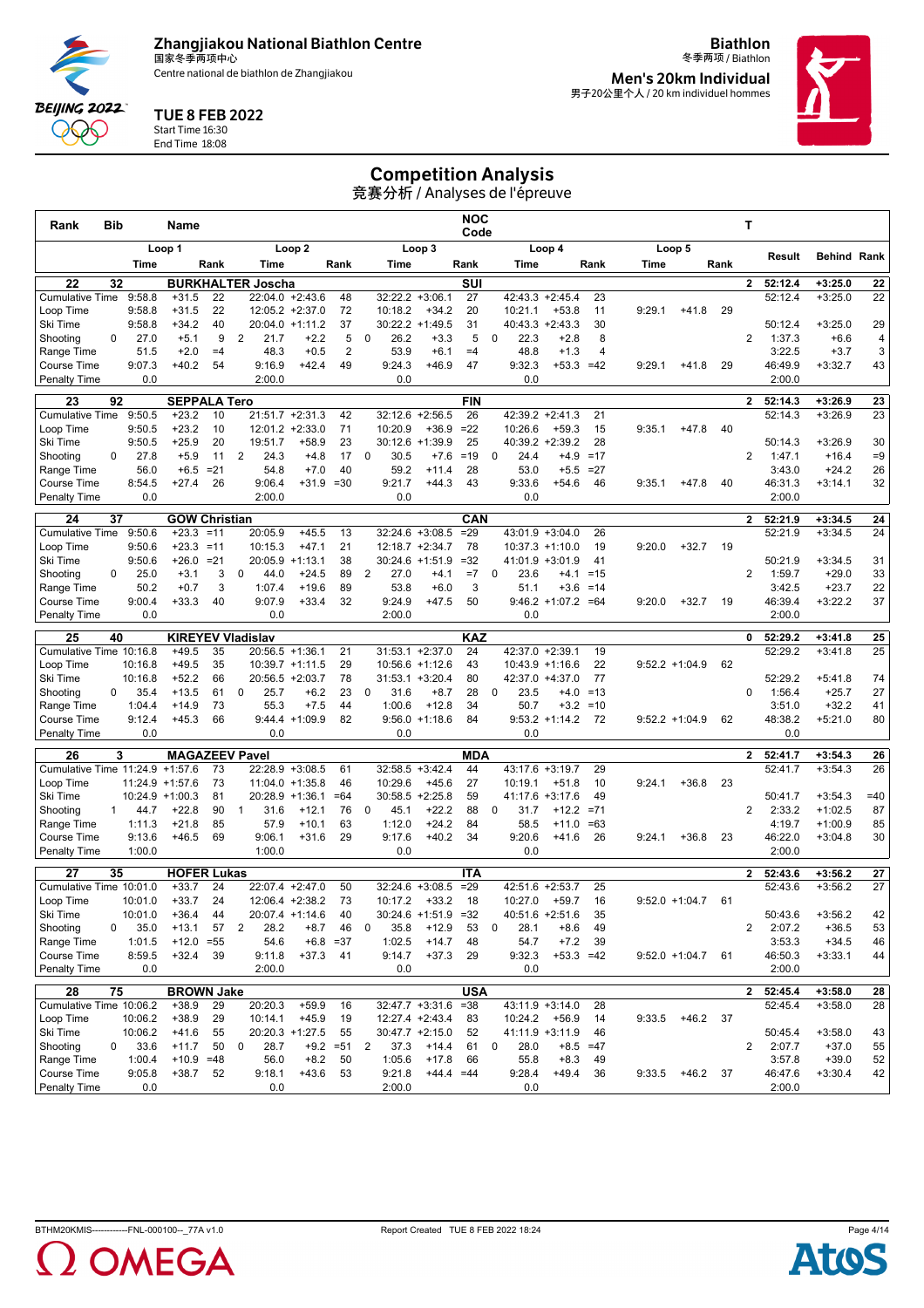# Zhangjiakou National Biathlon Centre

国家冬季两项中心

Centre national de biathlon de Zhangjiakou

**Biathlon**
冬季两项 / Biathlon

**Men's 20km Individual**
男子20公里个人 / 20 km individuel hommes

**TUE 8 FEB 2022**
Start Time 16:30
End Time 18:08

## Competition Analysis

竞赛分析 / Analyses de l'épreuve

| Rank | Bib | | Name | | | | | | | | | NOC Code | | | | | | | | | T | Result | Behind | Rank |
|---|---|---|---|---|---|---|---|---|---|---|---|---|---|---|---|---|---|---|---|---|---|---|---|---|
| | Loop 1 | | | Loop 2 | | | | Loop 3 | | | | | Loop 4 | | | | Loop 5 | | | | | | | |
| | Time | | Rank | | Time | | Rank | | Time | | Rank | | Time | | Rank | | Time | | Rank | | | Result | Behind | Rank |
| **22** | **32** | | **BURKHALTER Joscha** | | | | | | | | | **SUI** | | | | | | | | | **2** | **52:12.4** | **+3:25.0** | **22** |
| Cumulative Time | 9:58.8 | +31.5 | 22 | | 22:04.0 | +2:43.6 | 48 | | 32:22.2 | +3:06.1 | 27 | | 42:43.3 | +2:45.4 | 23 | | | | | | | 52:12.4 | +3:25.0 | 22 |
| Loop Time | 9:58.8 | +31.5 | 22 | | 12:05.2 | +2:37.0 | 72 | | 10:18.2 | +34.2 | 20 | | 10:21.1 | +53.8 | 11 | | 9:29.1 | +41.8 | 29 | | | | | |
| Ski Time | 9:58.8 | +34.2 | 40 | | 20:04.0 | +1:11.2 | 37 | | 30:22.2 | +1:49.5 | 31 | | 40:43.3 | +2:43.3 | 30 | | | | | | | 50:12.4 | +3:25.0 | 29 |
| Shooting | 0 | 27.0 | +5.1 | 9 | 2 | 21.7 | +2.2 | 5 | 0 | 26.2 | +3.3 | 5 | 0 | 22.3 | +2.8 | 8 | | | | | 2 | 1:37.3 | +6.6 | 4 |
| Range Time | 51.5 | +2.0 | =4 | | 48.3 | +0.5 | 2 | | 53.9 | +6.1 | =4 | | 48.8 | +1.3 | 4 | | | | | | | 3:22.5 | +3.7 | 3 |
| Course Time | 9:07.3 | +40.2 | 54 | | 9:16.9 | +42.4 | 49 | | 9:24.3 | +46.9 | 47 | | 9:32.3 | +53.3 | =42 | | 9:29.1 | +41.8 | 29 | | | 46:49.9 | +3:32.7 | 43 |
| Penalty Time | 0.0 | | | | 2:00.0 | | | | 0.0 | | | | 0.0 | | | | | | | | | 2:00.0 | | |
| **23** | **92** | | **SEPPALA Tero** | | | | | | | | | **FIN** | | | | | | | | | **2** | **52:14.3** | **+3:26.9** | **23** |
| Cumulative Time | 9:50.5 | +23.2 | 10 | | 21:51.7 | +2:31.3 | 42 | | 32:12.6 | +2:56.5 | 26 | | 42:39.2 | +2:41.3 | 21 | | | | | | | 52:14.3 | +3:26.9 | 23 |
| Loop Time | 9:50.5 | +23.2 | 10 | | 12:01.2 | +2:33.0 | 71 | | 10:20.9 | +36.9 | =22 | | 10:26.6 | +59.3 | 15 | | 9:35.1 | +47.8 | 40 | | | | | |
| Ski Time | 9:50.5 | +25.9 | 20 | | 19:51.7 | +58.9 | 25 | | 30:12.6 | +1:39.9 | 25 | | 40:39.2 | +2:39.2 | 28 | | | | | | | 50:14.3 | +3:26.9 | 30 |
| Shooting | 0 | 27.8 | +5.9 | 11 | 2 | 24.3 | +4.8 | 17 | 0 | 30.5 | +7.6 | =19 | 0 | 24.4 | +4.9 | =17 | | | | | 2 | 1:47.1 | +16.4 | =9 |
| Range Time | 56.0 | +6.5 | =21 | | 54.8 | +7.0 | 40 | | 59.2 | +11.4 | 28 | | 53.0 | +5.5 | =27 | | | | | | | 3:43.0 | +24.2 | 26 |
| Course Time | 8:54.5 | +27.4 | 26 | | 9:06.4 | +31.9 | =30 | | 9:21.7 | +44.3 | 43 | | 9:33.6 | +54.6 | 46 | | 9:35.1 | +47.8 | 40 | | | 46:31.3 | +3:14.1 | 32 |
| Penalty Time | 0.0 | | | | 2:00.0 | | | | 0.0 | | | | 0.0 | | | | | | | | | 2:00.0 | | |
| **24** | **37** | | **GOW Christian** | | | | | | | | | **CAN** | | | | | | | | | **2** | **52:21.9** | **+3:34.5** | **24** |
| Cumulative Time | 9:50.6 | +23.3 | =11 | | 20:05.9 | +45.5 | 13 | | 32:24.6 | +3:08.5 | =29 | | 43:01.9 | +3:04.0 | 26 | | | | | | | 52:21.9 | +3:34.5 | 24 |
| Loop Time | 9:50.6 | +23.3 | =11 | | 10:15.3 | +47.1 | 21 | | 12:18.7 | +2:34.7 | 78 | | 10:37.3 | +1:10.0 | 19 | | 9:20.0 | +32.7 | 19 | | | | | |
| Ski Time | 9:50.6 | +26.0 | =21 | | 20:05.9 | +1:13.1 | 38 | | 30:24.6 | +1:51.9 | =32 | | 41:01.9 | +3:01.9 | 41 | | | | | | | 50:21.9 | +3:34.5 | 31 |
| Shooting | 0 | 25.0 | +3.1 | 3 | 0 | 44.0 | +24.5 | 89 | 2 | 27.0 | +4.1 | =7 | 0 | 23.6 | +4.1 | =15 | | | | | 2 | 1:59.7 | +29.0 | 33 |
| Range Time | 50.2 | +0.7 | 3 | | 1:07.4 | +19.6 | 89 | | 53.8 | +6.0 | 3 | | 51.1 | +3.6 | =14 | | | | | | | 3:42.5 | +23.7 | 22 |
| Course Time | 9:00.4 | +33.3 | 40 | | 9:07.9 | +33.4 | 32 | | 9:24.9 | +47.5 | 50 | | 9:46.2 | +1:07.2 | =64 | | 9:20.0 | +32.7 | 19 | | | 46:39.4 | +3:22.2 | 37 |
| Penalty Time | 0.0 | | | | 0.0 | | | | 2:00.0 | | | | 0.0 | | | | | | | | | 2:00.0 | | |
| **25** | **40** | | **KIREYEV Vladislav** | | | | | | | | | **KAZ** | | | | | | | | | **0** | **52:29.2** | **+3:41.8** | **25** |
| Cumulative Time | 10:16.8 | +49.5 | 35 | | 20:56.5 | +1:36.1 | 21 | | 31:53.1 | +2:37.0 | 24 | | 42:37.0 | +2:39.1 | 19 | | | | | | | 52:29.2 | +3:41.8 | 25 |
| Loop Time | 10:16.8 | +49.5 | 35 | | 10:39.7 | +1:11.5 | 29 | | 10:56.6 | +1:12.6 | 43 | | 10:43.9 | +1:16.6 | 22 | | 9:52.2 | +1:04.9 | 62 | | | | | |
| Ski Time | 10:16.8 | +52.2 | 66 | | 20:56.5 | +2:03.7 | 78 | | 31:53.1 | +3:20.4 | 80 | | 42:37.0 | +4:37.0 | 77 | | | | | | | 52:29.2 | +5:41.8 | 74 |
| Shooting | 0 | 35.4 | +13.5 | 61 | 0 | 25.7 | +6.2 | 23 | 0 | 31.6 | +8.7 | 28 | 0 | 23.5 | +4.0 | =13 | | | | | 0 | 1:56.4 | +25.7 | 27 |
| Range Time | 1:04.4 | +14.9 | 73 | | 55.3 | +7.5 | 44 | | 1:00.6 | +12.8 | 34 | | 50.7 | +3.2 | =10 | | | | | | | 3:51.0 | +32.2 | 41 |
| Course Time | 9:12.4 | +45.3 | 66 | | 9:44.4 | +1:09.9 | 82 | | 9:56.0 | +1:18.6 | 84 | | 9:53.2 | +1:14.2 | 72 | | 9:52.2 | +1:04.9 | 62 | | | 48:38.2 | +5:21.0 | 80 |
| Penalty Time | 0.0 | | | | 0.0 | | | | 0.0 | | | | 0.0 | | | | | | | | | 0.0 | | |
| **26** | **3** | | **MAGAZEEV Pavel** | | | | | | | | | **MDA** | | | | | | | | | **2** | **52:41.7** | **+3:54.3** | **26** |
| Cumulative Time | 11:24.9 | +1:57.6 | 73 | | 22:28.9 | +3:08.5 | 61 | | 32:58.5 | +3:42.4 | 44 | | 43:17.6 | +3:19.7 | 29 | | | | | | | 52:41.7 | +3:54.3 | 26 |
| Loop Time | 11:24.9 | +1:57.6 | 73 | | 11:04.0 | +1:35.8 | 46 | | 10:29.6 | +45.6 | 27 | | 10:19.1 | +51.8 | 10 | | 9:24.1 | +36.8 | 23 | | | | | |
| Ski Time | 10:24.9 | +1:00.3 | 81 | | 20:28.9 | +1:36.1 | =64 | | 30:58.5 | +2:25.8 | 59 | | 41:17.6 | +3:17.6 | 49 | | | | | | | 50:41.7 | +3:54.3 | =40 |
| Shooting | 1 | 44.7 | +22.8 | 90 | 1 | 31.6 | +12.1 | 76 | 0 | 45.1 | +22.2 | 88 | 0 | 31.7 | +12.2 | =71 | | | | | 2 | 2:33.2 | +1:02.5 | 87 |
| Range Time | 1:11.3 | +21.8 | 85 | | 57.9 | +10.1 | 63 | | 1:12.0 | +24.2 | 84 | | 58.5 | +11.0 | =63 | | | | | | | 4:19.7 | +1:00.9 | 85 |
| Course Time | 9:13.6 | +46.5 | 69 | | 9:06.1 | +31.6 | 29 | | 9:17.6 | +40.2 | 34 | | 9:20.6 | +41.6 | 26 | | 9:24.1 | +36.8 | 23 | | | 46:22.0 | +3:04.8 | 30 |
| Penalty Time | 1:00.0 | | | | 1:00.0 | | | | 0.0 | | | | 0.0 | | | | | | | | | 2:00.0 | | |
| **27** | **35** | | **HOFER Lukas** | | | | | | | | | **ITA** | | | | | | | | | **2** | **52:43.6** | **+3:56.2** | **27** |
| Cumulative Time | 10:01.0 | +33.7 | 24 | | 22:07.4 | +2:47.0 | 50 | | 32:24.6 | +3:08.5 | =29 | | 42:51.6 | +2:53.7 | 25 | | | | | | | 52:43.6 | +3:56.2 | 27 |
| Loop Time | 10:01.0 | +33.7 | 24 | | 12:06.4 | +2:38.2 | 73 | | 10:17.2 | +33.2 | 18 | | 10:27.0 | +59.7 | 16 | | 9:52.0 | +1:04.7 | 61 | | | | | |
| Ski Time | 10:01.0 | +36.4 | 44 | | 20:07.4 | +1:14.6 | 40 | | 30:24.6 | +1:51.9 | =32 | | 40:51.6 | +2:51.6 | 35 | | | | | | | 50:43.6 | +3:56.2 | 42 |
| Shooting | 0 | 35.0 | +13.1 | 57 | 2 | 28.2 | +8.7 | 46 | 0 | 35.8 | +12.9 | 53 | 0 | 28.1 | +8.6 | 49 | | | | | 2 | 2:07.2 | +36.5 | 53 |
| Range Time | 1:01.5 | +12.0 | =55 | | 54.6 | +6.8 | =37 | | 1:02.5 | +14.7 | 48 | | 54.7 | +7.2 | 39 | | | | | | | 3:53.3 | +34.5 | 46 |
| Course Time | 8:59.5 | +32.4 | 39 | | 9:11.8 | +37.3 | 41 | | 9:14.7 | +37.3 | 29 | | 9:32.3 | +53.3 | =42 | | 9:52.0 | +1:04.7 | 61 | | | 46:50.3 | +3:33.1 | 44 |
| Penalty Time | 0.0 | | | | 2:00.0 | | | | 0.0 | | | | 0.0 | | | | | | | | | 2:00.0 | | |
| **28** | **75** | | **BROWN Jake** | | | | | | | | | **USA** | | | | | | | | | **2** | **52:45.4** | **+3:58.0** | **28** |
| Cumulative Time | 10:06.2 | +38.9 | 29 | | 20:20.3 | +59.9 | 16 | | 32:47.7 | +3:31.6 | =38 | | 43:11.9 | +3:14.0 | 28 | | | | | | | 52:45.4 | +3:58.0 | 28 |
| Loop Time | 10:06.2 | +38.9 | 29 | | 10:14.1 | +45.9 | 19 | | 12:27.4 | +2:43.4 | 83 | | 10:24.2 | +56.9 | 14 | | 9:33.5 | +46.2 | 37 | | | | | |
| Ski Time | 10:06.2 | +41.6 | 55 | | 20:20.3 | +1:27.5 | 55 | | 30:47.7 | +2:15.0 | 52 | | 41:11.9 | +3:11.9 | 46 | | | | | | | 50:45.4 | +3:58.0 | 43 |
| Shooting | 0 | 33.6 | +11.7 | 50 | 0 | 28.7 | +9.2 | =51 | 2 | 37.3 | +14.4 | 61 | 0 | 28.0 | +8.5 | =47 | | | | | 2 | 2:07.7 | +37.0 | 55 |
| Range Time | 1:00.4 | +10.9 | =48 | | 56.0 | +8.2 | 50 | | 1:05.6 | +17.8 | 66 | | 55.8 | +8.3 | 49 | | | | | | | 3:57.8 | +39.0 | 52 |
| Course Time | 9:05.8 | +38.7 | 52 | | 9:18.1 | +43.6 | 53 | | 9:21.8 | +44.4 | =44 | | 9:28.4 | +49.4 | 36 | | 9:33.5 | +46.2 | 37 | | | 46:47.6 | +3:30.4 | 42 |
| Penalty Time | 0.0 | | | | 0.0 | | | | 2:00.0 | | | | 0.0 | | | | | | | | | 2:00.0 | | |

BTHM20KMIS------------FNL-000100--_77A v1.0 Report Created TUE 8 FEB 2022 18:24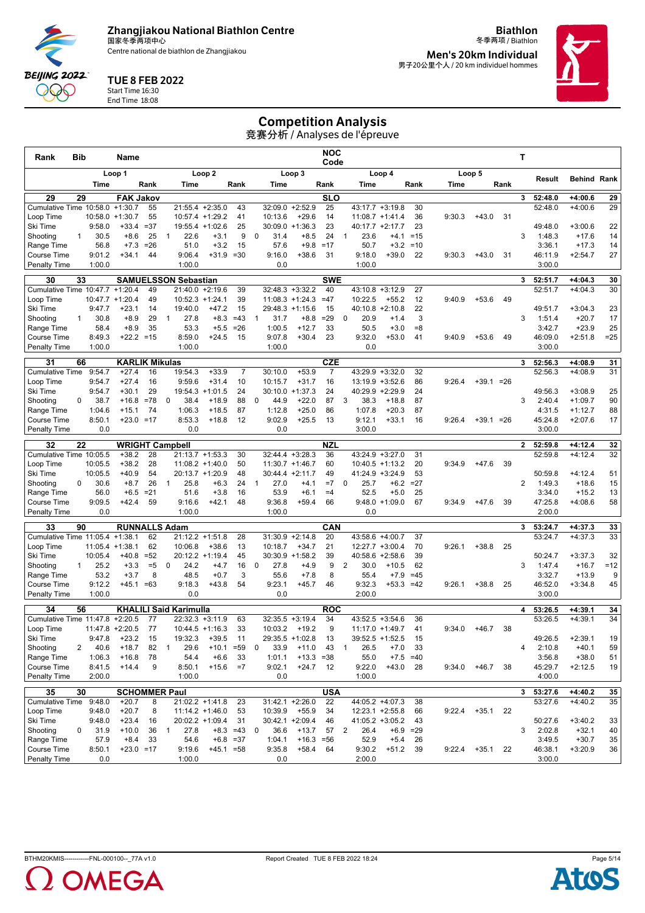Zhangjiakou National Biathlon Centre
国家冬季两项中心
Centre national de biathlon de Zhangjiakou

**Biathlon**
冬季两项 / Biathlon
**Men's 20km Individual**
男子20公里个人 / 20 km individuel hommes

**TUE 8 FEB 2022**
Start Time 16:30
End Time 18:08

# Competition Analysis
竞赛分析 / Analyses de l'épreuve

| Rank | Bib | Name | | | | | | | | NOC Code | | | | | | | | T | | | |
|---|---|---|---|---|---|---|---|---|---|---|---|---|---|---|---|---|---|---|---|---|---|
| | Loop 1 | | | Loop 2 | | | Loop 3 | | | Loop 4 | | | Loop 5 | | | | | | Result | Behind | Rank |
| | Time | | Rank | Time | | Rank | Time | | Rank | Time | | Rank | Time | | Rank | | | | | | |
| **29** | **29** | **FAK Jakov** | | | | | | | | **SLO** | | | | | | | | **3** | **52:48.0** | **+4:00.6** | **29** |
| Cumulative Time | 10:58.0 | +1:30.7 | 55 | 21:55.4 | +2:35.0 | 43 | 32:09.0 | +2:52.9 | 25 | 43:17.7 | +3:19.8 | 30 | | | | | | | 52:48.0 | +4:00.6 | 29 |
| Loop Time | 10:58.0 | +1:30.7 | 55 | 10:57.4 | +1:29.2 | 41 | 10:13.6 | +29.6 | 14 | 11:08.7 | +1:41.4 | 36 | 9:30.3 | +43.0 | 31 | | | | | | |
| Ski Time | 9:58.0 | +33.4 | =37 | 19:55.4 | +1:02.6 | 25 | 30:09.0 | +1:36.3 | 23 | 40:17.7 | +2:17.7 | 23 | | | | | | | 49:48.0 | +3:00.6 | 22 |
| Shooting | 1 | 30.5 | +8.6 | 25 | 1 | 22.6 | +3.1 | 9 | 0 | 31.4 | +8.5 | 24 | 1 | 23.6 | +4.1 | =15 | | 3 | 1:48.3 | +17.6 | 14 |
| Range Time | 56.8 | +7.3 | =26 | 51.0 | +3.2 | 15 | 57.6 | +9.8 | =17 | 50.7 | +3.2 | =10 | | | | | | | 3:36.1 | +17.3 | 14 |
| Course Time | 9:01.2 | +34.1 | 44 | 9:06.4 | +31.9 | =30 | 9:16.0 | +38.6 | 31 | 9:18.0 | +39.0 | 22 | 9:30.3 | +43.0 | 31 | | | | 46:11.9 | +2:54.7 | 27 |
| Penalty Time | 1:00.0 | | | 1:00.0 | | | 0.0 | | | 1:00.0 | | | | | | | | | 3:00.0 | | |
| **30** | **33** | **SAMUELSSON Sebastian** | | | | | | | | **SWE** | | | | | | | | **3** | **52:51.7** | **+4:04.3** | **30** |
| Cumulative Time | 10:47.7 | +1:20.4 | 49 | 21:40.0 | +2:19.6 | 39 | 32:48.3 | +3:32.2 | 40 | 43:10.8 | +3:12.9 | 27 | | | | | | | 52:51.7 | +4:04.3 | 30 |
| Loop Time | 10:47.7 | +1:20.4 | 49 | 10:52.3 | +1:24.1 | 39 | 11:08.3 | +1:24.3 | =47 | 10:22.5 | +55.2 | 12 | 9:40.9 | +53.6 | 49 | | | | | | |
| Ski Time | 9:47.7 | +23.1 | 14 | 19:40.0 | +47.2 | 15 | 29:48.3 | +1:15.6 | 15 | 40:10.8 | +2:10.8 | 22 | | | | | | | 49:51.7 | +3:04.3 | 23 |
| Shooting | 1 | 30.8 | +8.9 | 29 | 1 | 27.8 | +8.3 | =43 | 1 | 31.7 | +8.8 | =29 | 0 | 20.9 | +1.4 | 3 | | 3 | 1:51.4 | +20.7 | 17 |
| Range Time | 58.4 | +8.9 | 35 | 53.3 | +5.5 | =26 | 1:00.5 | +12.7 | 33 | 50.5 | +3.0 | =8 | | | | | | | 3:42.7 | +23.9 | 25 |
| Course Time | 8:49.3 | +22.2 | =15 | 8:59.0 | +24.5 | 15 | 9:07.8 | +30.4 | 23 | 9:32.0 | +53.0 | 41 | 9:40.9 | +53.6 | 49 | | | | 46:09.0 | +2:51.8 | =25 |
| Penalty Time | 1:00.0 | | | 1:00.0 | | | 1:00.0 | | | 0.0 | | | | | | | | | 3:00.0 | | |
| **31** | **66** | **KARLIK Mikulas** | | | | | | | | **CZE** | | | | | | | | **3** | **52:56.3** | **+4:08.9** | **31** |
| Cumulative Time | 9:54.7 | +27.4 | 16 | 19:54.3 | +33.9 | 7 | 30:10.0 | +53.9 | 7 | 43:29.9 | +3:32.0 | 32 | | | | | | | 52:56.3 | +4:08.9 | 31 |
| Loop Time | 9:54.7 | +27.4 | 16 | 9:59.6 | +31.4 | 10 | 10:15.7 | +31.7 | 16 | 13:19.9 | +3:52.6 | 86 | 9:26.4 | +39.1 | =26 | | | | | | |
| Ski Time | 9:54.7 | +30.1 | 29 | 19:54.3 | +1:01.5 | 24 | 30:10.0 | +1:37.3 | 24 | 40:29.9 | +2:29.9 | 24 | | | | | | | 49:56.3 | +3:08.9 | 25 |
| Shooting | 0 | 38.7 | +16.8 | =78 | 0 | 38.4 | +18.9 | 88 | 0 | 44.9 | +22.0 | 87 | 3 | 38.3 | +18.8 | 87 | | 3 | 2:40.4 | +1:09.7 | 90 |
| Range Time | 1:04.6 | +15.1 | 74 | 1:06.3 | +18.5 | 87 | 1:12.8 | +25.0 | 86 | 1:07.8 | +20.3 | 87 | | | | | | | 4:31.5 | +1:12.7 | 88 |
| Course Time | 8:50.1 | +23.0 | =17 | 8:53.3 | +18.8 | 12 | 9:02.9 | +25.5 | 13 | 9:12.1 | +33.1 | 16 | 9:26.4 | +39.1 | =26 | | | | 45:24.8 | +2:07.6 | 17 |
| Penalty Time | 0.0 | | | 0.0 | | | 0.0 | | | 3:00.0 | | | | | | | | | 3:00.0 | | |
| **32** | **22** | **WRIGHT Campbell** | | | | | | | | **NZL** | | | | | | | | **2** | **52:59.8** | **+4:12.4** | **32** |
| Cumulative Time | 10:05.5 | +38.2 | 28 | 21:13.7 | +1:53.3 | 30 | 32:44.4 | +3:28.3 | 36 | 43:24.9 | +3:27.0 | 31 | | | | | | | 52:59.8 | +4:12.4 | 32 |
| Loop Time | 10:05.5 | +38.2 | 28 | 11:08.2 | +1:40.0 | 50 | 11:30.7 | +1:46.7 | 60 | 10:40.5 | +1:13.2 | 20 | 9:34.9 | +47.6 | 39 | | | | | | |
| Ski Time | 10:05.5 | +40.9 | 54 | 20:13.7 | +1:20.9 | 48 | 30:44.4 | +2:11.7 | 49 | 41:24.9 | +3:24.9 | 53 | | | | | | | 50:59.8 | +4:12.4 | 51 |
| Shooting | 0 | 30.6 | +8.7 | 26 | 1 | 25.8 | +6.3 | 24 | 1 | 27.0 | +4.1 | =7 | 0 | 25.7 | +6.2 | =27 | | 2 | 1:49.3 | +18.6 | 15 |
| Range Time | 56.0 | +6.5 | =21 | 51.6 | +3.8 | 16 | 53.9 | +6.1 | =4 | 52.5 | +5.0 | 25 | | | | | | | 3:34.0 | +15.2 | 13 |
| Course Time | 9:09.5 | +42.4 | 59 | 9:16.6 | +42.1 | 48 | 9:36.8 | +59.4 | 66 | 9:48.0 | +1:09.0 | 67 | 9:34.9 | +47.6 | 39 | | | | 47:25.8 | +4:08.6 | 58 |
| Penalty Time | 0.0 | | | 1:00.0 | | | 1:00.0 | | | 0.0 | | | | | | | | | 2:00.0 | | |
| **33** | **90** | **RUNNALLS Adam** | | | | | | | | **CAN** | | | | | | | | **3** | **53:24.7** | **+4:37.3** | **33** |
| Cumulative Time | 11:05.4 | +1:38.1 | 62 | 21:12.2 | +1:51.8 | 28 | 31:30.9 | +2:14.8 | 20 | 43:58.6 | +4:00.7 | 37 | | | | | | | 53:24.7 | +4:37.3 | 33 |
| Loop Time | 11:05.4 | +1:38.1 | 62 | 10:06.8 | +38.6 | 13 | 10:18.7 | +34.7 | 21 | 12:27.7 | +3:00.4 | 70 | 9:26.1 | +38.8 | 25 | | | | | | |
| Ski Time | 10:05.4 | +40.8 | =52 | 20:12.2 | +1:19.4 | 45 | 30:30.9 | +1:58.2 | 39 | 40:58.6 | +2:58.6 | 39 | | | | | | | 50:24.7 | +3:37.3 | 32 |
| Shooting | 1 | 25.2 | +3.3 | =5 | 0 | 24.2 | +4.7 | 16 | 0 | 27.8 | +4.9 | 9 | 2 | 30.0 | +10.5 | 62 | | 3 | 1:47.4 | +16.7 | =12 |
| Range Time | 53.2 | +3.7 | 8 | 48.5 | +0.7 | 3 | 55.6 | +7.8 | 8 | 55.4 | +7.9 | =45 | | | | | | | 3:32.7 | +13.9 | 9 |
| Course Time | 9:12.2 | +45.1 | =63 | 9:18.3 | +43.8 | 54 | 9:23.1 | +45.7 | 46 | 9:32.3 | +53.3 | =42 | 9:26.1 | +38.8 | 25 | | | | 46:52.0 | +3:34.8 | 45 |
| Penalty Time | 1:00.0 | | | 0.0 | | | 0.0 | | | 2:00.0 | | | | | | | | | 3:00.0 | | |
| **34** | **56** | **KHALILI Said Karimulla** | | | | | | | | **ROC** | | | | | | | | **4** | **53:26.5** | **+4:39.1** | **34** |
| Cumulative Time | 11:47.8 | +2:20.5 | 77 | 22:32.3 | +3:11.9 | 63 | 32:35.5 | +3:19.4 | 34 | 43:52.5 | +3:54.6 | 36 | | | | | | | 53:26.5 | +4:39.1 | 34 |
| Loop Time | 11:47.8 | +2:20.5 | 77 | 10:44.5 | +1:16.3 | 33 | 10:03.2 | +19.2 | 9 | 11:17.0 | +1:49.7 | 41 | 9:34.0 | +46.7 | 38 | | | | | | |
| Ski Time | 9:47.8 | +23.2 | 15 | 19:32.3 | +39.5 | 11 | 29:35.5 | +1:02.8 | 13 | 39:52.5 | +1:52.5 | 15 | | | | | | | 49:26.5 | +2:39.1 | 19 |
| Shooting | 2 | 40.6 | +18.7 | 82 | 1 | 29.6 | +10.1 | =59 | 0 | 33.9 | +11.0 | 43 | 1 | 26.5 | +7.0 | 33 | | 4 | 2:10.8 | +40.1 | 59 |
| Range Time | 1:06.3 | +16.8 | 78 | 54.4 | +6.6 | 33 | 1:01.1 | +13.3 | =38 | 55.0 | +7.5 | =40 | | | | | | | 3:56.8 | +38.0 | 51 |
| Course Time | 8:41.5 | +14.4 | 9 | 8:50.1 | +15.6 | =7 | 9:02.1 | +24.7 | 12 | 9:22.0 | +43.0 | 28 | 9:34.0 | +46.7 | 38 | | | | 45:29.7 | +2:12.5 | 19 |
| Penalty Time | 2:00.0 | | | 1:00.0 | | | 0.0 | | | 1:00.0 | | | | | | | | | 4:00.0 | | |
| **35** | **30** | **SCHOMMER Paul** | | | | | | | | **USA** | | | | | | | | **3** | **53:27.6** | **+4:40.2** | **35** |
| Cumulative Time | 9:48.0 | +20.7 | 8 | 21:02.2 | +1:41.8 | 23 | 31:42.1 | +2:26.0 | 22 | 44:05.2 | +4:07.3 | 38 | | | | | | | 53:27.6 | +4:40.2 | 35 |
| Loop Time | 9:48.0 | +20.7 | 8 | 11:14.2 | +1:46.0 | 53 | 10:39.9 | +55.9 | 34 | 12:23.1 | +2:55.8 | 66 | 9:22.4 | +35.1 | 22 | | | | | | |
| Ski Time | 9:48.0 | +23.4 | 16 | 20:02.2 | +1:09.4 | 31 | 30:42.1 | +2:09.4 | 46 | 41:05.2 | +3:05.2 | 43 | | | | | | | 50:27.6 | +3:40.2 | 33 |
| Shooting | 0 | 31.9 | +10.0 | 36 | 1 | 27.8 | +8.3 | =43 | 0 | 36.6 | +13.7 | 57 | 2 | 26.4 | +6.9 | =29 | | 3 | 2:02.8 | +32.1 | 40 |
| Range Time | 57.9 | +8.4 | 33 | 54.6 | +6.8 | =37 | 1:04.1 | +16.3 | =56 | 52.9 | +5.4 | 26 | | | | | | | 3:49.5 | +30.7 | 35 |
| Course Time | 8:50.1 | +23.0 | =17 | 9:19.6 | +45.1 | =58 | 9:35.8 | +58.4 | 64 | 9:30.2 | +51.2 | 39 | 9:22.4 | +35.1 | 22 | | | | 46:38.1 | +3:20.9 | 36 |
| Penalty Time | 0.0 | | | 1:00.0 | | | 0.0 | | | 2:00.0 | | | | | | | | | 3:00.0 | | |

BTHM20KMIS------------FNL-000100--_77A v1.0 Report Created TUE 8 FEB 2022 18:24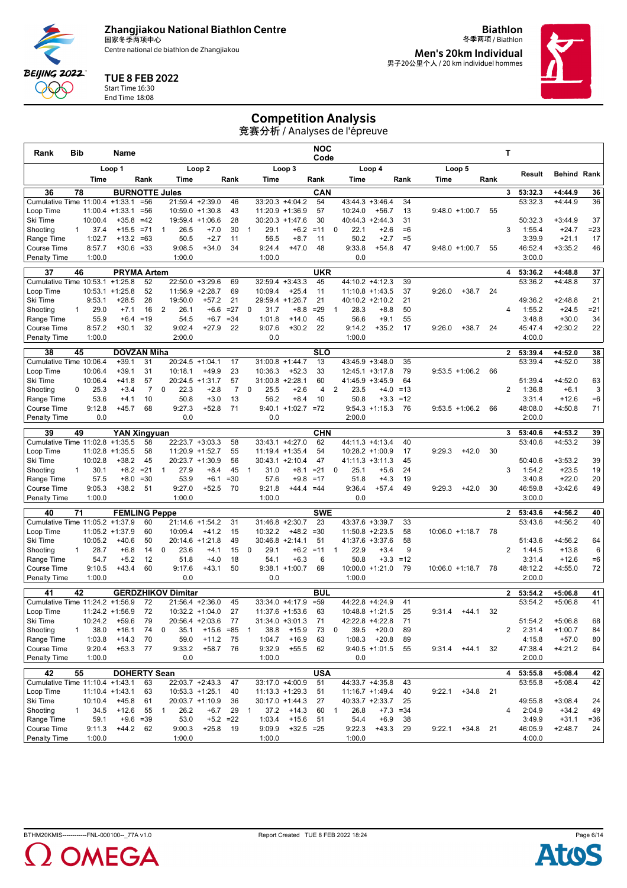# Zhangjiakou National Biathlon Centre
国家冬季两项中心
Centre national de biathlon de Zhangjiakou

**Biathlon**
冬季两项 / Biathlon

**Men's 20km Individual**
男子20公里个人 / 20 km individuel hommes

**TUE 8 FEB 2022**
Start Time 16:30
End Time 18:08

## Competition Analysis
竞赛分析 / Analyses de l'épreuve

| Rank | Bib | Name | | | | | | | NOC Code | | | | | | | | T | Result | Behind | Rank |
|---|---|---|---|---|---|---|---|---|---|---|---|---|---|---|---|---|---|---|---|---|
| | Loop 1 | | | Loop 2 | | | Loop 3 | | | Loop 4 | | | Loop 5 | | | | | | | |
| | Time | | Rank | Time | | Rank | Time | | Rank | Time | | Rank | Time | | Rank | | | | | |
| **36** | **78** | **BURNOTTE Jules** | | | | | | | **CAN** | | | | | | | | **3** | **53:32.3** | **+4:44.9** | **36** |
| Cumulative Time | 11:00.4 | +1:33.1 | =56 | 21:59.4 | +2:39.0 | 46 | 33:20.3 | +4:04.2 | 54 | 43:44.3 | +3:46.4 | 34 | | | | | | 53:32.3 | +4:44.9 | 36 |
| Loop Time | 11:00.4 | +1:33.1 | =56 | 10:59.0 | +1:30.8 | 43 | 11:20.9 | +1:36.9 | 57 | 10:24.0 | +56.7 | 13 | 9:48.0 | +1:00.7 | 55 | | | | | |
| Ski Time | 10:00.4 | +35.8 | =42 | 19:59.4 | +1:06.6 | 28 | 30:20.3 | +1:47.6 | 30 | 40:44.3 | +2:44.3 | 31 | | | | | | 50:32.3 | +3:44.9 | 37 |
| Shooting | 1 | 37.4 | +15.5 =71 | 1 | 26.5 | +7.0 30 | 1 | 29.1 | +6.2 =11 | 0 | 22.1 | +2.6 =6 | | | | | 3 | 1:55.4 | +24.7 | =23 |
| Range Time | 1:02.7 | +13.2 | =63 | 50.5 | +2.7 | 11 | 56.5 | +8.7 | 11 | 50.2 | +2.7 | =5 | | | | | | 3:39.9 | +21.1 | 17 |
| Course Time | 8:57.7 | +30.6 | =33 | 9:08.5 | +34.0 | 34 | 9:24.4 | +47.0 | 48 | 9:33.8 | +54.8 | 47 | 9:48.0 | +1:00.7 | 55 | | | 46:52.4 | +3:35.2 | 46 |
| Penalty Time | 1:00.0 | | | 1:00.0 | | | 1:00.0 | | | 0.0 | | | | | | | | 3:00.0 | | |
| **37** | **46** | **PRYMA Artem** | | | | | | | **UKR** | | | | | | | | **4** | **53:36.2** | **+4:48.8** | **37** |
| Cumulative Time | 10:53.1 | +1:25.8 | 52 | 22:50.0 | +3:29.6 | 69 | 32:59.4 | +3:43.3 | 45 | 44:10.2 | +4:12.3 | 39 | | | | | | 53:36.2 | +4:48.8 | 37 |
| Loop Time | 10:53.1 | +1:25.8 | 52 | 11:56.9 | +2:28.7 | 69 | 10:09.4 | +25.4 | 11 | 11:10.8 | +1:43.5 | 37 | 9:26.0 | +38.7 | 24 | | | | | |
| Ski Time | 9:53.1 | +28.5 | 28 | 19:50.0 | +57.2 | 21 | 29:59.4 | +1:26.7 | 21 | 40:10.2 | +2:10.2 | 21 | | | | | | 49:36.2 | +2:48.8 | 21 |
| Shooting | 1 | 29.0 | +7.1 16 | 2 | 26.1 | +6.6 =27 | 0 | 31.7 | +8.8 =29 | 1 | 28.3 | +8.8 50 | | | | | 4 | 1:55.2 | +24.5 | =21 |
| Range Time | 55.9 | +6.4 | =19 | 54.5 | +6.7 | =34 | 1:01.8 | +14.0 | 45 | 56.6 | +9.1 | 55 | | | | | | 3:48.8 | +30.0 | 34 |
| Course Time | 8:57.2 | +30.1 | 32 | 9:02.4 | +27.9 | 22 | 9:07.6 | +30.2 | 22 | 9:14.2 | +35.2 | 17 | 9:26.0 | +38.7 | 24 | | | 45:47.4 | +2:30.2 | 22 |
| Penalty Time | 1:00.0 | | | 2:00.0 | | | 0.0 | | | 1:00.0 | | | | | | | | 4:00.0 | | |
| **38** | **45** | **DOVZAN Miha** | | | | | | | **SLO** | | | | | | | | **2** | **53:39.4** | **+4:52.0** | **38** |
| Cumulative Time | 10:06.4 | +39.1 | 31 | 20:24.5 | +1:04.1 | 17 | 31:00.8 | +1:44.7 | 13 | 43:45.9 | +3:48.0 | 35 | | | | | | 53:39.4 | +4:52.0 | 38 |
| Loop Time | 10:06.4 | +39.1 | 31 | 10:18.1 | +49.9 | 23 | 10:36.3 | +52.3 | 33 | 12:45.1 | +3:17.8 | 79 | 9:53.5 | +1:06.2 | 66 | | | | | |
| Ski Time | 10:06.4 | +41.8 | 57 | 20:24.5 | +1:31.7 | 57 | 31:00.8 | +2:28.1 | 60 | 41:45.9 | +3:45.9 | 64 | | | | | | 51:39.4 | +4:52.0 | 63 |
| Shooting | 0 | 25.3 | +3.4 7 | 0 | 22.3 | +2.8 7 | 0 | 25.5 | +2.6 4 | 2 | 23.5 | +4.0 =13 | | | | | 2 | 1:36.8 | +6.1 | 3 |
| Range Time | 53.6 | +4.1 | 10 | 50.8 | +3.0 | 13 | 56.2 | +8.4 | 10 | 50.8 | +3.3 | =12 | | | | | | 3:31.4 | +12.6 | =6 |
| Course Time | 9:12.8 | +45.7 | 68 | 9:27.3 | +52.8 | 71 | 9:40.1 | +1:02.7 | =72 | 9:54.3 | +1:15.3 | 76 | 9:53.5 | +1:06.2 | 66 | | | 48:08.0 | +4:50.8 | 71 |
| Penalty Time | 0.0 | | | 0.0 | | | 0.0 | | | 2:00.0 | | | | | | | | 2:00.0 | | |
| **39** | **49** | **YAN Xingyuan** | | | | | | | **CHN** | | | | | | | | **3** | **53:40.6** | **+4:53.2** | **39** |
| Cumulative Time | 11:02.8 | +1:35.5 | 58 | 22:23.7 | +3:03.3 | 58 | 33:43.1 | +4:27.0 | 62 | 44:11.3 | +4:13.4 | 40 | | | | | | 53:40.6 | +4:53.2 | 39 |
| Loop Time | 11:02.8 | +1:35.5 | 58 | 11:20.9 | +1:52.7 | 55 | 11:19.4 | +1:35.4 | 54 | 10:28.2 | +1:00.9 | 17 | 9:29.3 | +42.0 | 30 | | | | | |
| Ski Time | 10:02.8 | +38.2 | 45 | 20:23.7 | +1:30.9 | 56 | 30:43.1 | +2:10.4 | 47 | 41:11.3 | +3:11.3 | 45 | | | | | | 50:40.6 | +3:53.2 | 39 |
| Shooting | 1 | 30.1 | +8.2 =21 | 1 | 27.9 | +8.4 45 | 1 | 31.0 | +8.1 =21 | 0 | 25.1 | +5.6 24 | | | | | 3 | 1:54.2 | +23.5 | 19 |
| Range Time | 57.5 | +8.0 | =30 | 53.9 | +6.1 | =30 | 57.6 | +9.8 | =17 | 51.8 | +4.3 | 19 | | | | | | 3:40.8 | +22.0 | 20 |
| Course Time | 9:05.3 | +38.2 | 51 | 9:27.0 | +52.5 | 70 | 9:21.8 | +44.4 | =44 | 9:36.4 | +57.4 | 49 | 9:29.3 | +42.0 | 30 | | | 46:59.8 | +3:42.6 | 49 |
| Penalty Time | 1:00.0 | | | 1:00.0 | | | 1:00.0 | | | 0.0 | | | | | | | | 3:00.0 | | |
| **40** | **71** | **FEMLING Peppe** | | | | | | | **SWE** | | | | | | | | **2** | **53:43.6** | **+4:56.2** | **40** |
| Cumulative Time | 11:05.2 | +1:37.9 | 60 | 21:14.6 | +1:54.2 | 31 | 31:46.8 | +2:30.7 | 23 | 43:37.6 | +3:39.7 | 33 | | | | | | 53:43.6 | +4:56.2 | 40 |
| Loop Time | 11:05.2 | +1:37.9 | 60 | 10:09.4 | +41.2 | 15 | 10:32.2 | +48.2 | =30 | 11:50.8 | +2:23.5 | 58 | 10:06.0 | +1:18.7 | 78 | | | | | |
| Ski Time | 10:05.2 | +40.6 | 50 | 20:14.6 | +1:21.8 | 49 | 30:46.8 | +2:14.1 | 51 | 41:37.6 | +3:37.6 | 58 | | | | | | 51:43.6 | +4:56.2 | 64 |
| Shooting | 1 | 28.7 | +6.8 14 | 0 | 23.6 | +4.1 15 | 0 | 29.1 | +6.2 =11 | 1 | 22.9 | +3.4 9 | | | | | 2 | 1:44.5 | +13.8 | 6 |
| Range Time | 54.7 | +5.2 | 12 | 51.8 | +4.0 | 18 | 54.1 | +6.3 | 6 | 50.8 | +3.3 | =12 | | | | | | 3:31.4 | +12.6 | =6 |
| Course Time | 9:10.5 | +43.4 | 60 | 9:17.6 | +43.1 | 50 | 9:38.1 | +1:00.7 | 69 | 10:00.0 | +1:21.0 | 79 | 10:06.0 | +1:18.7 | 78 | | | 48:12.2 | +4:55.0 | 72 |
| Penalty Time | 1:00.0 | | | 0.0 | | | 0.0 | | | 1:00.0 | | | | | | | | 2:00.0 | | |
| **41** | **42** | **GERDZHIKOV Dimitar** | | | | | | | **BUL** | | | | | | | | **2** | **53:54.2** | **+5:06.8** | **41** |
| Cumulative Time | 11:24.2 | +1:56.9 | 72 | 21:56.4 | +2:36.0 | 45 | 33:34.0 | +4:17.9 | =59 | 44:22.8 | +4:24.9 | 41 | | | | | | 53:54.2 | +5:06.8 | 41 |
| Loop Time | 11:24.2 | +1:56.9 | 72 | 10:32.2 | +1:04.0 | 27 | 11:37.6 | +1:53.6 | 63 | 10:48.8 | +1:21.5 | 25 | 9:31.4 | +44.1 | 32 | | | | | |
| Ski Time | 10:24.2 | +59.6 | 79 | 20:56.4 | +2:03.6 | 77 | 31:34.0 | +3:01.3 | 71 | 42:22.8 | +4:22.8 | 71 | | | | | | 51:54.2 | +5:06.8 | 68 |
| Shooting | 1 | 38.0 | +16.1 74 | 0 | 35.1 | +15.6 =85 | 1 | 38.8 | +15.9 73 | 0 | 39.5 | +20.0 89 | | | | | 2 | 2:31.4 | +1:00.7 | 84 |
| Range Time | 1:03.8 | +14.3 | 70 | 59.0 | +11.2 | 75 | 1:04.7 | +16.9 | 63 | 1:08.3 | +20.8 | 89 | | | | | | 4:15.8 | +57.0 | 80 |
| Course Time | 9:20.4 | +53.3 | 77 | 9:33.2 | +58.7 | 76 | 9:32.9 | +55.5 | 62 | 9:40.5 | +1:01.5 | 55 | 9:31.4 | +44.1 | 32 | | | 47:38.4 | +4:21.2 | 64 |
| Penalty Time | 1:00.0 | | | 0.0 | | | 1:00.0 | | | 0.0 | | | | | | | | 2:00.0 | | |
| **42** | **55** | **DOHERTY Sean** | | | | | | | **USA** | | | | | | | | **4** | **53:55.8** | **+5:08.4** | **42** |
| Cumulative Time | 11:10.4 | +1:43.1 | 63 | 22:03.7 | +2:43.3 | 47 | 33:17.0 | +4:00.9 | 51 | 44:33.7 | +4:35.8 | 43 | | | | | | 53:55.8 | +5:08.4 | 42 |
| Loop Time | 11:10.4 | +1:43.1 | 63 | 10:53.3 | +1:25.1 | 40 | 11:13.3 | +1:29.3 | 51 | 11:16.7 | +1:49.4 | 40 | 9:22.1 | +34.8 | 21 | | | | | |
| Ski Time | 10:10.4 | +45.8 | 61 | 20:03.7 | +1:10.9 | 36 | 30:17.0 | +1:44.3 | 27 | 40:33.7 | +2:33.7 | 25 | | | | | | 49:55.8 | +3:08.4 | 24 |
| Shooting | 1 | 34.5 | +12.6 55 | 1 | 26.2 | +6.7 29 | 1 | 37.2 | +14.3 60 | 1 | 26.8 | +7.3 =34 | | | | | 4 | 2:04.9 | +34.2 | 49 |
| Range Time | 59.1 | +9.6 | =39 | 53.0 | +5.2 | =22 | 1:03.4 | +15.6 | 51 | 54.4 | +6.9 | 38 | | | | | | 3:49.9 | +31.1 | =36 |
| Course Time | 9:11.3 | +44.2 | 62 | 9:00.3 | +25.8 | 19 | 9:09.9 | +32.5 | =25 | 9:22.3 | +43.3 | 29 | 9:22.1 | +34.8 | 21 | | | 46:05.9 | +2:48.7 | 24 |
| Penalty Time | 1:00.0 | | | 1:00.0 | | | 1:00.0 | | | 1:00.0 | | | | | | | | 4:00.0 | | |

BTHM20KMIS------------FNL-000100--_77A v1.0 Report Created TUE 8 FEB 2022 18:24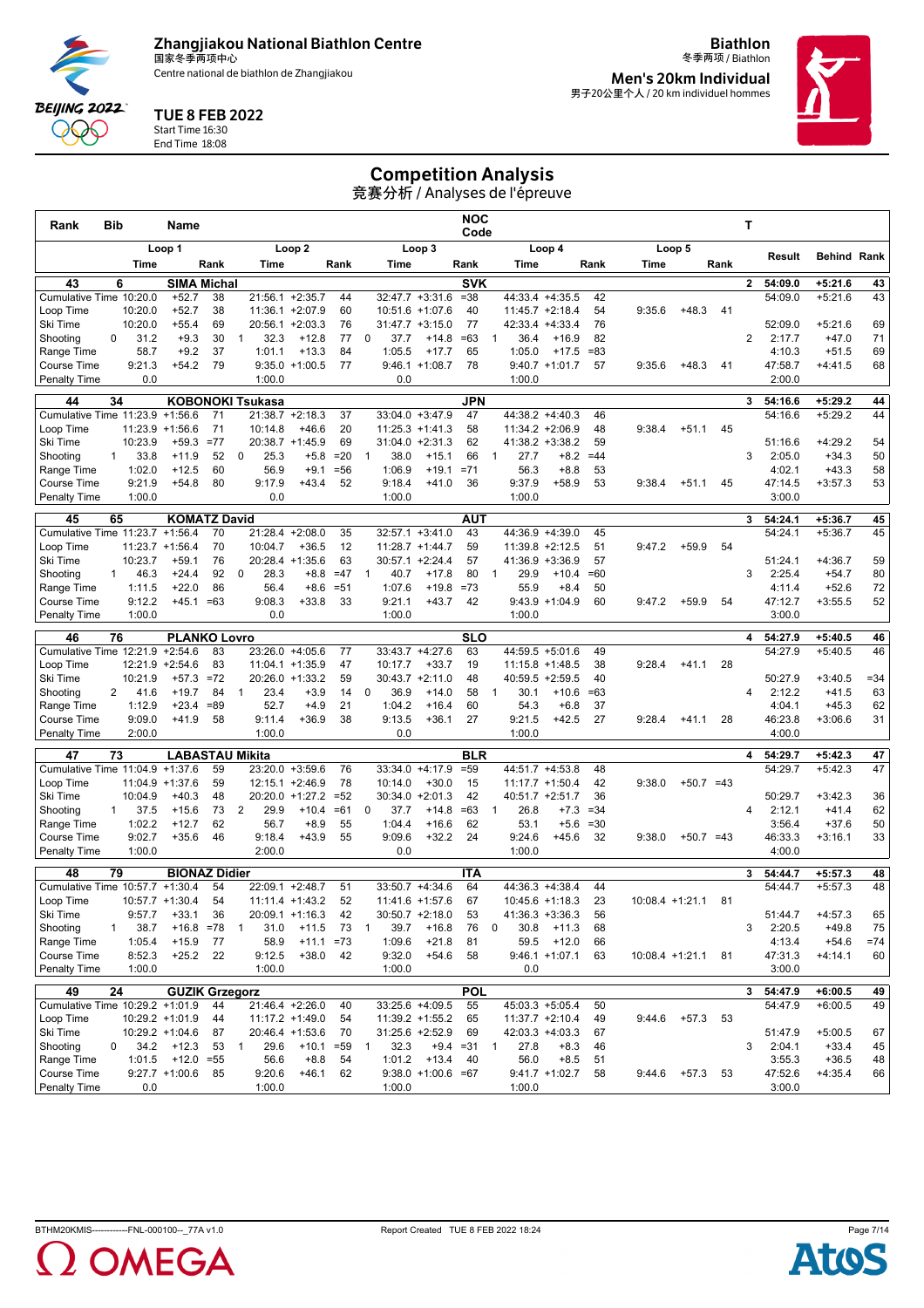# Zhangjiakou National Biathlon Centre

国家冬季两项中心

Centre national de biathlon de Zhangjiakou

**TUE 8 FEB 2022**

Start Time 16:30

End Time 18:08

**Biathlon**

冬季两项 / Biathlon

**Men's 20km Individual**

男子20公里个人 / 20 km individuel hommes

## Competition Analysis

竞赛分析 / Analyses de l'épreuve

| Rank | Bib | | Name | | | | | | NOC Code | | | | | | | | | T | | | |
|---|---|---|---|---|---|---|---|---|---|---|---|---|---|---|---|---|---|---|---|---|---|
| | Loop 1 | | | Loop 2 | | | | Loop 3 | | | | Loop 4 | | | Loop 5 | | | | Result | Behind | Rank |
| | Time | | Rank | Time | | Rank | | Time | | Rank | | Time | | Rank | Time | | Rank | | | | |
| **43** | **6** | | **SIMA Michal** | | | | | | **SVK** | | | | | | | | | **2** | **54:09.0** | **+5:21.6** | **43** |
| Cumulative Time | 10:20.0 | +52.7 | 38 | 21:56.1 | +2:35.7 | 44 | | 32:47.7 | +3:31.6 | =38 | | 44:33.4 | +4:35.5 | 42 | | | | | 54:09.0 | +5:21.6 | 43 |
| Loop Time | 10:20.0 | +52.7 | 38 | 11:36.1 | +2:07.9 | 60 | | 10:51.6 | +1:07.6 | 40 | | 11:45.7 | +2:18.4 | 54 | 9:35.6 | +48.3 | 41 | | | | |
| Ski Time | 10:20.0 | +55.4 | 69 | 20:56.1 | +2:03.3 | 76 | | 31:47.7 | +3:15.0 | 77 | | 42:33.4 | +4:33.4 | 76 | | | | | 52:09.0 | +5:21.6 | 69 |
| Shooting | 0 | 31.2 | +9.3 | 30 | 1 | 32.3 | +12.8 | 77 | 0 | 37.7 | +14.8 | =63 | 1 | 36.4 | +16.9 | 82 | | 2 | 2:17.7 | +47.0 | 71 |
| Range Time | 58.7 | +9.2 | 37 | 1:01.1 | +13.3 | 84 | | 1:05.5 | +17.7 | 65 | | 1:05.0 | +17.5 | =83 | | | | | 4:10.3 | +51.5 | 69 |
| Course Time | 9:21.3 | +54.2 | 79 | 9:35.0 | +1:00.5 | 77 | | 9:46.1 | +1:08.7 | 78 | | 9:40.7 | +1:01.7 | 57 | 9:35.6 | +48.3 | 41 | | 47:58.7 | +4:41.5 | 68 |
| Penalty Time | 0.0 | | | 1:00.0 | | | | 0.0 | | | | 1:00.0 | | | | | | | 2:00.0 | | |
| **44** | **34** | | **KOBONOKI Tsukasa** | | | | | | **JPN** | | | | | | | | | **3** | **54:16.6** | **+5:29.2** | **44** |
| Cumulative Time | 11:23.9 | +1:56.6 | 71 | 21:38.7 | +2:18.3 | 37 | | 33:04.0 | +3:47.9 | 47 | | 44:38.2 | +4:40.3 | 46 | | | | | 54:16.6 | +5:29.2 | 44 |
| Loop Time | 11:23.9 | +1:56.6 | 71 | 10:14.8 | +46.6 | 20 | | 11:25.3 | +1:41.3 | 58 | | 11:34.2 | +2:06.9 | 48 | 9:38.4 | +51.1 | 45 | | | | |
| Ski Time | 10:23.9 | +59.1 | =77 | 20:38.7 | +1:45.9 | 69 | | 31:04.0 | +2:31.3 | 62 | | 41:38.2 | +3:38.2 | 59 | | | | | 51:16.6 | +4:29.2 | 54 |
| Shooting | 1 | 33.8 | +11.9 | 52 | 0 | 25.3 | +5.8 | =20 | 1 | 38.0 | +15.1 | 66 | 1 | 27.7 | +8.2 | =44 | | 3 | 2:05.0 | +34.3 | 50 |
| Range Time | 1:02.0 | +12.5 | 60 | 56.9 | +9.1 | =56 | | 1:06.9 | +19.1 | =71 | | 56.3 | +8.8 | 53 | | | | | 4:02.1 | +43.3 | 58 |
| Course Time | 9:21.9 | +54.8 | 80 | 9:17.9 | +43.4 | 52 | | 9:18.4 | +41.0 | 36 | | 9:37.9 | +58.9 | 53 | 9:38.4 | +51.1 | 45 | | 47:14.5 | +3:57.3 | 53 |
| Penalty Time | 1:00.0 | | | 0.0 | | | | 1:00.0 | | | | 1:00.0 | | | | | | | 3:00.0 | | |
| **45** | **65** | | **KOMATZ David** | | | | | | **AUT** | | | | | | | | | **3** | **54:24.1** | **+5:36.7** | **45** |
| Cumulative Time | 11:23.7 | +1:56.4 | 70 | 21:28.4 | +2:08.0 | 35 | | 32:57.1 | +3:41.0 | 43 | | 44:36.9 | +4:39.0 | 45 | | | | | 54:24.1 | +5:36.7 | 45 |
| Loop Time | 11:23.7 | +1:56.4 | 70 | 10:04.7 | +36.5 | 12 | | 11:28.7 | +1:44.7 | 59 | | 11:39.8 | +2:12.5 | 51 | 9:47.2 | +59.9 | 54 | | | | |
| Ski Time | 10:23.7 | +59.1 | 76 | 20:28.4 | +1:35.6 | 63 | | 30:57.1 | +2:24.4 | 57 | | 41:36.9 | +3:36.9 | 57 | | | | | 51:24.1 | +4:36.7 | 59 |
| Shooting | 1 | 46.3 | +24.4 | 92 | 0 | 28.3 | +8.8 | =47 | 1 | 40.7 | +17.8 | 80 | 1 | 29.9 | +10.4 | =60 | | 3 | 2:25.4 | +54.7 | 80 |
| Range Time | 1:11.5 | +22.0 | 86 | 56.4 | +8.6 | =51 | | 1:07.6 | +19.8 | =73 | | 55.9 | +8.4 | 50 | | | | | 4:11.4 | +52.6 | 72 |
| Course Time | 9:12.2 | +45.1 | =63 | 9:08.3 | +33.8 | 33 | | 9:21.1 | +43.7 | 42 | | 9:43.9 | +1:04.9 | 60 | 9:47.2 | +59.9 | 54 | | 47:12.7 | +3:55.5 | 52 |
| Penalty Time | 1:00.0 | | | 0.0 | | | | 1:00.0 | | | | 1:00.0 | | | | | | | 3:00.0 | | |
| **46** | **76** | | **PLANKO Lovro** | | | | | | **SLO** | | | | | | | | | **4** | **54:27.9** | **+5:40.5** | **46** |
| Cumulative Time | 12:21.9 | +2:54.6 | 83 | 23:26.0 | +4:05.6 | 77 | | 33:43.7 | +4:27.6 | 63 | | 44:59.5 | +5:01.6 | 49 | | | | | 54:27.9 | +5:40.5 | 46 |
| Loop Time | 12:21.9 | +2:54.6 | 83 | 11:04.1 | +1:35.9 | 47 | | 10:17.7 | +33.7 | 19 | | 11:15.8 | +1:48.5 | 38 | 9:28.4 | +41.1 | 28 | | | | |
| Ski Time | 10:21.9 | +57.3 | =72 | 20:26.0 | +1:33.2 | 59 | | 30:43.7 | +2:11.0 | 48 | | 40:59.5 | +2:59.5 | 40 | | | | | 50:27.9 | +3:40.5 | =34 |
| Shooting | 2 | 41.6 | +19.7 | 84 | 1 | 23.4 | +3.9 | 14 | 0 | 36.9 | +14.0 | 58 | 1 | 30.1 | +10.6 | =63 | | 4 | 2:12.1 | +41.5 | 63 |
| Range Time | 1:12.9 | +23.4 | =89 | 52.7 | +4.9 | 21 | | 1:04.2 | +16.4 | 60 | | 54.3 | +6.8 | 37 | | | | | 4:04.1 | +45.3 | 62 |
| Course Time | 9:09.0 | +41.9 | 58 | 9:11.4 | +36.9 | 38 | | 9:13.5 | +36.1 | 27 | | 9:21.5 | +42.5 | 27 | 9:28.4 | +41.1 | 28 | | 46:23.8 | +3:06.6 | 31 |
| Penalty Time | 2:00.0 | | | 1:00.0 | | | | 0.0 | | | | 1:00.0 | | | | | | | 4:00.0 | | |
| **47** | **73** | | **LABASTAU Mikita** | | | | | | **BLR** | | | | | | | | | **4** | **54:29.7** | **+5:42.3** | **47** |
| Cumulative Time | 11:04.9 | +1:37.6 | 59 | 23:20.0 | +3:59.6 | 76 | | 33:34.0 | +4:17.9 | =59 | | 44:51.7 | +4:53.8 | 48 | | | | | 54:29.7 | +5:42.3 | 47 |
| Loop Time | 11:04.9 | +1:37.6 | 59 | 12:15.1 | +2:46.9 | 78 | | 10:14.0 | +30.0 | 15 | | 11:17.7 | +1:50.4 | 42 | 9:38.0 | +50.7 | =43 | | | | |
| Ski Time | 10:04.9 | +40.3 | 48 | 20:20.0 | +1:27.2 | =52 | | 30:34.0 | +2:01.3 | 42 | | 40:51.7 | +2:51.7 | 36 | | | | | 50:29.7 | +3:42.3 | 36 |
| Shooting | 1 | 37.5 | +15.6 | 73 | 2 | 29.9 | +10.4 | =61 | 0 | 37.7 | +14.8 | =63 | 1 | 26.8 | +7.3 | =34 | | 4 | 2:12.1 | +41.4 | 62 |
| Range Time | 1:02.2 | +12.7 | 62 | 56.7 | +8.9 | 55 | | 1:04.4 | +16.6 | 62 | | 53.1 | +5.6 | =30 | | | | | 3:56.4 | +37.6 | 50 |
| Course Time | 9:02.7 | +35.6 | 46 | 9:18.4 | +43.9 | 55 | | 9:09.6 | +32.2 | 24 | | 9:24.6 | +45.6 | 32 | 9:38.0 | +50.7 | =43 | | 46:33.3 | +3:16.1 | 33 |
| Penalty Time | 1:00.0 | | | 2:00.0 | | | | 0.0 | | | | 1:00.0 | | | | | | | 4:00.0 | | |
| **48** | **79** | | **BIONAZ Didier** | | | | | | **ITA** | | | | | | | | | **3** | **54:44.7** | **+5:57.3** | **48** |
| Cumulative Time | 10:57.7 | +1:30.4 | 54 | 22:09.1 | +2:48.7 | 51 | | 33:50.7 | +4:34.6 | 64 | | 44:36.3 | +4:38.4 | 44 | | | | | 54:44.7 | +5:57.3 | 48 |
| Loop Time | 10:57.7 | +1:30.4 | 54 | 11:11.4 | +1:43.2 | 52 | | 11:41.6 | +1:57.6 | 67 | | 10:45.6 | +1:18.3 | 23 | 10:08.4 | +1:21.1 | 81 | | | | |
| Ski Time | 9:57.7 | +33.1 | 36 | 20:09.1 | +1:16.3 | 42 | | 30:50.7 | +2:18.0 | 53 | | 41:36.3 | +3:36.3 | 56 | | | | | 51:44.7 | +4:57.3 | 65 |
| Shooting | 1 | 38.7 | +16.8 | =78 | 1 | 31.0 | +11.5 | 73 | 1 | 39.7 | +16.8 | 76 | 0 | 30.8 | +11.3 | 68 | | 3 | 2:20.5 | +49.8 | 75 |
| Range Time | 1:05.4 | +15.9 | 77 | 58.9 | +11.1 | =73 | | 1:09.6 | +21.8 | 81 | | 59.5 | +12.0 | 66 | | | | | 4:13.4 | +54.6 | =74 |
| Course Time | 8:52.3 | +25.2 | 22 | 9:12.5 | +38.0 | 42 | | 9:32.0 | +54.6 | 58 | | 9:46.1 | +1:07.1 | 63 | 10:08.4 | +1:21.1 | 81 | | 47:31.3 | +4:14.1 | 60 |
| Penalty Time | 1:00.0 | | | 1:00.0 | | | | 1:00.0 | | | | 0.0 | | | | | | | 3:00.0 | | |
| **49** | **24** | | **GUZIK Grzegorz** | | | | | | **POL** | | | | | | | | | **3** | **54:47.9** | **+6:00.5** | **49** |
| Cumulative Time | 10:29.2 | +1:01.9 | 44 | 21:46.4 | +2:26.0 | 40 | | 33:25.6 | +4:09.5 | 55 | | 45:03.3 | +5:05.4 | 50 | | | | | 54:47.9 | +6:00.5 | 49 |
| Loop Time | 10:29.2 | +1:01.9 | 44 | 11:17.2 | +1:49.0 | 54 | | 11:39.2 | +1:55.2 | 65 | | 11:37.7 | +2:10.4 | 49 | 9:44.6 | +57.3 | 53 | | | | |
| Ski Time | 10:29.2 | +1:04.6 | 87 | 20:46.4 | +1:53.6 | 70 | | 31:25.6 | +2:52.9 | 69 | | 42:03.3 | +4:03.3 | 67 | | | | | 51:47.9 | +5:00.5 | 67 |
| Shooting | 0 | 34.2 | +12.3 | 53 | 1 | 29.6 | +10.1 | =59 | 1 | 32.3 | +9.4 | =31 | 1 | 27.8 | +8.3 | 46 | | 3 | 2:04.1 | +33.4 | 45 |
| Range Time | 1:01.5 | +12.0 | =55 | 56.6 | +8.8 | 54 | | 1:01.2 | +13.4 | 40 | | 56.0 | +8.5 | 51 | | | | | 3:55.3 | +36.5 | 48 |
| Course Time | 9:27.7 | +1:00.6 | 85 | 9:20.6 | +46.1 | 62 | | 9:38.0 | +1:00.6 | =67 | | 9:41.7 | +1:02.7 | 58 | 9:44.6 | +57.3 | 53 | | 47:52.6 | +4:35.4 | 66 |
| Penalty Time | 0.0 | | | 1:00.0 | | | | 1:00.0 | | | | 1:00.0 | | | | | | | 3:00.0 | | |

BTHM20KMIS------------FNL-000100--_77A v1.0 Report Created TUE 8 FEB 2022 18:24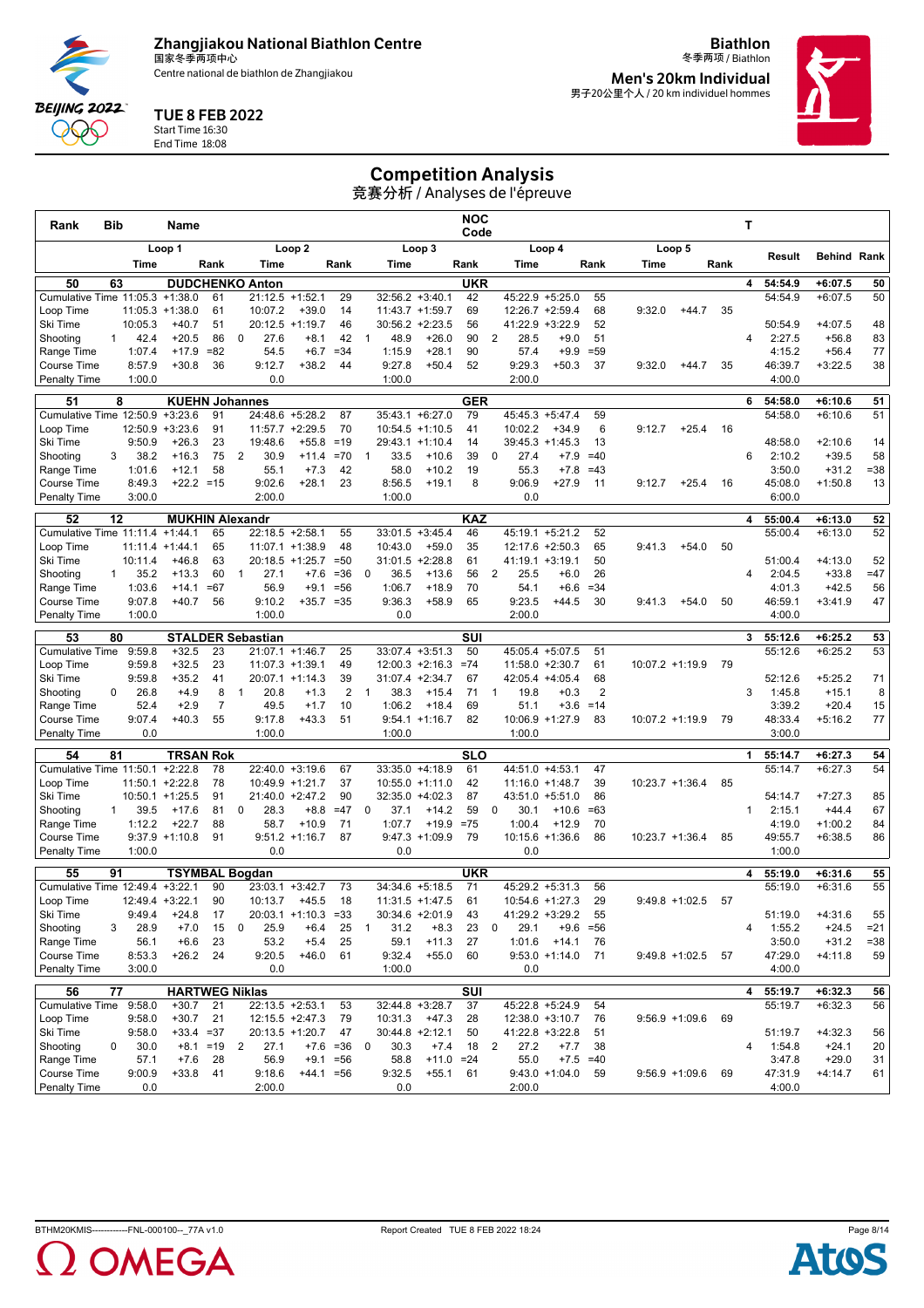# Zhangjiakou National Biathlon Centre

国家冬季两项中心

Centre national de biathlon de Zhangjiakou

**TUE 8 FEB 2022**

Start Time 16:30

End Time 18:08

**Biathlon**

冬季两项 / Biathlon

**Men's 20km Individual**

男子20公里个人 / 20 km individuel hommes

## Competition Analysis

竞赛分析 / Analyses de l'épreuve

| Rank | Bib | Name | | | | | | | | | NOC Code | | | | | | | | | T | Result | Behind | Rank |
|---|---|---|---|---|---|---|---|---|---|---|---|---|---|---|---|---|---|---|---|---|---|---|---|
| | Loop 1 | | | Loop 2 | | | | Loop 3 | | | | Loop 4 | | | | Loop 5 | | | | | | | |
| | Time | | Rank | | Time | | Rank | | Time | | Rank | | Time | | Rank | Time | | Rank | | | | | |
| **50** | **63** | **DUDCHENKO Anton** | | | | | | | | | **UKR** | | | | | | | | | **4** | **54:54.9** | **+6:07.5** | **50** |
| Cumulative Time | 11:05.3 | +1:38.0 | 61 | | 21:12.5 | +1:52.1 | 29 | | 32:56.2 | +3:40.1 | 42 | | 45:22.9 | +5:25.0 | 55 | | | | | | 54:54.9 | +6:07.5 | 50 |
| Loop Time | 11:05.3 | +1:38.0 | 61 | | 10:07.2 | +39.0 | 14 | | 11:43.7 | +1:59.7 | 69 | | 12:26.7 | +2:59.4 | 68 | 9:32.0 | +44.7 | 35 | | | | | |
| Ski Time | 10:05.3 | +40.7 | 51 | | 20:12.5 | +1:19.7 | 46 | | 30:56.2 | +2:23.5 | 56 | | 41:22.9 | +3:22.9 | 52 | | | | | | 50:54.9 | +4:07.5 | 48 |
| Shooting | 1 | 42.4 | +20.5 | 86 | 0 | 27.6 | +8.1 | 42 | 1 | 48.9 | +26.0 | 90 | 2 | 28.5 | +9.0 | 51 | | | | 4 | 2:27.5 | +56.8 | 83 |
| Range Time | 1:07.4 | +17.9 | =82 | | 54.5 | +6.7 | =34 | | 1:15.9 | +28.1 | 90 | | 57.4 | +9.9 | =59 | | | | | | 4:15.2 | +56.4 | 77 |
| Course Time | 8:57.9 | +30.8 | 36 | | 9:12.7 | +38.2 | 44 | | 9:27.8 | +50.4 | 52 | | 9:29.3 | +50.3 | 37 | 9:32.0 | +44.7 | 35 | | | 46:39.7 | +3:22.5 | 38 |
| Penalty Time | 1:00.0 | | | | 0.0 | | | | 1:00.0 | | | | 2:00.0 | | | | | | | | 4:00.0 | | |
| **51** | **8** | **KUEHN Johannes** | | | | | | | | | **GER** | | | | | | | | | **6** | **54:58.0** | **+6:10.6** | **51** |
| Cumulative Time | 12:50.9 | +3:23.6 | 91 | | 24:48.6 | +5:28.2 | 87 | | 35:43.1 | +6:27.0 | 79 | | 45:45.3 | +5:47.4 | 59 | | | | | | 54:58.0 | +6:10.6 | 51 |
| Loop Time | 12:50.9 | +3:23.6 | 91 | | 11:57.7 | +2:29.5 | 70 | | 10:54.5 | +1:10.5 | 41 | | 10:02.2 | +34.9 | 6 | 9:12.7 | +25.4 | 16 | | | | | |
| Ski Time | 9:50.9 | +26.3 | 23 | | 19:48.6 | +55.8 | =19 | | 29:43.1 | +1:10.4 | 14 | | 39:45.3 | +1:45.3 | 13 | | | | | | 48:58.0 | +2:10.6 | 14 |
| Shooting | 3 | 38.2 | +16.3 | 75 | 2 | 30.9 | +11.4 | =70 | 1 | 33.5 | +10.6 | 39 | 0 | 27.4 | +7.9 | =40 | | | | 6 | 2:10.2 | +39.5 | 58 |
| Range Time | 1:01.6 | +12.1 | 58 | | 55.1 | +7.3 | 42 | | 58.0 | +10.2 | 19 | | 55.3 | +7.8 | =43 | | | | | | 3:50.0 | +31.2 | =38 |
| Course Time | 8:49.3 | +22.2 | =15 | | 9:02.6 | +28.1 | 23 | | 8:56.5 | +19.1 | 8 | | 9:06.9 | +27.9 | 11 | 9:12.7 | +25.4 | 16 | | | 45:08.0 | +1:50.8 | 13 |
| Penalty Time | 3:00.0 | | | | 2:00.0 | | | | 1:00.0 | | | | 0.0 | | | | | | | | 6:00.0 | | |
| **52** | **12** | **MUKHIN Alexandr** | | | | | | | | | **KAZ** | | | | | | | | | **4** | **55:00.4** | **+6:13.0** | **52** |
| Cumulative Time | 11:11.4 | +1:44.1 | 65 | | 22:18.5 | +2:58.1 | 55 | | 33:01.5 | +3:45.4 | 46 | | 45:19.1 | +5:21.2 | 52 | | | | | | 55:00.4 | +6:13.0 | 52 |
| Loop Time | 11:11.4 | +1:44.1 | 65 | | 11:07.1 | +1:38.9 | 48 | | 10:43.0 | +59.0 | 35 | | 12:17.6 | +2:50.3 | 65 | 9:41.3 | +54.0 | 50 | | | | | |
| Ski Time | 10:11.4 | +46.8 | 63 | | 20:18.5 | +1:25.7 | =50 | | 31:01.5 | +2:28.8 | 61 | | 41:19.1 | +3:19.1 | 50 | | | | | | 51:00.4 | +4:13.0 | 52 |
| Shooting | 1 | 35.2 | +13.3 | 60 | 1 | 27.1 | +7.6 | =36 | 0 | 36.5 | +13.6 | 56 | 2 | 25.5 | +6.0 | 26 | | | | 4 | 2:04.5 | +33.8 | =47 |
| Range Time | 1:03.6 | +14.1 | =67 | | 56.9 | +9.1 | =56 | | 1:06.7 | +18.9 | 70 | | 54.1 | +6.6 | =34 | | | | | | 4:01.3 | +42.5 | 56 |
| Course Time | 9:07.8 | +40.7 | 56 | | 9:10.2 | +35.7 | =35 | | 9:36.3 | +58.9 | 65 | | 9:23.5 | +44.5 | 30 | 9:41.3 | +54.0 | 50 | | | 46:59.1 | +3:41.9 | 47 |
| Penalty Time | 1:00.0 | | | | 1:00.0 | | | | 0.0 | | | | 2:00.0 | | | | | | | | 4:00.0 | | |
| **53** | **80** | **STALDER Sebastian** | | | | | | | | | **SUI** | | | | | | | | | **3** | **55:12.6** | **+6:25.2** | **53** |
| Cumulative Time | 9:59.8 | +32.5 | 23 | | 21:07.1 | +1:46.7 | 25 | | 33:07.4 | +3:51.3 | 50 | | 45:05.4 | +5:07.5 | 51 | | | | | | 55:12.6 | +6:25.2 | 53 |
| Loop Time | 9:59.8 | +32.5 | 23 | | 11:07.3 | +1:39.1 | 49 | | 12:00.3 | +2:16.3 | =74 | | 11:58.0 | +2:30.7 | 61 | 10:07.2 | +1:19.9 | 79 | | | | | |
| Ski Time | 9:59.8 | +35.2 | 41 | | 20:07.1 | +1:14.3 | 39 | | 31:07.4 | +2:34.7 | 67 | | 42:05.4 | +4:05.4 | 68 | | | | | | 52:12.6 | +5:25.2 | 71 |
| Shooting | 0 | 26.8 | +4.9 | 8 | 1 | 20.8 | +1.3 | 2 | 1 | 38.3 | +15.4 | 71 | 1 | 19.8 | +0.3 | 2 | | | | 3 | 1:45.8 | +15.1 | 8 |
| Range Time | 52.4 | +2.9 | 7 | | 49.5 | +1.7 | 10 | | 1:06.2 | +18.4 | 69 | | 51.1 | +3.6 | =14 | | | | | | 3:39.2 | +20.4 | 15 |
| Course Time | 9:07.4 | +40.3 | 55 | | 9:17.8 | +43.3 | 51 | | 9:54.1 | +1:16.7 | 82 | | 10:06.9 | +1:27.9 | 83 | 10:07.2 | +1:19.9 | 79 | | | 48:33.4 | +5:16.2 | 77 |
| Penalty Time | 0.0 | | | | 1:00.0 | | | | 1:00.0 | | | | 1:00.0 | | | | | | | | 3:00.0 | | |
| **54** | **81** | **TRSAN Rok** | | | | | | | | | **SLO** | | | | | | | | | **1** | **55:14.7** | **+6:27.3** | **54** |
| Cumulative Time | 11:50.1 | +2:22.8 | 78 | | 22:40.0 | +3:19.6 | 67 | | 33:35.0 | +4:18.9 | 61 | | 44:51.0 | +4:53.1 | 47 | | | | | | 55:14.7 | +6:27.3 | 54 |
| Loop Time | 11:50.1 | +2:22.8 | 78 | | 10:49.9 | +1:21.7 | 37 | | 10:55.0 | +1:11.0 | 42 | | 11:16.0 | +1:48.7 | 39 | 10:23.7 | +1:36.4 | 85 | | | | | |
| Ski Time | 10:50.1 | +1:25.5 | 91 | | 21:40.0 | +2:47.2 | 90 | | 32:35.0 | +4:02.3 | 87 | | 43:51.0 | +5:51.0 | 86 | | | | | | 54:14.7 | +7:27.3 | 85 |
| Shooting | 1 | 39.5 | +17.6 | 81 | 0 | 28.3 | +8.8 | =47 | 0 | 37.1 | +14.2 | 59 | 0 | 30.1 | +10.6 | =63 | | | | 1 | 2:15.1 | +44.4 | 67 |
| Range Time | 1:12.2 | +22.7 | 88 | | 58.7 | +10.9 | 71 | | 1:07.7 | +19.9 | =75 | | 1:00.4 | +12.9 | 70 | | | | | | 4:19.0 | +1:00.2 | 84 |
| Course Time | 9:37.9 | +1:10.8 | 91 | | 9:51.2 | +1:16.7 | 87 | | 9:47.3 | +1:09.9 | 79 | | 10:15.6 | +1:36.6 | 86 | 10:23.7 | +1:36.4 | 85 | | | 49:55.7 | +6:38.5 | 86 |
| Penalty Time | 1:00.0 | | | | 0.0 | | | | 0.0 | | | | 0.0 | | | | | | | | 1:00.0 | | |
| **55** | **91** | **TSYMBAL Bogdan** | | | | | | | | | **UKR** | | | | | | | | | **4** | **55:19.0** | **+6:31.6** | **55** |
| Cumulative Time | 12:49.4 | +3:22.1 | 90 | | 23:03.1 | +3:42.7 | 73 | | 34:34.6 | +5:18.5 | 71 | | 45:29.2 | +5:31.3 | 56 | | | | | | 55:19.0 | +6:31.6 | 55 |
| Loop Time | 12:49.4 | +3:22.1 | 90 | | 10:13.7 | +45.5 | 18 | | 11:31.5 | +1:47.5 | 61 | | 10:54.6 | +1:27.3 | 29 | 9:49.8 | +1:02.5 | 57 | | | | | |
| Ski Time | 9:49.4 | +24.8 | 17 | | 20:03.1 | +1:10.3 | =33 | | 30:34.6 | +2:01.9 | 43 | | 41:29.2 | +3:29.2 | 55 | | | | | | 51:19.0 | +4:31.6 | 55 |
| Shooting | 3 | 28.9 | +7.0 | 15 | 0 | 25.9 | +6.4 | 25 | 1 | 31.2 | +8.3 | 23 | 0 | 29.1 | +9.6 | =56 | | | | 4 | 1:55.2 | +24.5 | =21 |
| Range Time | 56.1 | +6.6 | 23 | | 53.2 | +5.4 | 25 | | 59.1 | +11.3 | 27 | | 1:01.6 | +14.1 | 76 | | | | | | 3:50.0 | +31.2 | =38 |
| Course Time | 8:53.3 | +26.2 | 24 | | 9:20.5 | +46.0 | 61 | | 9:32.4 | +55.0 | 60 | | 9:53.0 | +1:14.0 | 71 | 9:49.8 | +1:02.5 | 57 | | | 47:29.0 | +4:11.8 | 59 |
| Penalty Time | 3:00.0 | | | | 0.0 | | | | 1:00.0 | | | | 0.0 | | | | | | | | 4:00.0 | | |
| **56** | **77** | **HARTWEG Niklas** | | | | | | | | | **SUI** | | | | | | | | | **4** | **55:19.7** | **+6:32.3** | **56** |
| Cumulative Time | 9:58.0 | +30.7 | 21 | | 22:13.5 | +2:53.1 | 53 | | 32:44.8 | +3:28.7 | 37 | | 45:22.8 | +5:24.9 | 54 | | | | | | 55:19.7 | +6:32.3 | 56 |
| Loop Time | 9:58.0 | +30.7 | 21 | | 12:15.5 | +2:47.3 | 79 | | 10:31.3 | +47.3 | 28 | | 12:38.0 | +3:10.7 | 76 | 9:56.9 | +1:09.6 | 69 | | | | | |
| Ski Time | 9:58.0 | +33.4 | =37 | | 20:13.5 | +1:20.7 | 47 | | 30:44.8 | +2:12.1 | 50 | | 41:22.8 | +3:22.8 | 51 | | | | | | 51:19.7 | +4:32.3 | 56 |
| Shooting | 0 | 30.0 | +8.1 | =19 | 2 | 27.1 | +7.6 | =36 | 0 | 30.3 | +7.4 | 18 | 2 | 27.2 | +7.7 | 38 | | | | 4 | 1:54.8 | +24.1 | 20 |
| Range Time | 57.1 | +7.6 | 28 | | 56.9 | +9.1 | =56 | | 58.8 | +11.0 | =24 | | 55.0 | +7.5 | =40 | | | | | | 3:47.8 | +29.0 | 31 |
| Course Time | 9:00.9 | +33.8 | 41 | | 9:18.6 | +44.1 | =56 | | 9:32.5 | +55.1 | 61 | | 9:43.0 | +1:04.0 | 59 | 9:56.9 | +1:09.6 | 69 | | | 47:31.9 | +4:14.7 | 61 |
| Penalty Time | 0.0 | | | | 2:00.0 | | | | 0.0 | | | | 2:00.0 | | | | | | | | 4:00.0 | | |

BTHM20KMIS-----------FNL-000100--_77A v1.0 Report Created TUE 8 FEB 2022 18:24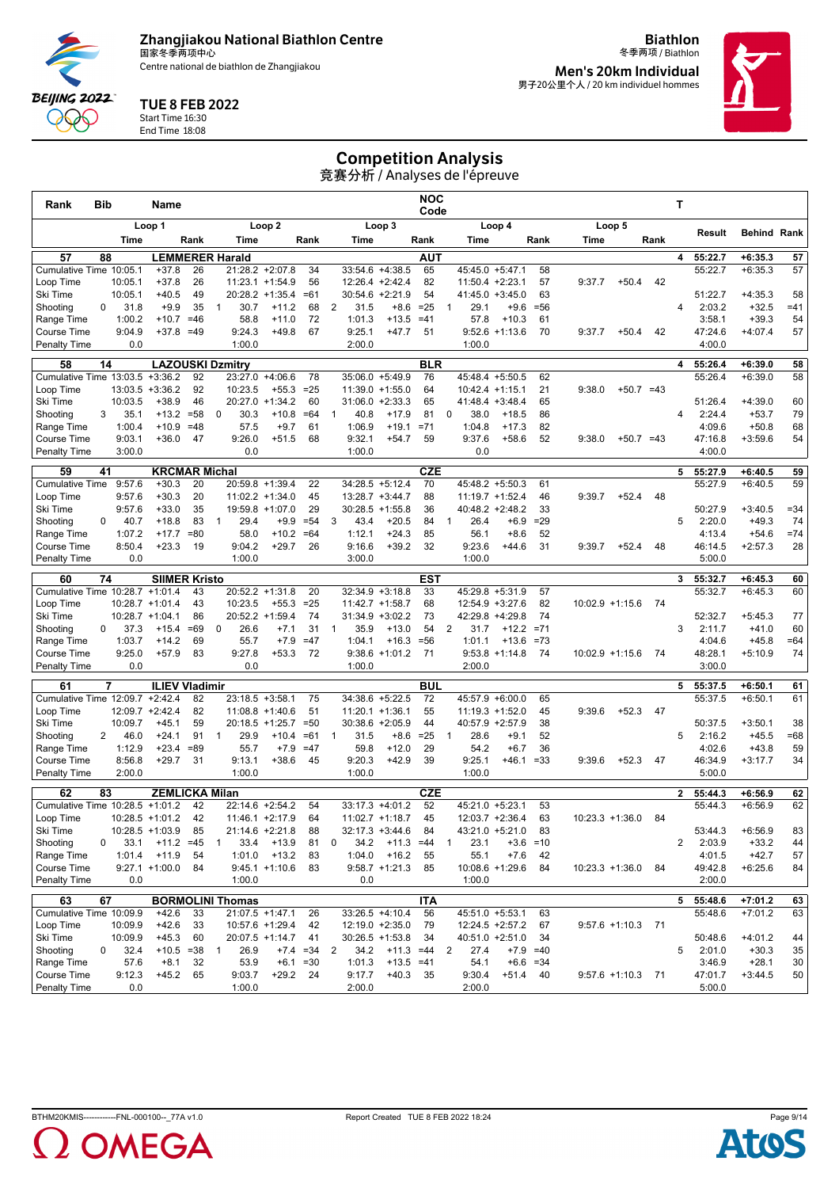Zhangjiakou National Biathlon Centre
国家冬季两项中心
Centre national de biathlon de Zhangjiakou

**TUE 8 FEB 2022**
Start Time 16:30
End Time 18:08

**Biathlon**
冬季两项 / Biathlon
**Men's 20km Individual**
男子20公里个人 / 20 km individuel hommes

# Competition Analysis
竞赛分析 / Analyses de l'épreuve

| Rank | Bib | Name | | | | | | | | NOC Code | | | | | | | | T | | | |
|---|---|---|---|---|---|---|---|---|---|---|---|---|---|---|---|---|---|---|---|---|---|
| | Loop 1 | | | Loop 2 | | | Loop 3 | | | Loop 4 | | | Loop 5 | | | | | | Result | Behind | Rank |
| | Time | | Rank | Time | | Rank | Time | | Rank | Time | | Rank | Time | | Rank | | | | | | |
| **57** | **88** | **LEMMERER Harald** | | | | | | | | **AUT** | | | | | | | | **4** | **55:22.7** | **+6:35.3** | **57** |
| Cumulative Time | 10:05.1 | +37.8 | 26 | 21:28.2 | +2:07.8 | 34 | 33:54.6 | +4:38.5 | 65 | 45:45.0 | +5:47.1 | 58 | | | | | | | 55:22.7 | +6:35.3 | 57 |
| Loop Time | 10:05.1 | +37.8 | 26 | 11:23.1 | +1:54.9 | 56 | 12:26.4 | +2:42.4 | 82 | 11:50.4 | +2:23.1 | 57 | 9:37.7 | +50.4 | 42 | | | | | | |
| Ski Time | 10:05.1 | +40.5 | 49 | 20:28.2 | +1:35.4 | =61 | 30:54.6 | +2:21.9 | 54 | 41:45.0 | +3:45.0 | 63 | | | | | | | 51:22.7 | +4:35.3 | 58 |
| Shooting | 0 | 31.8 +9.9 | 35 | 1 | 30.7 +11.2 | 68 | 2 | 31.5 +8.6 | =25 | 1 | 29.1 +9.6 | =56 | | | | | | 4 | 2:03.2 | +32.5 | =41 |
| Range Time | 1:00.2 | +10.7 | =46 | 58.8 | +11.0 | 72 | 1:01.3 | +13.5 | =41 | 57.8 | +10.3 | 61 | | | | | | | 3:58.1 | +39.3 | 54 |
| Course Time | 9:04.9 | +37.8 | =49 | 9:24.3 | +49.8 | 67 | 9:25.1 | +47.7 | 51 | 9:52.6 | +1:13.6 | 70 | 9:37.7 | +50.4 | 42 | | | | 47:24.6 | +4:07.4 | 57 |
| Penalty Time | 0.0 | | | 1:00.0 | | | 2:00.0 | | | 1:00.0 | | | | | | | | | 4:00.0 | | |
| **58** | **14** | **LAZOUSKI Dzmitry** | | | | | | | | **BLR** | | | | | | | | **4** | **55:26.4** | **+6:39.0** | **58** |
| Cumulative Time | 13:03.5 | +3:36.2 | 92 | 23:27.0 | +4:06.6 | 78 | 35:06.0 | +5:49.9 | 76 | 45:48.4 | +5:50.5 | 62 | | | | | | | 55:26.4 | +6:39.0 | 58 |
| Loop Time | 13:03.5 | +3:36.2 | 92 | 10:23.5 | +55.3 | =25 | 11:39.0 | +1:55.0 | 64 | 10:42.4 | +1:15.1 | 21 | 9:38.0 | +50.7 | =43 | | | | | | |
| Ski Time | 10:03.5 | +38.9 | 46 | 20:27.0 | +1:34.2 | 60 | 31:06.0 | +2:33.3 | 65 | 41:48.4 | +3:48.4 | 65 | | | | | | | 51:26.4 | +4:39.0 | 60 |
| Shooting | 3 | 35.1 +13.2 | =58 | 0 | 30.3 +10.8 | =64 | 1 | 40.8 +17.9 | 81 | 0 | 38.0 +18.5 | 86 | | | | | | 4 | 2:24.4 | +53.7 | 79 |
| Range Time | 1:00.4 | +10.9 | =48 | 57.5 | +9.7 | 61 | 1:06.9 | +19.1 | =71 | 1:04.8 | +17.3 | 82 | | | | | | | 4:09.6 | +50.8 | 68 |
| Course Time | 9:03.1 | +36.0 | 47 | 9:26.0 | +51.5 | 68 | 9:32.1 | +54.7 | 59 | 9:37.6 | +58.6 | 52 | 9:38.0 | +50.7 | =43 | | | | 47:16.8 | +3:59.6 | 54 |
| Penalty Time | 3:00.0 | | | 0.0 | | | 1:00.0 | | | 0.0 | | | | | | | | | 4:00.0 | | |
| **59** | **41** | **KRCMAR Michal** | | | | | | | | **CZE** | | | | | | | | **5** | **55:27.9** | **+6:40.5** | **59** |
| Cumulative Time | 9:57.6 | +30.3 | 20 | 20:59.8 | +1:39.4 | 22 | 34:28.5 | +5:12.4 | 70 | 45:48.2 | +5:50.3 | 61 | | | | | | | 55:27.9 | +6:40.5 | 59 |
| Loop Time | 9:57.6 | +30.3 | 20 | 11:02.2 | +1:34.0 | 45 | 13:28.7 | +3:44.7 | 88 | 11:19.7 | +1:52.0 | 46 | 9:39.7 | +52.4 | 48 | | | | | | |
| Ski Time | 9:57.6 | +33.0 | 35 | 19:59.8 | +1:07.0 | 29 | 30:28.5 | +1:55.8 | 36 | 40:48.2 | +2:48.2 | 33 | | | | | | | 50:27.9 | +3:40.5 | =34 |
| Shooting | 0 | 40.7 +18.8 | 83 | 1 | 29.4 +9.9 | =54 | 3 | 43.4 +20.5 | 84 | 1 | 26.4 +6.9 | =29 | | | | | | 5 | 2:20.0 | +49.3 | 74 |
| Range Time | 1:07.2 | +17.7 | =80 | 58.0 | +10.2 | =64 | 1:12.1 | +24.3 | 85 | 56.1 | +8.6 | 52 | | | | | | | 4:13.4 | +54.6 | =74 |
| Course Time | 8:50.4 | +23.3 | 19 | 9:04.2 | +29.7 | 26 | 9:16.6 | +39.2 | 32 | 9:23.6 | +44.6 | 31 | 9:39.7 | +52.4 | 48 | | | | 46:14.5 | +2:57.3 | 28 |
| Penalty Time | 0.0 | | | 1:00.0 | | | 3:00.0 | | | 1:00.0 | | | | | | | | | 5:00.0 | | |
| **60** | **74** | **SIIMER Kristo** | | | | | | | | **EST** | | | | | | | | **3** | **55:32.7** | **+6:45.3** | **60** |
| Cumulative Time | 10:28.7 | +1:01.4 | 43 | 20:52.2 | +1:31.8 | 20 | 32:34.9 | +3:18.8 | 33 | 45:29.8 | +5:31.9 | 57 | | | | | | | 55:32.7 | +6:45.3 | 60 |
| Loop Time | 10:28.7 | +1:01.4 | 43 | 10:23.5 | +55.3 | =25 | 11:42.7 | +1:58.7 | 68 | 12:54.9 | +3:27.6 | 82 | 10:02.9 | +1:15.6 | 74 | | | | | | |
| Ski Time | 10:28.7 | +1:04.1 | 86 | 20:52.2 | +1:59.4 | 74 | 31:34.9 | +3:02.2 | 73 | 42:29.8 | +4:29.8 | 74 | | | | | | | 52:32.7 | +5:45.3 | 77 |
| Shooting | 0 | 37.3 +15.4 | =69 | 0 | 26.6 +7.1 | 31 | 1 | 35.9 +13.0 | 54 | 2 | 31.7 +12.2 | =71 | | | | | | 3 | 2:11.7 | +41.0 | 60 |
| Range Time | 1:03.7 | +14.2 | 69 | 55.7 | +7.9 | =47 | 1:04.1 | +16.3 | =56 | 1:01.1 | +13.6 | =73 | | | | | | | 4:04.6 | +45.8 | =64 |
| Course Time | 9:25.0 | +57.9 | 83 | 9:27.8 | +53.3 | 72 | 9:38.6 | +1:01.2 | 71 | 9:53.8 | +1:14.8 | 74 | 10:02.9 | +1:15.6 | 74 | | | | 48:28.1 | +5:10.9 | 74 |
| Penalty Time | 0.0 | | | 0.0 | | | 1:00.0 | | | 2:00.0 | | | | | | | | | 3:00.0 | | |
| **61** | **7** | **ILIEV Vladimir** | | | | | | | | **BUL** | | | | | | | | **5** | **55:37.5** | **+6:50.1** | **61** |
| Cumulative Time | 12:09.7 | +2:42.4 | 82 | 23:18.5 | +3:58.1 | 75 | 34:38.6 | +5:22.5 | 72 | 45:57.9 | +6:00.0 | 65 | | | | | | | 55:37.5 | +6:50.1 | 61 |
| Loop Time | 12:09.7 | +2:42.4 | 82 | 11:08.8 | +1:40.6 | 51 | 11:20.1 | +1:36.1 | 55 | 11:19.3 | +1:52.0 | 45 | 9:39.6 | +52.3 | 47 | | | | | | |
| Ski Time | 10:09.7 | +45.1 | 59 | 20:18.5 | +1:25.7 | =50 | 30:38.6 | +2:05.9 | 44 | 40:57.9 | +2:57.9 | 38 | | | | | | | 50:37.5 | +3:50.1 | 38 |
| Shooting | 2 | 46.0 +24.1 | 91 | 1 | 29.9 +10.4 | =61 | 1 | 31.5 +8.6 | =25 | 1 | 28.6 +9.1 | 52 | | | | | | 5 | 2:16.2 | +45.5 | =68 |
| Range Time | 1:12.9 | +23.4 | =89 | 55.7 | +7.9 | =47 | 59.8 | +12.0 | 29 | 54.2 | +6.7 | 36 | | | | | | | 4:02.6 | +43.8 | 59 |
| Course Time | 8:56.8 | +29.7 | 31 | 9:13.1 | +38.6 | 45 | 9:20.3 | +42.9 | 39 | 9:25.1 | +46.1 | =33 | 9:39.6 | +52.3 | 47 | | | | 46:34.9 | +3:17.7 | 34 |
| Penalty Time | 2:00.0 | | | 1:00.0 | | | 1:00.0 | | | 1:00.0 | | | | | | | | | 5:00.0 | | |
| **62** | **83** | **ZEMLICKA Milan** | | | | | | | | **CZE** | | | | | | | | **2** | **55:44.3** | **+6:56.9** | **62** |
| Cumulative Time | 10:28.5 | +1:01.2 | 42 | 22:14.6 | +2:54.2 | 54 | 33:17.3 | +4:01.2 | 52 | 45:21.0 | +5:23.1 | 53 | | | | | | | 55:44.3 | +6:56.9 | 62 |
| Loop Time | 10:28.5 | +1:01.2 | 42 | 11:46.1 | +2:17.9 | 64 | 11:02.7 | +1:18.7 | 45 | 12:03.7 | +2:36.4 | 63 | 10:23.3 | +1:36.0 | 84 | | | | | | |
| Ski Time | 10:28.5 | +1:03.9 | 85 | 21:14.6 | +2:21.8 | 88 | 32:17.3 | +3:44.6 | 84 | 43:21.0 | +5:21.0 | 83 | | | | | | | 53:44.3 | +6:56.9 | 83 |
| Shooting | 0 | 33.1 +11.2 | =45 | 1 | 33.4 +13.9 | 81 | 0 | 34.2 +11.3 | =44 | 1 | 23.1 +3.6 | =10 | | | | | | 2 | 2:03.9 | +33.2 | 44 |
| Range Time | 1:01.4 | +11.9 | 54 | 1:01.0 | +13.2 | 83 | 1:04.0 | +16.2 | 55 | 55.1 | +7.6 | 42 | | | | | | | 4:01.5 | +42.7 | 57 |
| Course Time | 9:27.1 | +1:00.0 | 84 | 9:45.1 | +1:10.6 | 83 | 9:58.7 | +1:21.3 | 85 | 10:08.6 | +1:29.6 | 84 | 10:23.3 | +1:36.0 | 84 | | | | 49:42.8 | +6:25.6 | 84 |
| Penalty Time | 0.0 | | | 1:00.0 | | | 0.0 | | | 1:00.0 | | | | | | | | | 2:00.0 | | |
| **63** | **67** | **BORMOLINI Thomas** | | | | | | | | **ITA** | | | | | | | | **5** | **55:48.6** | **+7:01.2** | **63** |
| Cumulative Time | 10:09.9 | +42.6 | 33 | 21:07.5 | +1:47.1 | 26 | 33:26.5 | +4:10.4 | 56 | 45:51.0 | +5:53.1 | 63 | | | | | | | 55:48.6 | +7:01.2 | 63 |
| Loop Time | 10:09.9 | +42.6 | 33 | 10:57.6 | +1:29.4 | 42 | 12:19.0 | +2:35.0 | 79 | 12:24.5 | +2:57.2 | 67 | 9:57.6 | +1:10.3 | 71 | | | | | | |
| Ski Time | 10:09.9 | +45.3 | 60 | 20:07.5 | +1:14.7 | 41 | 30:26.5 | +1:53.8 | 34 | 40:51.0 | +2:51.0 | 34 | | | | | | | 50:48.6 | +4:01.2 | 44 |
| Shooting | 0 | 32.4 +10.5 | =38 | 1 | 26.9 +7.4 | =34 | 2 | 34.2 +11.3 | =44 | 2 | 27.4 +7.9 | =40 | | | | | | 5 | 2:01.0 | +30.3 | 35 |
| Range Time | 57.6 | +8.1 | 32 | 53.9 | +6.1 | =30 | 1:01.3 | +13.5 | =41 | 54.1 | +6.6 | =34 | | | | | | | 3:46.9 | +28.1 | 30 |
| Course Time | 9:12.3 | +45.2 | 65 | 9:03.7 | +29.2 | 24 | 9:17.7 | +40.3 | 35 | 9:30.4 | +51.4 | 40 | 9:57.6 | +1:10.3 | 71 | | | | 47:01.7 | +3:44.5 | 50 |
| Penalty Time | 0.0 | | | 1:00.0 | | | 2:00.0 | | | 2:00.0 | | | | | | | | | 5:00.0 | | |

BTHM20KMIS------------FNL-000100--_77A v1.0 — Report Created TUE 8 FEB 2022 18:24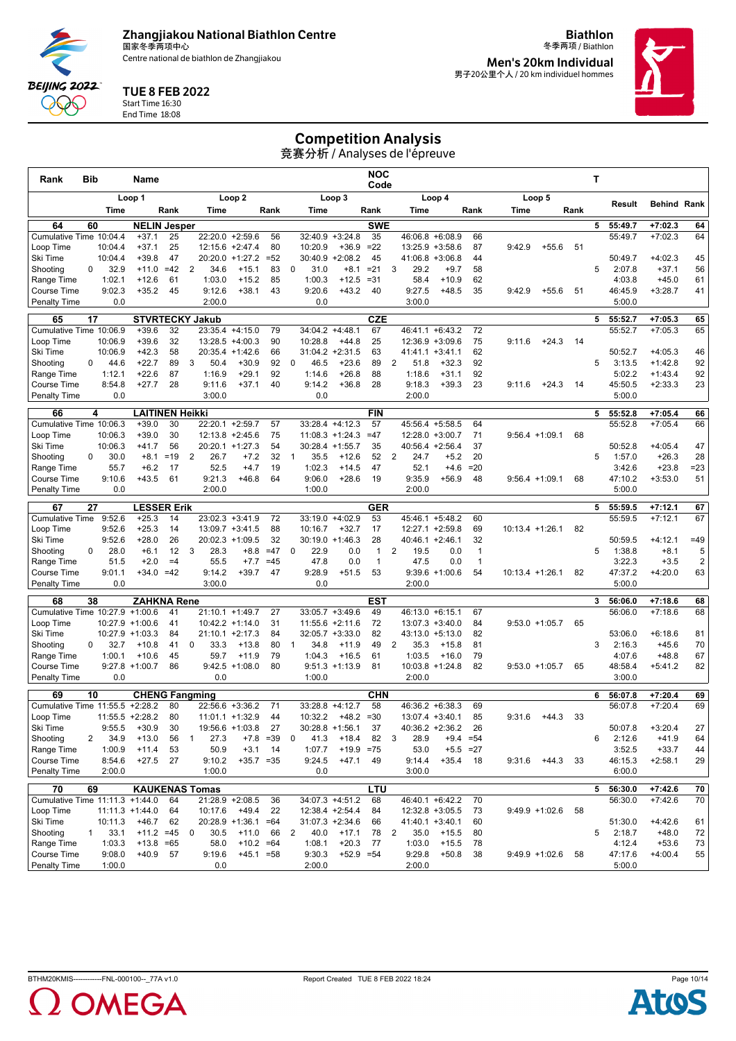# Zhangjiakou National Biathlon Centre
国家冬季两项中心
Centre national de biathlon de Zhangjiakou

**Biathlon**
冬季两项 / Biathlon

**Men's 20km Individual**
男子20公里个人 / 20 km individuel hommes

**TUE 8 FEB 2022**
Start Time 16:30
End Time 18:08

## Competition Analysis
竞赛分析 / Analyses de l'épreuve

| Rank | Bib | Name | | Loop 1 Time | | Loop 1 Rank | | Loop 2 Time | | Loop 2 Rank | | Loop 3 Time | | Loop 3 Rank | | Loop 4 Time | | Loop 4 Rank | Loop 5 Time | | Loop 5 Rank | T | Result | Behind | Rank |
|---|---|---|---|---|---|---|---|---|---|---|---|---|---|---|---|---|---|---|---|---|---|---|---|---|---|
| **64** | **60** | **NELIN Jesper** | | | | | | | | | | | | **SWE** | | | | | | | | **5** | **55:49.7** | **+7:02.3** | **64** |
| Cumulative Time | | | | 10:04.4 | +37.1 | 25 | | 22:20.0 | +2:59.6 | 56 | | 32:40.9 | +3:24.8 | 35 | | 46:06.8 | +6:08.9 | 66 | | | | | 55:49.7 | +7:02.3 | 64 |
| Loop Time | | | | 10:04.4 | +37.1 | 25 | | 12:15.6 | +2:47.4 | 80 | | 10:20.9 | +36.9 | =22 | | 13:25.9 | +3:58.6 | 87 | 9:42.9 | +55.6 | 51 | | | | |
| Ski Time | | | | 10:04.4 | +39.8 | 47 | | 20:20.0 | +1:27.2 | =52 | | 30:40.9 | +2:08.2 | 45 | | 41:06.8 | +3:06.8 | 44 | | | | | 50:49.7 | +4:02.3 | 45 |
| Shooting | | | 0 | 32.9 | +11.0 | =42 | 2 | 34.6 | +15.1 | 83 | 0 | 31.0 | +8.1 | =21 | 3 | 29.2 | +9.7 | 58 | | | | 5 | 2:07.8 | +37.1 | 56 |
| Range Time | | | | 1:02.1 | +12.6 | 61 | | 1:03.0 | +15.2 | 85 | | 1:00.3 | +12.5 | =31 | | 58.4 | +10.9 | 62 | | | | | 4:03.8 | +45.0 | 61 |
| Course Time | | | | 9:02.3 | +35.2 | 45 | | 9:12.6 | +38.1 | 43 | | 9:20.6 | +43.2 | 40 | | 9:27.5 | +48.5 | 35 | 9:42.9 | +55.6 | 51 | | 46:45.9 | +3:28.7 | 41 |
| Penalty Time | | | | 0.0 | | | | 2:00.0 | | | | 0.0 | | | | 3:00.0 | | | | | | | 5:00.0 | | |
| **65** | **17** | **STVRTECKY Jakub** | | | | | | | | | | | | **CZE** | | | | | | | | **5** | **55:52.7** | **+7:05.3** | **65** |
| Cumulative Time | | | | 10:06.9 | +39.6 | 32 | | 23:35.4 | +4:15.0 | 79 | | 34:04.2 | +4:48.1 | 67 | | 46:41.1 | +6:43.2 | 72 | | | | | 55:52.7 | +7:05.3 | 65 |
| Loop Time | | | | 10:06.9 | +39.6 | 32 | | 13:28.5 | +4:00.3 | 90 | | 10:28.8 | +44.8 | 25 | | 12:36.9 | +3:09.6 | 75 | 9:11.6 | +24.3 | 14 | | | | |
| Ski Time | | | | 10:06.9 | +42.3 | 58 | | 20:35.4 | +1:42.6 | 66 | | 31:04.2 | +2:31.5 | 63 | | 41:41.1 | +3:41.1 | 62 | | | | | 50:52.7 | +4:05.3 | 46 |
| Shooting | | | 0 | 44.6 | +22.7 | 89 | 3 | 50.4 | +30.9 | 92 | 0 | 46.5 | +23.6 | 89 | 2 | 51.8 | +32.3 | 92 | | | | 5 | 3:13.5 | +1:42.8 | 92 |
| Range Time | | | | 1:12.1 | +22.6 | 87 | | 1:16.9 | +29.1 | 92 | | 1:14.6 | +26.8 | 88 | | 1:18.6 | +31.1 | 92 | | | | | 5:02.2 | +1:43.4 | 92 |
| Course Time | | | | 8:54.8 | +27.7 | 28 | | 9:11.6 | +37.1 | 40 | | 9:14.2 | +36.8 | 28 | | 9:18.3 | +39.3 | 23 | 9:11.6 | +24.3 | 14 | | 45:50.5 | +2:33.3 | 23 |
| Penalty Time | | | | 0.0 | | | | 3:00.0 | | | | 0.0 | | | | 2:00.0 | | | | | | | 5:00.0 | | |
| **66** | **4** | **LAITINEN Heikki** | | | | | | | | | | | | **FIN** | | | | | | | | **5** | **55:52.8** | **+7:05.4** | **66** |
| Cumulative Time | | | | 10:06.3 | +39.0 | 30 | | 22:20.1 | +2:59.7 | 57 | | 33:28.4 | +4:12.3 | 57 | | 45:56.4 | +5:58.5 | 64 | | | | | 55:52.8 | +7:05.4 | 66 |
| Loop Time | | | | 10:06.3 | +39.0 | 30 | | 12:13.8 | +2:45.6 | 75 | | 11:08.3 | +1:24.3 | =47 | | 12:28.0 | +3:00.7 | 71 | 9:56.4 | +1:09.1 | 68 | | | | |
| Ski Time | | | | 10:06.3 | +41.7 | 56 | | 20:20.1 | +1:27.3 | 54 | | 30:28.4 | +1:55.7 | 35 | | 40:56.4 | +2:56.4 | 37 | | | | | 50:52.8 | +4:05.4 | 47 |
| Shooting | | | 0 | 30.0 | +8.1 | =19 | 2 | 26.7 | +7.2 | 32 | 1 | 35.5 | +12.6 | 52 | 2 | 24.7 | +5.2 | 20 | | | | 5 | 1:57.0 | +26.3 | 28 |
| Range Time | | | | 55.7 | +6.2 | 17 | | 52.5 | +4.7 | 19 | | 1:02.3 | +14.5 | 47 | | 52.1 | +4.6 | =20 | | | | | 3:42.6 | +23.8 | =23 |
| Course Time | | | | 9:10.6 | +43.5 | 61 | | 9:21.3 | +46.8 | 64 | | 9:06.0 | +28.6 | 19 | | 9:35.9 | +56.9 | 48 | 9:56.4 | +1:09.1 | 68 | | 47:10.2 | +3:53.0 | 51 |
| Penalty Time | | | | 0.0 | | | | 2:00.0 | | | | 1:00.0 | | | | 2:00.0 | | | | | | | 5:00.0 | | |
| **67** | **27** | **LESSER Erik** | | | | | | | | | | | | **GER** | | | | | | | | **5** | **55:59.5** | **+7:12.1** | **67** |
| Cumulative Time | | | | 9:52.6 | +25.3 | 14 | | 23:02.3 | +3:41.9 | 72 | | 33:19.0 | +4:02.9 | 53 | | 45:46.1 | +5:48.2 | 60 | | | | | 55:59.5 | +7:12.1 | 67 |
| Loop Time | | | | 9:52.6 | +25.3 | 14 | | 13:09.7 | +3:41.5 | 88 | | 10:16.7 | +32.7 | 17 | | 12:27.1 | +2:59.8 | 69 | 10:13.4 | +1:26.1 | 82 | | | | |
| Ski Time | | | | 9:52.6 | +28.0 | 26 | | 20:02.3 | +1:09.5 | 32 | | 30:19.0 | +1:46.3 | 28 | | 40:46.1 | +2:46.1 | 32 | | | | | 50:59.5 | +4:12.1 | =49 |
| Shooting | | | 0 | 28.0 | +6.1 | 12 | 3 | 28.3 | +8.8 | =47 | 0 | 22.9 | 0.0 | 1 | 2 | 19.5 | 0.0 | 1 | | | | 5 | 1:38.8 | +8.1 | 5 |
| Range Time | | | | 51.5 | +2.0 | =4 | | 55.5 | +7.7 | =45 | | 47.8 | 0.0 | 1 | | 47.5 | 0.0 | 1 | | | | | 3:22.3 | +3.5 | 2 |
| Course Time | | | | 9:01.1 | +34.0 | =42 | | 9:14.2 | +39.7 | 47 | | 9:28.9 | +51.5 | 53 | | 9:39.6 | +1:00.6 | 54 | 10:13.4 | +1:26.1 | 82 | | 47:37.2 | +4:20.0 | 63 |
| Penalty Time | | | | 0.0 | | | | 3:00.0 | | | | 0.0 | | | | 2:00.0 | | | | | | | 5:00.0 | | |
| **68** | **38** | **ZAHKNA Rene** | | | | | | | | | | | | **EST** | | | | | | | | **3** | **56:06.0** | **+7:18.6** | **68** |
| Cumulative Time | | | | 10:27.9 | +1:00.6 | 41 | | 21:10.1 | +1:49.7 | 27 | | 33:05.7 | +3:49.6 | 49 | | 46:13.0 | +6:15.1 | 67 | | | | | 56:06.0 | +7:18.6 | 68 |
| Loop Time | | | | 10:27.9 | +1:00.6 | 41 | | 10:42.2 | +1:14.0 | 31 | | 11:55.6 | +2:11.6 | 72 | | 13:07.3 | +3:40.0 | 84 | 9:53.0 | +1:05.7 | 65 | | | | |
| Ski Time | | | | 10:27.9 | +1:03.3 | 84 | | 21:10.1 | +2:17.3 | 84 | | 32:05.7 | +3:33.0 | 82 | | 43:13.0 | +5:13.0 | 82 | | | | | 53:06.0 | +6:18.6 | 81 |
| Shooting | | | 0 | 32.7 | +10.8 | 41 | 0 | 33.3 | +13.8 | 80 | 1 | 34.8 | +11.9 | 49 | 2 | 35.3 | +15.8 | 81 | | | | 3 | 2:16.3 | +45.6 | 70 |
| Range Time | | | | 1:00.1 | +10.6 | 45 | | 59.7 | +11.9 | 79 | | 1:04.3 | +16.5 | 61 | | 1:03.5 | +16.0 | 79 | | | | | 4:07.6 | +48.8 | 67 |
| Course Time | | | | 9:27.8 | +1:00.7 | 86 | | 9:42.5 | +1:08.0 | 80 | | 9:51.3 | +1:13.9 | 81 | | 10:03.8 | +1:24.8 | 82 | 9:53.0 | +1:05.7 | 65 | | 48:58.4 | +5:41.2 | 82 |
| Penalty Time | | | | 0.0 | | | | 0.0 | | | | 1:00.0 | | | | 2:00.0 | | | | | | | 3:00.0 | | |
| **69** | **10** | **CHENG Fangming** | | | | | | | | | | | | **CHN** | | | | | | | | **6** | **56:07.8** | **+7:20.4** | **69** |
| Cumulative Time | | | | 11:55.5 | +2:28.2 | 80 | | 22:56.6 | +3:36.2 | 71 | | 33:28.8 | +4:12.7 | 58 | | 46:36.2 | +6:38.3 | 69 | | | | | 56:07.8 | +7:20.4 | 69 |
| Loop Time | | | | 11:55.5 | +2:28.2 | 80 | | 11:01.1 | +1:32.9 | 44 | | 10:32.2 | +48.2 | =30 | | 13:07.4 | +3:40.1 | 85 | 9:31.6 | +44.3 | 33 | | | | |
| Ski Time | | | | 9:55.5 | +30.9 | 30 | | 19:56.6 | +1:03.8 | 27 | | 30:28.8 | +1:56.1 | 37 | | 40:36.2 | +2:36.2 | 26 | | | | | 50:07.8 | +3:20.4 | 27 |
| Shooting | | | 2 | 34.9 | +13.0 | 56 | 1 | 27.3 | +7.8 | =39 | 0 | 41.3 | +18.4 | 82 | 3 | 28.9 | +9.4 | =54 | | | | 6 | 2:12.6 | +41.9 | 64 |
| Range Time | | | | 1:00.9 | +11.4 | 53 | | 50.9 | +3.1 | 14 | | 1:07.7 | +19.9 | =75 | | 53.0 | +5.5 | =27 | | | | | 3:52.5 | +33.7 | 44 |
| Course Time | | | | 8:54.6 | +27.5 | 27 | | 9:10.2 | +35.7 | =35 | | 9:24.5 | +47.1 | 49 | | 9:14.4 | +35.4 | 18 | 9:31.6 | +44.3 | 33 | | 46:15.3 | +2:58.1 | 29 |
| Penalty Time | | | | 2:00.0 | | | | 1:00.0 | | | | 0.0 | | | | 3:00.0 | | | | | | | 6:00.0 | | |
| **70** | **69** | **KAUKENAS Tomas** | | | | | | | | | | | | **LTU** | | | | | | | | **5** | **56:30.0** | **+7:42.6** | **70** |
| Cumulative Time | | | | 11:11.3 | +1:44.0 | 64 | | 21:28.9 | +2:08.5 | 36 | | 34:07.3 | +4:51.2 | 68 | | 46:40.1 | +6:42.2 | 70 | | | | | 56:30.0 | +7:42.6 | 70 |
| Loop Time | | | | 11:11.3 | +1:44.0 | 64 | | 10:17.6 | +49.4 | 22 | | 12:38.4 | +2:54.4 | 84 | | 12:32.8 | +3:05.5 | 73 | 9:49.9 | +1:02.6 | 58 | | | | |
| Ski Time | | | | 10:11.3 | +46.7 | 62 | | 20:28.9 | +1:36.1 | =64 | | 31:07.3 | +2:34.6 | 66 | | 41:40.1 | +3:40.1 | 60 | | | | | 51:30.0 | +4:42.6 | 61 |
| Shooting | | | 1 | 33.1 | +11.2 | =45 | 0 | 30.5 | +11.0 | 66 | 2 | 40.0 | +17.1 | 78 | 2 | 35.0 | +15.5 | 80 | | | | 5 | 2:18.7 | +48.0 | 72 |
| Range Time | | | | 1:03.3 | +13.8 | =65 | | 58.0 | +10.2 | =64 | | 1:08.1 | +20.3 | 77 | | 1:03.0 | +15.5 | 78 | | | | | 4:12.4 | +53.6 | 73 |
| Course Time | | | | 9:08.0 | +40.9 | 57 | | 9:19.6 | +45.1 | =58 | | 9:30.3 | +52.9 | =54 | | 9:29.8 | +50.8 | 38 | 9:49.9 | +1:02.6 | 58 | | 47:17.6 | +4:00.4 | 55 |
| Penalty Time | | | | 1:00.0 | | | | 0.0 | | | | 2:00.0 | | | | 2:00.0 | | | | | | | 5:00.0 | | |

BTHM20KMIS------------FNL-000100--_77A v1.0 Report Created TUE 8 FEB 2022 18:24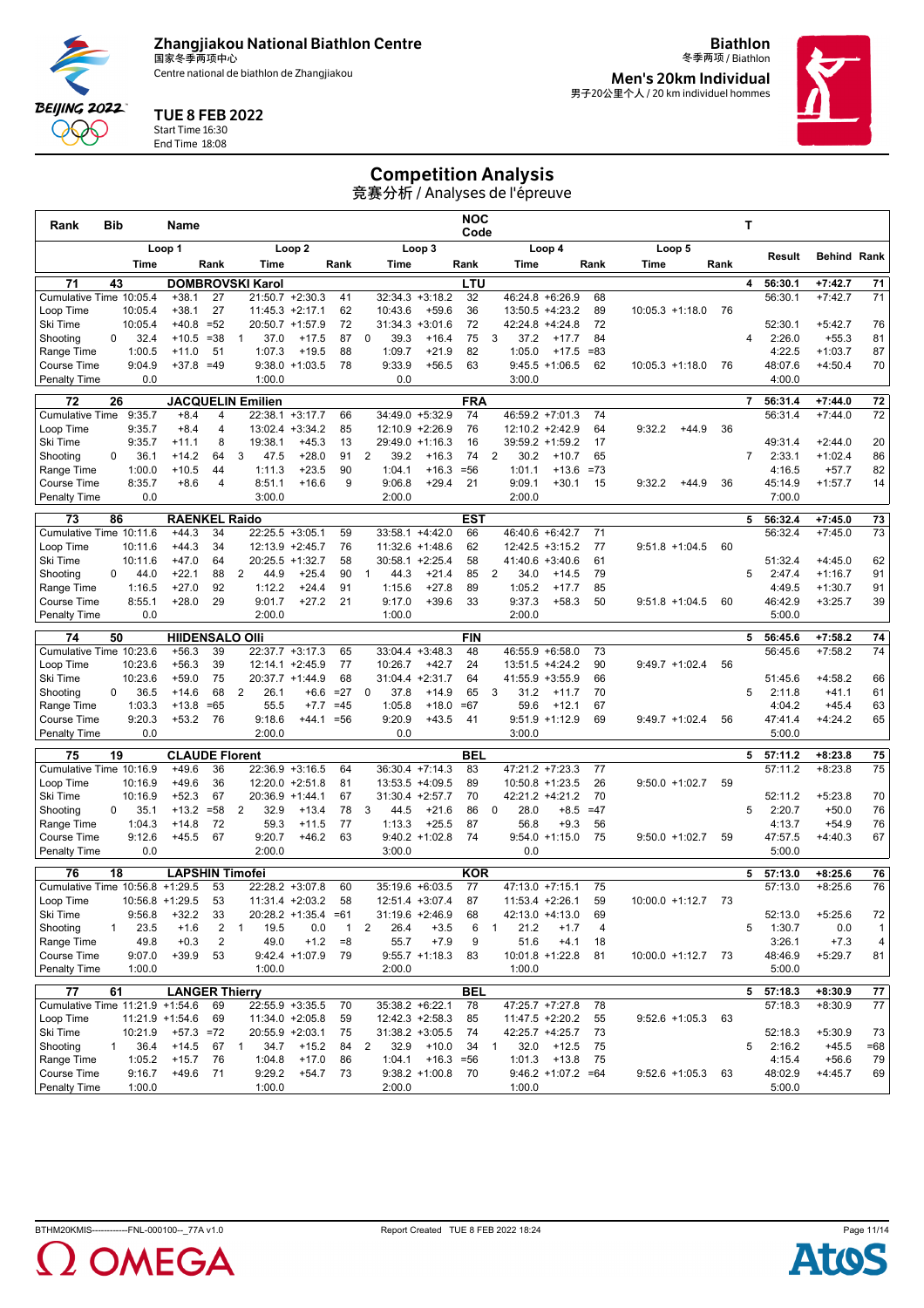Zhangjiakou National Biathlon Centre
国家冬季两项中心
Centre national de biathlon de Zhangjiakou

**TUE 8 FEB 2022**
Start Time 16:30
End Time 18:08

**Biathlon**
冬季两项 / Biathlon
**Men's 20km Individual**
男子20公里个人 / 20 km individuel hommes

# Competition Analysis
竞赛分析 / Analyses de l'épreuve

| Rank | Bib | Name | | | | | | | NOC Code | | | | | T | | | |
|---|---|---|---|---|---|---|---|---|---|---|---|---|---|---|---|---|---|
| | Loop 1 | | | Loop 2 | | | Loop 3 | | | Loop 4 | | | Loop 5 | | | Result | Behind Rank |
| | Time | | Rank | Time | | Rank | Time | | Rank | Time | | Rank | Time | | Rank | | |
| **71** | **43** | **DOMBROVSKI Karol** | | | | | | | **LTU** | | | | | **4** | **56:30.1** | **+7:42.7** | **71** |
| Cumulative Time | 10:05.4 | +38.1 | 27 | 21:50.7 | +2:30.3 | 41 | 32:34.3 | +3:18.2 | 32 | 46:24.8 | +6:26.9 | 68 | | | | 56:30.1 | +7:42.7 71 |
| Loop Time | 10:05.4 | +38.1 | 27 | 11:45.3 | +2:17.1 | 62 | 10:43.6 | +59.6 | 36 | 13:50.5 | +4:23.2 | 89 | 10:05.3 | +1:18.0 | 76 | | |
| Ski Time | 10:05.4 | +40.8 | =52 | 20:50.7 | +1:57.9 | 72 | 31:34.3 | +3:01.6 | 72 | 42:24.8 | +4:24.8 | 72 | | | | 52:30.1 | +5:42.7 76 |
| Shooting | 0 32.4 | +10.5 | =38 | 1 37.0 | +17.5 | 87 | 0 39.3 | +16.4 | 75 | 3 37.2 | +17.7 | 84 | | | | 4 2:26.0 | +55.3 81 |
| Range Time | 1:00.5 | +11.0 | 51 | 1:07.3 | +19.5 | 88 | 1:09.7 | +21.9 | 82 | 1:05.0 | +17.5 | =83 | | | | 4:22.5 | +1:03.7 87 |
| Course Time | 9:04.9 | +37.8 | =49 | 9:38.0 | +1:03.5 | 78 | 9:33.9 | +56.5 | 63 | 9:45.5 | +1:06.5 | 62 | 10:05.3 | +1:18.0 | 76 | 48:07.6 | +4:50.4 70 |
| Penalty Time | 0.0 | | | 1:00.0 | | | 0.0 | | | 3:00.0 | | | | | | 4:00.0 | |
| **72** | **26** | **JACQUELIN Emilien** | | | | | | | **FRA** | | | | | **7** | **56:31.4** | **+7:44.0** | **72** |
| Cumulative Time | 9:35.7 | +8.4 | 4 | 22:38.1 | +3:17.7 | 66 | 34:49.0 | +5:32.9 | 74 | 46:59.2 | +7:01.3 | 74 | | | | 56:31.4 | +7:44.0 72 |
| Loop Time | 9:35.7 | +8.4 | 4 | 13:02.4 | +3:34.2 | 85 | 12:10.9 | +2:26.9 | 76 | 12:10.2 | +2:42.9 | 64 | 9:32.2 | +44.9 | 36 | | |
| Ski Time | 9:35.7 | +11.1 | 8 | 19:38.1 | +45.3 | 13 | 29:49.0 | +1:16.3 | 16 | 39:59.2 | +1:59.2 | 17 | | | | 49:31.4 | +2:44.0 20 |
| Shooting | 0 36.1 | +14.2 | 64 | 3 47.5 | +28.0 | 91 | 2 39.2 | +16.3 | 74 | 2 30.2 | +10.7 | 65 | | | | 7 2:33.1 | +1:02.4 86 |
| Range Time | 1:00.0 | +10.5 | 44 | 1:11.3 | +23.5 | 90 | 1:04.1 | +16.3 | =56 | 1:01.1 | +13.6 | =73 | | | | 4:16.5 | +57.7 82 |
| Course Time | 8:35.7 | +8.6 | 4 | 8:51.1 | +16.6 | 9 | 9:06.8 | +29.4 | 21 | 9:09.1 | +30.1 | 15 | 9:32.2 | +44.9 | 36 | 45:14.9 | +1:57.7 14 |
| Penalty Time | 0.0 | | | 3:00.0 | | | 2:00.0 | | | 2:00.0 | | | | | | 7:00.0 | |
| **73** | **86** | **RAENKEL Raido** | | | | | | | **EST** | | | | | **5** | **56:32.4** | **+7:45.0** | **73** |
| Cumulative Time | 10:11.6 | +44.3 | 34 | 22:25.5 | +3:05.1 | 59 | 33:58.1 | +4:42.0 | 66 | 46:40.6 | +6:42.7 | 71 | | | | 56:32.4 | +7:45.0 73 |
| Loop Time | 10:11.6 | +44.3 | 34 | 12:13.9 | +2:45.7 | 76 | 11:32.6 | +1:48.6 | 62 | 12:42.5 | +3:15.2 | 77 | 9:51.8 | +1:04.5 | 60 | | |
| Ski Time | 10:11.6 | +47.0 | 64 | 20:25.5 | +1:32.7 | 58 | 30:58.1 | +2:25.4 | 58 | 41:40.6 | +3:40.6 | 61 | | | | 51:32.4 | +4:45.0 62 |
| Shooting | 0 44.0 | +22.1 | 88 | 2 44.9 | +25.4 | 90 | 1 44.3 | +21.4 | 85 | 2 34.0 | +14.5 | 79 | | | | 5 2:47.4 | +1:16.7 91 |
| Range Time | 1:16.5 | +27.0 | 92 | 1:12.2 | +24.4 | 91 | 1:15.6 | +27.8 | 89 | 1:05.2 | +17.7 | 85 | | | | 4:49.5 | +1:30.7 91 |
| Course Time | 8:55.1 | +28.0 | 29 | 9:01.7 | +27.2 | 21 | 9:17.0 | +39.6 | 33 | 9:37.3 | +58.3 | 50 | 9:51.8 | +1:04.5 | 60 | 46:42.9 | +3:25.7 39 |
| Penalty Time | 0.0 | | | 2:00.0 | | | 1:00.0 | | | 2:00.0 | | | | | | 5:00.0 | |
| **74** | **50** | **HIIDENSALO Olli** | | | | | | | **FIN** | | | | | **5** | **56:45.6** | **+7:58.2** | **74** |
| Cumulative Time | 10:23.6 | +56.3 | 39 | 22:37.7 | +3:17.3 | 65 | 33:04.4 | +3:48.3 | 48 | 46:55.9 | +6:58.0 | 73 | | | | 56:45.6 | +7:58.2 74 |
| Loop Time | 10:23.6 | +56.3 | 39 | 12:14.1 | +2:45.9 | 77 | 10:26.7 | +42.7 | 24 | 13:51.5 | +4:24.2 | 90 | 9:49.7 | +1:02.4 | 56 | | |
| Ski Time | 10:23.6 | +59.0 | 75 | 20:37.7 | +1:44.9 | 68 | 31:04.4 | +2:31.7 | 64 | 41:55.9 | +3:55.9 | 66 | | | | 51:45.6 | +4:58.2 66 |
| Shooting | 0 36.5 | +14.6 | 68 | 2 26.1 | +6.6 | =27 | 0 37.8 | +14.9 | 65 | 3 31.2 | +11.7 | 70 | | | | 5 2:11.8 | +41.1 61 |
| Range Time | 1:03.3 | +13.8 | =65 | 55.5 | +7.7 | =45 | 1:05.8 | +18.0 | =67 | 59.6 | +12.1 | 67 | | | | 4:04.2 | +45.4 63 |
| Course Time | 9:20.3 | +53.2 | 76 | 9:18.6 | +44.1 | =56 | 9:20.9 | +43.5 | 41 | 9:51.9 | +1:12.9 | 69 | 9:49.7 | +1:02.4 | 56 | 47:41.4 | +4:24.2 65 |
| Penalty Time | 0.0 | | | 2:00.0 | | | 0.0 | | | 3:00.0 | | | | | | 5:00.0 | |
| **75** | **19** | **CLAUDE Florent** | | | | | | | **BEL** | | | | | **5** | **57:11.2** | **+8:23.8** | **75** |
| Cumulative Time | 10:16.9 | +49.6 | 36 | 22:36.9 | +3:16.5 | 64 | 36:30.4 | +7:14.3 | 83 | 47:21.2 | +7:23.3 | 77 | | | | 57:11.2 | +8:23.8 75 |
| Loop Time | 10:16.9 | +49.6 | 36 | 12:20.0 | +2:51.8 | 81 | 13:53.5 | +4:09.5 | 89 | 10:50.8 | +1:23.5 | 26 | 9:50.0 | +1:02.7 | 59 | | |
| Ski Time | 10:16.9 | +52.3 | 67 | 20:36.9 | +1:44.1 | 67 | 31:30.4 | +2:57.7 | 70 | 42:21.2 | +4:21.2 | 70 | | | | 52:11.2 | +5:23.8 70 |
| Shooting | 0 35.1 | +13.2 | =58 | 2 32.9 | +13.4 | 78 | 3 44.5 | +21.6 | 86 | 0 28.0 | +8.5 | =47 | | | | 5 2:20.7 | +50.0 76 |
| Range Time | 1:04.3 | +14.8 | 72 | 59.3 | +11.5 | 77 | 1:13.3 | +25.5 | 87 | 56.8 | +9.3 | 56 | | | | 4:13.7 | +54.9 76 |
| Course Time | 9:12.6 | +45.5 | 67 | 9:20.7 | +46.2 | 63 | 9:40.2 | +1:02.8 | 74 | 9:54.0 | +1:15.0 | 75 | 9:50.0 | +1:02.7 | 59 | 47:57.5 | +4:40.3 67 |
| Penalty Time | 0.0 | | | 2:00.0 | | | 3:00.0 | | | 0.0 | | | | | | 5:00.0 | |
| **76** | **18** | **LAPSHIN Timofei** | | | | | | | **KOR** | | | | | **5** | **57:13.0** | **+8:25.6** | **76** |
| Cumulative Time | 10:56.8 | +1:29.5 | 53 | 22:28.2 | +3:07.8 | 60 | 35:19.6 | +6:03.5 | 77 | 47:13.0 | +7:15.1 | 75 | | | | 57:13.0 | +8:25.6 76 |
| Loop Time | 10:56.8 | +1:29.5 | 53 | 11:31.4 | +2:03.2 | 58 | 12:51.4 | +3:07.4 | 87 | 11:53.4 | +2:26.1 | 59 | 10:00.0 | +1:12.7 | 73 | | |
| Ski Time | 9:56.8 | +32.2 | 33 | 20:28.2 | +1:35.4 | =61 | 31:19.6 | +2:46.9 | 68 | 42:13.0 | +4:13.0 | 69 | | | | 52:13.0 | +5:25.6 72 |
| Shooting | 1 23.5 | +1.6 | 2 | 1 19.5 | 0.0 | 1 | 2 26.4 | +3.5 | 6 | 1 21.2 | +1.7 | 4 | | | | 5 1:30.7 | 0.0 1 |
| Range Time | 49.8 | +0.3 | 2 | 49.0 | +1.2 | =8 | 55.7 | +7.9 | 9 | 51.6 | +4.1 | 18 | | | | 3:26.1 | +7.3 4 |
| Course Time | 9:07.0 | +39.9 | 53 | 9:42.4 | +1:07.9 | 79 | 9:55.7 | +1:18.3 | 83 | 10:01.8 | +1:22.8 | 81 | 10:00.0 | +1:12.7 | 73 | 48:46.9 | +5:29.7 81 |
| Penalty Time | 1:00.0 | | | 1:00.0 | | | 2:00.0 | | | 1:00.0 | | | | | | 5:00.0 | |
| **77** | **61** | **LANGER Thierry** | | | | | | | **BEL** | | | | | **5** | **57:18.3** | **+8:30.9** | **77** |
| Cumulative Time | 11:21.9 | +1:54.6 | 69 | 22:55.9 | +3:35.5 | 70 | 35:38.2 | +6:22.1 | 78 | 47:25.7 | +7:27.8 | 78 | | | | 57:18.3 | +8:30.9 77 |
| Loop Time | 11:21.9 | +1:54.6 | 69 | 11:34.0 | +2:05.8 | 59 | 12:42.3 | +2:58.3 | 85 | 11:47.5 | +2:20.2 | 55 | 9:52.6 | +1:05.3 | 63 | | |
| Ski Time | 10:21.9 | +57.3 | =72 | 20:55.9 | +2:03.1 | 75 | 31:38.2 | +3:05.5 | 74 | 42:25.7 | +4:25.7 | 73 | | | | 52:18.3 | +5:30.9 73 |
| Shooting | 1 36.4 | +14.5 | 67 | 1 34.7 | +15.2 | 84 | 2 32.9 | +10.0 | 34 | 1 32.0 | +12.5 | 75 | | | | 5 2:16.2 | +45.5 =68 |
| Range Time | 1:05.2 | +15.7 | 76 | 1:04.8 | +17.0 | 86 | 1:04.1 | +16.3 | =56 | 1:01.3 | +13.8 | 75 | | | | 4:15.4 | +56.6 79 |
| Course Time | 9:16.7 | +49.6 | 71 | 9:29.2 | +54.7 | 73 | 9:38.2 | +1:00.8 | 70 | 9:46.2 | +1:07.2 | =64 | 9:52.6 | +1:05.3 | 63 | 48:02.9 | +4:45.7 69 |
| Penalty Time | 1:00.0 | | | 1:00.0 | | | 2:00.0 | | | 1:00.0 | | | | | | 5:00.0 | |

BTHM20KMIS------------FNL-000100--_77A v1.0 Report Created TUE 8 FEB 2022 18:24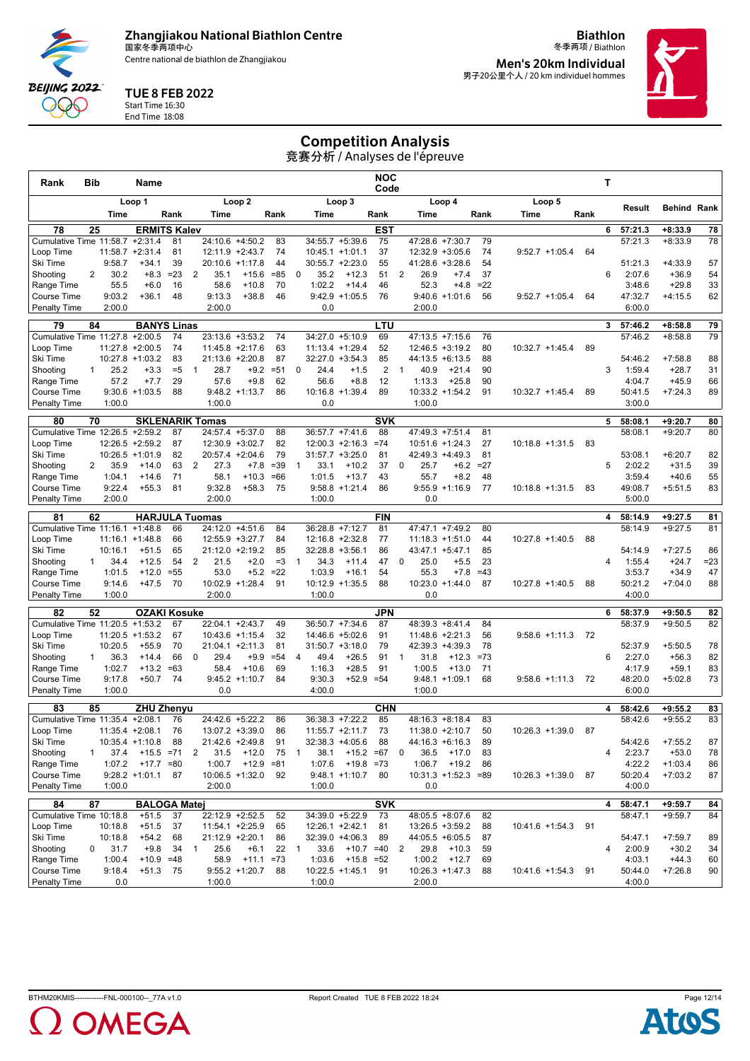Zhangjiakou National Biathlon Centre
国家冬季两项中心
Centre national de biathlon de Zhangjiakou

**Biathlon**
冬季两项 / Biathlon

**Men's 20km Individual**
男子20公里个人 / 20 km individuel hommes

**TUE 8 FEB 2022**
Start Time 16:30
End Time 18:08

# Competition Analysis
竞赛分析 / Analyses de l'épreuve

| Rank | Bib | Name | | | | | | | | | | NOC Code | | | | | | | | T | Result | Behind | Rank |
|---|---|---|---|---|---|---|---|---|---|---|---|---|---|---|---|---|---|---|---|---|---|---|---|
| | | Loop 1 | | | Loop 2 | | | | Loop 3 | | | | Loop 4 | | | | Loop 5 | | | | | | |
| | | Time | | Rank | | Time | | Rank | | Time | | Rank | | Time | | Rank | Time | | Rank | | | | |
| **78** | **25** | **ERMITS Kalev** | | | | | | | | | | **EST** | | | | | | | | **6** | **57:21.3** | **+8:33.9** | **78** |
| Cumulative Time | | 11:58.7 | +2:31.4 | 81 | | 24:10.6 | +4:50.2 | 83 | | 34:55.7 | +5:39.6 | 75 | | 47:28.6 | +7:30.7 | 79 | | | | | 57:21.3 | +8:33.9 | 78 |
| Loop Time | | 11:58.7 | +2:31.4 | 81 | | 12:11.9 | +2:43.7 | 74 | | 10:45.1 | +1:01.1 | 37 | | 12:32.9 | +3:05.6 | 74 | 9:52.7 | +1:05.4 | 64 | | | | |
| Ski Time | | 9:58.7 | +34.1 | 39 | | 20:10.6 | +1:17.8 | 44 | | 30:55.7 | +2:23.0 | 55 | | 41:28.6 | +3:28.6 | 54 | | | | | 51:21.3 | +4:33.9 | 57 |
| Shooting | 2 | 30.2 | +8.3 | =23 | 2 | 35.1 | +15.6 | =85 | 0 | 35.2 | +12.3 | 51 | 2 | 26.9 | +7.4 | 37 | | | | 6 | 2:07.6 | +36.9 | 54 |
| Range Time | | 55.5 | +6.0 | 16 | | 58.6 | +10.8 | 70 | | 1:02.2 | +14.4 | 46 | | 52.3 | +4.8 | =22 | | | | | 3:48.6 | +29.8 | 33 |
| Course Time | | 9:03.2 | +36.1 | 48 | | 9:13.3 | +38.8 | 46 | | 9:42.9 | +1:05.5 | 76 | | 9:40.6 | +1:01.6 | 56 | 9:52.7 | +1:05.4 | 64 | | 47:32.7 | +4:15.5 | 62 |
| Penalty Time | | 2:00.0 | | | | 2:00.0 | | | | 0.0 | | | | 2:00.0 | | | | | | | 6:00.0 | | |
| **79** | **84** | **BANYS Linas** | | | | | | | | | | **LTU** | | | | | | | | **3** | **57:46.2** | **+8:58.8** | **79** |
| Cumulative Time | | 11:27.8 | +2:00.5 | 74 | | 23:13.6 | +3:53.2 | 74 | | 34:27.0 | +5:10.9 | 69 | | 47:13.5 | +7:15.6 | 76 | | | | | 57:46.2 | +8:58.8 | 79 |
| Loop Time | | 11:27.8 | +2:00.5 | 74 | | 11:45.8 | +2:17.6 | 63 | | 11:13.4 | +1:29.4 | 52 | | 12:46.5 | +3:19.2 | 80 | 10:32.7 | +1:45.4 | 89 | | | | |
| Ski Time | | 10:27.8 | +1:03.2 | 83 | | 21:13.6 | +2:20.8 | 87 | | 32:27.0 | +3:54.3 | 85 | | 44:13.5 | +6:13.5 | 88 | | | | | 54:46.2 | +7:58.8 | 88 |
| Shooting | 1 | 25.2 | +3.3 | =5 | 1 | 28.7 | +9.2 | =51 | 0 | 24.4 | +1.5 | 2 | 1 | 40.9 | +21.4 | 90 | | | | 3 | 1:59.4 | +28.7 | 31 |
| Range Time | | 57.2 | +7.7 | 29 | | 57.6 | +9.8 | 62 | | 56.6 | +8.8 | 12 | | 1:13.3 | +25.8 | 90 | | | | | 4:04.7 | +45.9 | 66 |
| Course Time | | 9:30.6 | +1:03.5 | 88 | | 9:48.2 | +1:13.7 | 86 | | 10:16.8 | +1:39.4 | 89 | | 10:33.2 | +1:54.2 | 91 | 10:32.7 | +1:45.4 | 89 | | 50:41.5 | +7:24.3 | 89 |
| Penalty Time | | 1:00.0 | | | | 1:00.0 | | | | 0.0 | | | | 1:00.0 | | | | | | | 3:00.0 | | |
| **80** | **70** | **SKLENARIK Tomas** | | | | | | | | | | **SVK** | | | | | | | | **5** | **58:08.1** | **+9:20.7** | **80** |
| Cumulative Time | | 12:26.5 | +2:59.2 | 87 | | 24:57.4 | +5:37.0 | 88 | | 36:57.7 | +7:41.6 | 88 | | 47:49.3 | +7:51.4 | 81 | | | | | 58:08.1 | +9:20.7 | 80 |
| Loop Time | | 12:26.5 | +2:59.2 | 87 | | 12:30.9 | +3:02.7 | 82 | | 12:00.3 | +2:16.3 | =74 | | 10:51.6 | +1:24.3 | 27 | 10:18.8 | +1:31.5 | 83 | | | | |
| Ski Time | | 10:26.5 | +1:01.9 | 82 | | 20:57.4 | +2:04.6 | 79 | | 31:57.7 | +3:25.0 | 81 | | 42:49.3 | +4:49.3 | 81 | | | | | 53:08.1 | +6:20.7 | 82 |
| Shooting | 2 | 35.9 | +14.0 | 63 | 2 | 27.3 | +7.8 | =39 | 1 | 33.1 | +10.2 | 37 | 0 | 25.7 | +6.2 | =27 | | | | 5 | 2:02.2 | +31.5 | 39 |
| Range Time | | 1:04.1 | +14.6 | 71 | | 58.1 | +10.3 | =66 | | 1:01.5 | +13.7 | 43 | | 55.7 | +8.2 | 48 | | | | | 3:59.4 | +40.6 | 55 |
| Course Time | | 9:22.4 | +55.3 | 81 | | 9:32.8 | +58.3 | 75 | | 9:58.8 | +1:21.4 | 86 | | 9:55.9 | +1:16.9 | 77 | 10:18.8 | +1:31.5 | 83 | | 49:08.7 | +5:51.5 | 83 |
| Penalty Time | | 2:00.0 | | | | 2:00.0 | | | | 1:00.0 | | | | 0.0 | | | | | | | 5:00.0 | | |
| **81** | **62** | **HARJULA Tuomas** | | | | | | | | | | **FIN** | | | | | | | | **4** | **58:14.9** | **+9:27.5** | **81** |
| Cumulative Time | | 11:16.1 | +1:48.8 | 66 | | 24:12.0 | +4:51.6 | 84 | | 36:28.8 | +7:12.7 | 81 | | 47:47.1 | +7:49.2 | 80 | | | | | 58:14.9 | +9:27.5 | 81 |
| Loop Time | | 11:16.1 | +1:48.8 | 66 | | 12:55.9 | +3:27.7 | 84 | | 12:16.8 | +2:32.8 | 77 | | 11:18.3 | +1:51.0 | 44 | 10:27.8 | +1:40.5 | 88 | | | | |
| Ski Time | | 10:16.1 | +51.5 | 65 | | 21:12.0 | +2:19.2 | 85 | | 32:28.8 | +3:56.1 | 86 | | 43:47.1 | +5:47.1 | 85 | | | | | 54:14.9 | +7:27.5 | 86 |
| Shooting | 1 | 34.4 | +12.5 | 54 | 2 | 21.5 | +2.0 | =3 | 1 | 34.3 | +11.4 | 47 | 0 | 25.0 | +5.5 | 23 | | | | 4 | 1:55.4 | +24.7 | =23 |
| Range Time | | 1:01.5 | +12.0 | =55 | | 53.0 | +5.2 | =22 | | 1:03.9 | +16.1 | 54 | | 55.3 | +7.8 | =43 | | | | | 3:53.7 | +34.9 | 47 |
| Course Time | | 9:14.6 | +47.5 | 70 | | 10:02.9 | +1:28.4 | 91 | | 10:12.9 | +1:35.5 | 88 | | 10:23.0 | +1:44.0 | 87 | 10:27.8 | +1:40.5 | 88 | | 50:21.2 | +7:04.0 | 88 |
| Penalty Time | | 1:00.0 | | | | 2:00.0 | | | | 1:00.0 | | | | 0.0 | | | | | | | 4:00.0 | | |
| **82** | **52** | **OZAKI Kosuke** | | | | | | | | | | **JPN** | | | | | | | | **6** | **58:37.9** | **+9:50.5** | **82** |
| Cumulative Time | | 11:20.5 | +1:53.2 | 67 | | 22:04.1 | +2:43.7 | 49 | | 36:50.7 | +7:34.6 | 87 | | 48:39.3 | +8:41.4 | 84 | | | | | 58:37.9 | +9:50.5 | 82 |
| Loop Time | | 11:20.5 | +1:53.2 | 67 | | 10:43.6 | +1:15.4 | 32 | | 14:46.6 | +5:02.6 | 91 | | 11:48.6 | +2:21.3 | 56 | 9:58.6 | +1:11.3 | 72 | | | | |
| Ski Time | | 10:20.5 | +55.9 | 70 | | 21:04.1 | +2:11.3 | 81 | | 31:50.7 | +3:18.0 | 79 | | 42:39.3 | +4:39.3 | 78 | | | | | 52:37.9 | +5:50.5 | 78 |
| Shooting | 1 | 36.3 | +14.4 | 66 | 0 | 29.4 | +9.9 | =54 | 4 | 49.4 | +26.5 | 91 | 1 | 31.8 | +12.3 | =73 | | | | 6 | 2:27.0 | +56.3 | 82 |
| Range Time | | 1:02.7 | +13.2 | =63 | | 58.4 | +10.6 | 69 | | 1:16.3 | +28.5 | 91 | | 1:00.5 | +13.0 | 71 | | | | | 4:17.9 | +59.1 | 83 |
| Course Time | | 9:17.8 | +50.7 | 74 | | 9:45.2 | +1:10.7 | 84 | | 9:30.3 | +52.9 | =54 | | 9:48.1 | +1:09.1 | 68 | 9:58.6 | +1:11.3 | 72 | | 48:20.0 | +5:02.8 | 73 |
| Penalty Time | | 1:00.0 | | | | 0.0 | | | | 4:00.0 | | | | 1:00.0 | | | | | | | 6:00.0 | | |
| **83** | **85** | **ZHU Zhenyu** | | | | | | | | | | **CHN** | | | | | | | | **4** | **58:42.6** | **+9:55.2** | **83** |
| Cumulative Time | | 11:35.4 | +2:08.1 | 76 | | 24:42.6 | +5:22.2 | 86 | | 36:38.3 | +7:22.2 | 85 | | 48:16.3 | +8:18.4 | 83 | | | | | 58:42.6 | +9:55.2 | 83 |
| Loop Time | | 11:35.4 | +2:08.1 | 76 | | 13:07.2 | +3:39.0 | 86 | | 11:55.7 | +2:11.7 | 73 | | 11:38.0 | +2:10.7 | 50 | 10:26.3 | +1:39.0 | 87 | | | | |
| Ski Time | | 10:35.4 | +1:10.8 | 88 | | 21:42.6 | +2:49.8 | 91 | | 32:38.3 | +4:05.6 | 88 | | 44:16.3 | +6:16.3 | 89 | | | | | 54:42.6 | +7:55.2 | 87 |
| Shooting | 1 | 37.4 | +15.5 | =71 | 2 | 31.5 | +12.0 | 75 | 1 | 38.1 | +15.2 | =67 | 0 | 36.5 | +17.0 | 83 | | | | 4 | 2:23.7 | +53.0 | 78 |
| Range Time | | 1:07.2 | +17.7 | =80 | | 1:00.7 | +12.9 | =81 | | 1:07.6 | +19.8 | =73 | | 1:06.7 | +19.2 | 86 | | | | | 4:22.2 | +1:03.4 | 86 |
| Course Time | | 9:28.2 | +1:01.1 | 87 | | 10:06.5 | +1:32.0 | 92 | | 9:48.1 | +1:10.7 | 80 | | 10:31.3 | +1:52.3 | =89 | 10:26.3 | +1:39.0 | 87 | | 50:20.4 | +7:03.2 | 87 |
| Penalty Time | | 1:00.0 | | | | 2:00.0 | | | | 1:00.0 | | | | 0.0 | | | | | | | 4:00.0 | | |
| **84** | **87** | **BALOGA Matej** | | | | | | | | | | **SVK** | | | | | | | | **4** | **58:47.1** | **+9:59.7** | **84** |
| Cumulative Time | | 10:18.8 | +51.5 | 37 | | 22:12.9 | +2:52.5 | 52 | | 34:39.0 | +5:22.9 | 73 | | 48:05.5 | +8:07.6 | 82 | | | | | 58:47.1 | +9:59.7 | 84 |
| Loop Time | | 10:18.8 | +51.5 | 37 | | 11:54.1 | +2:25.9 | 65 | | 12:26.1 | +2:42.1 | 81 | | 13:26.5 | +3:59.2 | 88 | 10:41.6 | +1:54.3 | 91 | | | | |
| Ski Time | | 10:18.8 | +54.2 | 68 | | 21:12.9 | +2:20.1 | 86 | | 32:39.0 | +4:06.3 | 89 | | 44:05.5 | +6:05.5 | 87 | | | | | 54:47.1 | +7:59.7 | 89 |
| Shooting | 0 | 31.7 | +9.8 | 34 | 1 | 25.6 | +6.1 | 22 | 1 | 33.6 | +10.7 | =40 | 2 | 29.8 | +10.3 | 59 | | | | 4 | 2:00.9 | +30.2 | 34 |
| Range Time | | 1:00.4 | +10.9 | =48 | | 58.9 | +11.1 | =73 | | 1:03.6 | +15.8 | =52 | | 1:00.2 | +12.7 | 69 | | | | | 4:03.1 | +44.3 | 60 |
| Course Time | | 9:18.4 | +51.3 | 75 | | 9:55.2 | +1:20.7 | 88 | | 10:22.5 | +1:45.1 | 91 | | 10:26.3 | +1:47.3 | 88 | 10:41.6 | +1:54.3 | 91 | | 50:44.0 | +7:26.8 | 90 |
| Penalty Time | | 0.0 | | | | 1:00.0 | | | | 1:00.0 | | | | 2:00.0 | | | | | | | 4:00.0 | | |

BTHM20KMIS------------FNL-000100--_77A v1.0 Report Created TUE 8 FEB 2022 18:24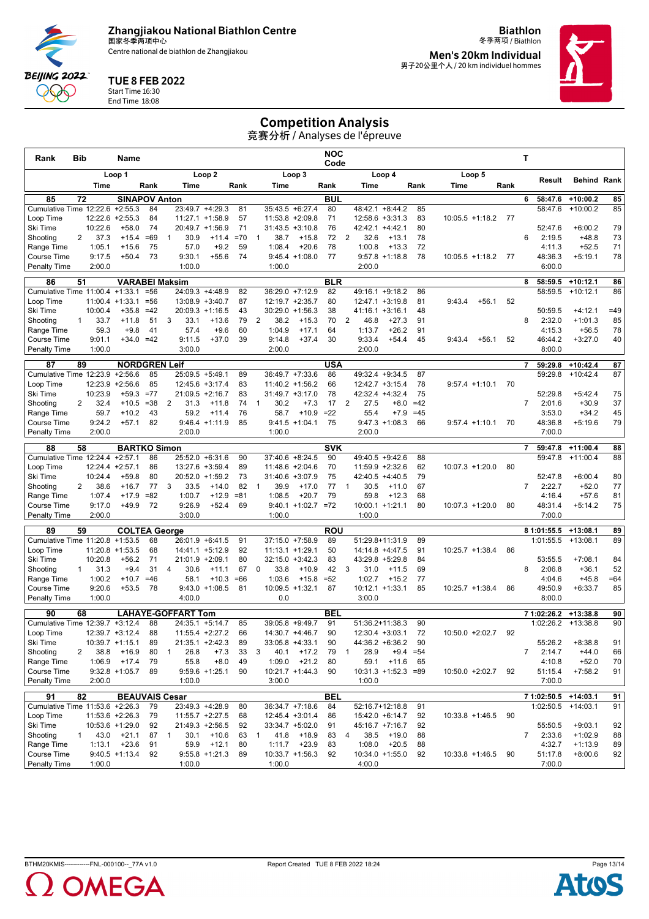# Zhangjiakou National Biathlon Centre

国家冬季两项中心

Centre national de biathlon de Zhangjiakou

**Biathlon**
冬季两项 / Biathlon

**Men's 20km Individual**
男子20公里个人 / 20 km individuel hommes

**TUE 8 FEB 2022**
Start Time 16:30
End Time 18:08

## Competition Analysis

竞赛分析 / Analyses de l'épreuve

| Rank | Bib | Name | | Loop 1 Time | | Loop 1 Rank | | Loop 2 Time | | Loop 2 Rank | | Loop 3 Time | | Loop 3 Rank | | Loop 4 Time | | Loop 4 Rank | Loop 5 Time | | Loop 5 Rank | T | Result | Behind | Rank |
|---|---|---|---|---|---|---|---|---|---|---|---|---|---|---|---|---|---|---|---|---|---|---|---|---|---|
| **85** | **72** | **SINAPOV Anton** | | | | **BUL** | | | | | | | | | | | | | | | | **6** | **58:47.6** | **+10:00.2** | **85** |
| Cumulative Time | | | | 12:22.6 | +2:55.3 | 84 | | 23:49.7 | +4:29.3 | 81 | | 35:43.5 | +6:27.4 | 80 | | 48:42.1 | +8:44.2 | 85 | | | | | 58:47.6 | +10:00.2 | 85 |
| Loop Time | | | | 12:22.6 | +2:55.3 | 84 | | 11:27.1 | +1:58.9 | 57 | | 11:53.8 | +2:09.8 | 71 | | 12:58.6 | +3:31.3 | 83 | 10:05.5 | +1:18.2 | 77 | | | | |
| Ski Time | | | | 10:22.6 | +58.0 | 74 | | 20:49.7 | +1:56.9 | 71 | | 31:43.5 | +3:10.8 | 76 | | 42:42.1 | +4:42.1 | 80 | | | | | 52:47.6 | +6:00.2 | 79 |
| Shooting | | | 2 | 37.3 | +15.4 | =69 | 1 | 30.9 | +11.4 | =70 | 1 | 38.7 | +15.8 | 72 | 2 | 32.6 | +13.1 | 78 | | | | 6 | 2:19.5 | +48.8 | 73 |
| Range Time | | | | 1:05.1 | +15.6 | 75 | | 57.0 | +9.2 | 59 | | 1:08.4 | +20.6 | 78 | | 1:00.8 | +13.3 | 72 | | | | | 4:11.3 | +52.5 | 71 |
| Course Time | | | | 9:17.5 | +50.4 | 73 | | 9:30.1 | +55.6 | 74 | | 9:45.4 | +1:08.0 | 77 | | 9:57.8 | +1:18.8 | 78 | 10:05.5 | +1:18.2 | 77 | | 48:36.3 | +5:19.1 | 78 |
| Penalty Time | | | | 2:00.0 | | | | 1:00.0 | | | | 1:00.0 | | | | 2:00.0 | | | | | | | 6:00.0 | | |
| **86** | **51** | **VARABEI Maksim** | | | | **BLR** | | | | | | | | | | | | | | | | **8** | **58:59.5** | **+10:12.1** | **86** |
| Cumulative Time | | | | 11:00.4 | +1:33.1 | =56 | | 24:09.3 | +4:48.9 | 82 | | 36:29.0 | +7:12.9 | 82 | | 49:16.1 | +9:18.2 | 86 | | | | | 58:59.5 | +10:12.1 | 86 |
| Loop Time | | | | 11:00.4 | +1:33.1 | =56 | | 13:08.9 | +3:40.7 | 87 | | 12:19.7 | +2:35.7 | 80 | | 12:47.1 | +3:19.8 | 81 | 9:43.4 | +56.1 | 52 | | | | |
| Ski Time | | | | 10:00.4 | +35.8 | =42 | | 20:09.3 | +1:16.5 | 43 | | 30:29.0 | +1:56.3 | 38 | | 41:16.1 | +3:16.1 | 48 | | | | | 50:59.5 | +4:12.1 | =49 |
| Shooting | | | 1 | 33.7 | +11.8 | 51 | 3 | 33.1 | +13.6 | 79 | 2 | 38.2 | +15.3 | 70 | 2 | 46.8 | +27.3 | 91 | | | | 8 | 2:32.0 | +1:01.3 | 85 |
| Range Time | | | | 59.3 | +9.8 | 41 | | 57.4 | +9.6 | 60 | | 1:04.9 | +17.1 | 64 | | 1:13.7 | +26.2 | 91 | | | | | 4:15.3 | +56.5 | 78 |
| Course Time | | | | 9:01.1 | +34.0 | =42 | | 9:11.5 | +37.0 | 39 | | 9:14.8 | +37.4 | 30 | | 9:33.4 | +54.4 | 45 | 9:43.4 | +56.1 | 52 | | 46:44.2 | +3:27.0 | 40 |
| Penalty Time | | | | 1:00.0 | | | | 3:00.0 | | | | 2:00.0 | | | | 2:00.0 | | | | | | | 8:00.0 | | |
| **87** | **89** | **NORDGREN Leif** | | | | **USA** | | | | | | | | | | | | | | | | **7** | **59:29.8** | **+10:42.4** | **87** |
| Cumulative Time | | | | 12:23.9 | +2:56.6 | 85 | | 25:09.5 | +5:49.1 | 89 | | 36:49.7 | +7:33.6 | 86 | | 49:32.4 | +9:34.5 | 87 | | | | | 59:29.8 | +10:42.4 | 87 |
| Loop Time | | | | 12:23.9 | +2:56.6 | 85 | | 12:45.6 | +3:17.4 | 83 | | 11:40.2 | +1:56.2 | 66 | | 12:42.7 | +3:15.4 | 78 | 9:57.4 | +1:10.1 | 70 | | | | |
| Ski Time | | | | 10:23.9 | +59.3 | =77 | | 21:09.5 | +2:16.7 | 83 | | 31:49.7 | +3:17.0 | 78 | | 42:32.4 | +4:32.4 | 75 | | | | | 52:29.8 | +5:42.4 | 75 |
| Shooting | | | 2 | 32.4 | +10.5 | =38 | 2 | 31.3 | +11.8 | 74 | 1 | 30.2 | +7.3 | 17 | 2 | 27.5 | +8.0 | =42 | | | | 7 | 2:01.6 | +30.9 | 37 |
| Range Time | | | | 59.7 | +10.2 | 43 | | 59.2 | +11.4 | 76 | | 58.7 | +10.9 | =22 | | 55.4 | +7.9 | =45 | | | | | 3:53.0 | +34.2 | 45 |
| Course Time | | | | 9:24.2 | +57.1 | 82 | | 9:46.4 | +1:11.9 | 85 | | 9:41.5 | +1:04.1 | 75 | | 9:47.3 | +1:08.3 | 66 | 9:57.4 | +1:10.1 | 70 | | 48:36.8 | +5:19.6 | 79 |
| Penalty Time | | | | 2:00.0 | | | | 2:00.0 | | | | 1:00.0 | | | | 2:00.0 | | | | | | | 7:00.0 | | |
| **88** | **58** | **BARTKO Simon** | | | | **SVK** | | | | | | | | | | | | | | | | **7** | **59:47.8** | **+11:00.4** | **88** |
| Cumulative Time | | | | 12:24.4 | +2:57.1 | 86 | | 25:52.0 | +6:31.6 | 90 | | 37:40.6 | +8:24.5 | 90 | | 49:40.5 | +9:42.6 | 88 | | | | | 59:47.8 | +11:00.4 | 88 |
| Loop Time | | | | 12:24.4 | +2:57.1 | 86 | | 13:27.6 | +3:59.4 | 89 | | 11:48.6 | +2:04.6 | 70 | | 11:59.9 | +2:32.6 | 62 | 10:07.3 | +1:20.0 | 80 | | | | |
| Ski Time | | | | 10:24.4 | +59.8 | 80 | | 20:52.0 | +1:59.2 | 73 | | 31:40.6 | +3:07.9 | 75 | | 42:40.5 | +4:40.5 | 79 | | | | | 52:47.8 | +6:00.4 | 80 |
| Shooting | | | 2 | 38.6 | +16.7 | 77 | 3 | 33.5 | +14.0 | 82 | 1 | 39.9 | +17.0 | 77 | 1 | 30.5 | +11.0 | 67 | | | | 7 | 2:22.7 | +52.0 | 77 |
| Range Time | | | | 1:07.4 | +17.9 | =82 | | 1:00.7 | +12.9 | =81 | | 1:08.5 | +20.7 | 79 | | 59.8 | +12.3 | 68 | | | | | 4:16.4 | +57.6 | 81 |
| Course Time | | | | 9:17.0 | +49.9 | 72 | | 9:26.9 | +52.4 | 69 | | 9:40.1 | +1:02.7 | =72 | | 10:00.1 | +1:21.1 | 80 | 10:07.3 | +1:20.0 | 80 | | 48:31.4 | +5:14.2 | 75 |
| Penalty Time | | | | 2:00.0 | | | | 3:00.0 | | | | 1:00.0 | | | | 1:00.0 | | | | | | | 7:00.0 | | |
| **89** | **59** | **COLTEA George** | | | | **ROU** | | | | | | | | | | | | | | | | **8** | **1:01:55.5** | **+13:08.1** | **89** |
| Cumulative Time | | | | 11:20.8 | +1:53.5 | 68 | | 26:01.9 | +6:41.5 | 91 | | 37:15.0 | +7:58.9 | 89 | | 51:29.8 | +11:31.9 | 89 | | | | | 1:01:55.5 | +13:08.1 | 89 |
| Loop Time | | | | 11:20.8 | +1:53.5 | 68 | | 14:41.1 | +5:12.9 | 92 | | 11:13.1 | +1:29.1 | 50 | | 14:14.8 | +4:47.5 | 91 | 10:25.7 | +1:38.4 | 86 | | | | |
| Ski Time | | | | 10:20.8 | +56.2 | 71 | | 21:01.9 | +2:09.1 | 80 | | 32:15.0 | +3:42.3 | 83 | | 43:29.8 | +5:29.8 | 84 | | | | | 53:55.5 | +7:08.1 | 84 |
| Shooting | | | 1 | 31.3 | +9.4 | 31 | 4 | 30.6 | +11.1 | 67 | 0 | 33.8 | +10.9 | 42 | 3 | 31.0 | +11.5 | 69 | | | | 8 | 2:06.8 | +36.1 | 52 |
| Range Time | | | | 1:00.2 | +10.7 | =46 | | 58.1 | +10.3 | =66 | | 1:03.6 | +15.8 | =52 | | 1:02.7 | +15.2 | 77 | | | | | 4:04.6 | +45.8 | =64 |
| Course Time | | | | 9:20.6 | +53.5 | 78 | | 9:43.0 | +1:08.5 | 81 | | 10:09.5 | +1:32.1 | 87 | | 10:12.1 | +1:33.1 | 85 | 10:25.7 | +1:38.4 | 86 | | 49:50.9 | +6:33.7 | 85 |
| Penalty Time | | | | 1:00.0 | | | | 4:00.0 | | | | 0.0 | | | | 3:00.0 | | | | | | | 8:00.0 | | |
| **90** | **68** | **LAHAYE-GOFFART Tom** | | | | **BEL** | | | | | | | | | | | | | | | | **7** | **1:02:26.2** | **+13:38.8** | **90** |
| Cumulative Time | | | | 12:39.7 | +3:12.4 | 88 | | 24:35.1 | +5:14.7 | 85 | | 39:05.8 | +9:49.7 | 91 | | 51:36.2 | +11:38.3 | 90 | | | | | 1:02:26.2 | +13:38.8 | 90 |
| Loop Time | | | | 12:39.7 | +3:12.4 | 88 | | 11:55.4 | +2:27.2 | 66 | | 14:30.7 | +4:46.7 | 90 | | 12:30.4 | +3:03.1 | 72 | 10:50.0 | +2:02.7 | 92 | | | | |
| Ski Time | | | | 10:39.7 | +1:15.1 | 89 | | 21:35.1 | +2:42.3 | 89 | | 33:05.8 | +4:33.1 | 90 | | 44:36.2 | +6:36.2 | 90 | | | | | 55:26.2 | +8:38.8 | 91 |
| Shooting | | | 2 | 38.8 | +16.9 | 80 | 1 | 26.8 | +7.3 | 33 | 3 | 40.1 | +17.2 | 79 | 1 | 28.9 | +9.4 | =54 | | | | 7 | 2:14.7 | +44.0 | 66 |
| Range Time | | | | 1:06.9 | +17.4 | 79 | | 55.8 | +8.0 | 49 | | 1:09.0 | +21.2 | 80 | | 59.1 | +11.6 | 65 | | | | | 4:10.8 | +52.0 | 70 |
| Course Time | | | | 9:32.8 | +1:05.7 | 89 | | 9:59.6 | +1:25.1 | 90 | | 10:21.7 | +1:44.3 | 90 | | 10:31.3 | +1:52.3 | =89 | 10:50.0 | +2:02.7 | 92 | | 51:15.4 | +7:58.2 | 91 |
| Penalty Time | | | | 2:00.0 | | | | 1:00.0 | | | | 3:00.0 | | | | 1:00.0 | | | | | | | 7:00.0 | | |
| **91** | **82** | **BEAUVAIS Cesar** | | | | **BEL** | | | | | | | | | | | | | | | | **7** | **1:02:50.5** | **+14:03.1** | **91** |
| Cumulative Time | | | | 11:53.6 | +2:26.3 | 79 | | 23:49.3 | +4:28.9 | 80 | | 36:34.7 | +7:18.6 | 84 | | 52:16.7 | +12:18.8 | 91 | | | | | 1:02:50.5 | +14:03.1 | 91 |
| Loop Time | | | | 11:53.6 | +2:26.3 | 79 | | 11:55.7 | +2:27.5 | 68 | | 12:45.4 | +3:01.4 | 86 | | 15:42.0 | +6:14.7 | 92 | 10:33.8 | +1:46.5 | 90 | | | | |
| Ski Time | | | | 10:53.6 | +1:29.0 | 92 | | 21:49.3 | +2:56.5 | 92 | | 33:34.7 | +5:02.0 | 91 | | 45:16.7 | +7:16.7 | 92 | | | | | 55:50.5 | +9:03.1 | 92 |
| Shooting | | | 1 | 43.0 | +21.1 | 87 | 1 | 30.1 | +10.6 | 63 | 1 | 41.8 | +18.9 | 83 | 4 | 38.5 | +19.0 | 88 | | | | 7 | 2:33.6 | +1:02.9 | 88 |
| Range Time | | | | 1:13.1 | +23.6 | 91 | | 59.9 | +12.1 | 80 | | 1:11.7 | +23.9 | 83 | | 1:08.0 | +20.5 | 88 | | | | | 4:32.7 | +1:13.9 | 89 |
| Course Time | | | | 9:40.5 | +1:13.4 | 92 | | 9:55.8 | +1:21.3 | 89 | | 10:33.7 | +1:56.3 | 92 | | 10:34.0 | +1:55.0 | 92 | 10:33.8 | +1:46.5 | 90 | | 51:17.8 | +8:00.6 | 92 |
| Penalty Time | | | | 1:00.0 | | | | 1:00.0 | | | | 1:00.0 | | | | 4:00.0 | | | | | | | 7:00.0 | | |

BTHM20KMIS------------FNL-000100--_77A v1.0 Report Created TUE 8 FEB 2022 18:24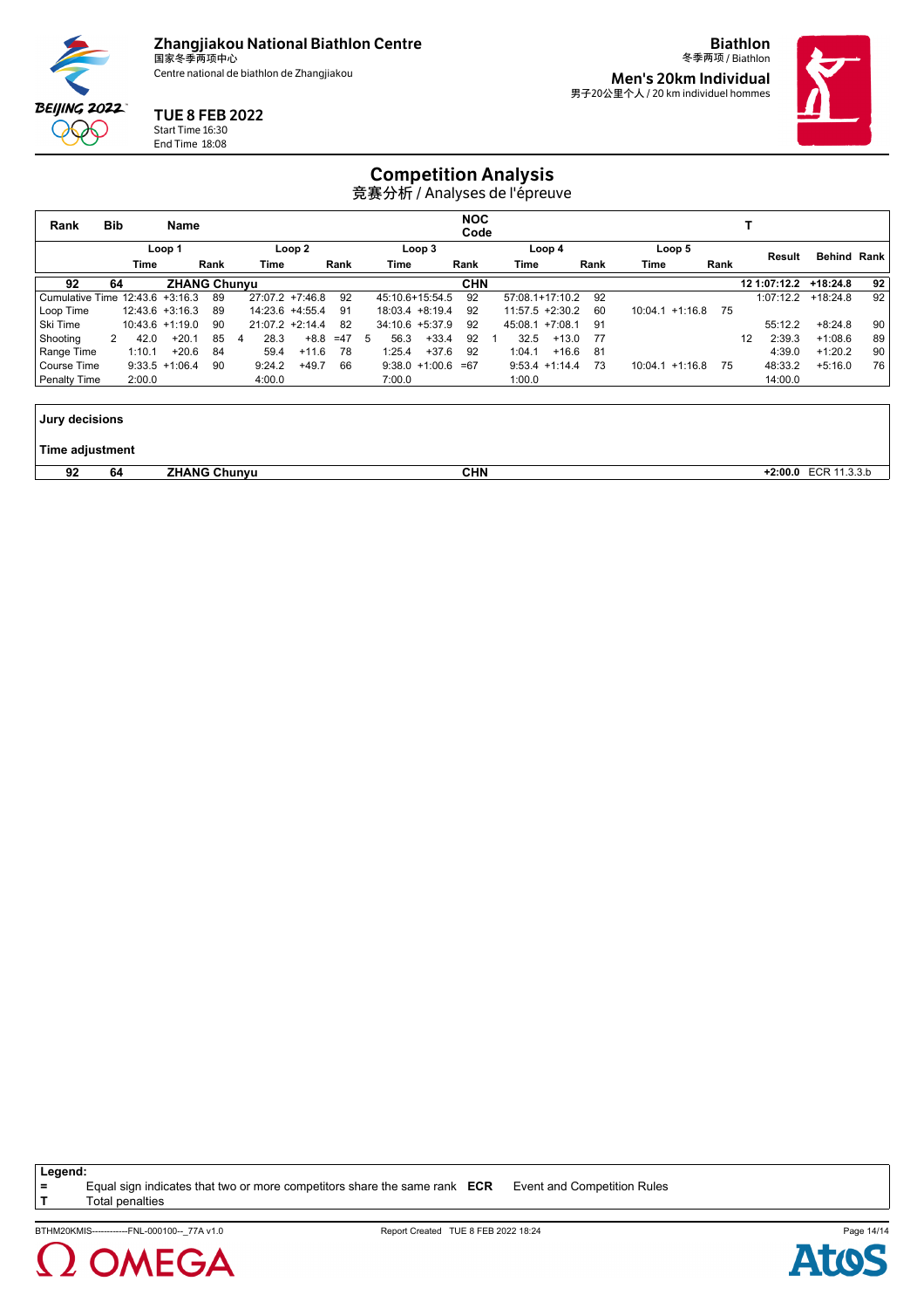# Zhangjiakou National Biathlon Centre

国家冬季两项中心

Centre national de biathlon de Zhangjiakou

**Biathlon**

冬季两项 / Biathlon

**Men's 20km Individual**

男子20公里个人 / 20 km individuel hommes

**TUE 8 FEB 2022**

Start Time 16:30

End Time 18:08

## Competition Analysis

竞赛分析 / Analyses de l'épreuve

| Rank | Bib | Name | | | | NOC Code | | | | | | | | | T | Result | Behind | Rank |
|---|---|---|---|---|---|---|---|---|---|---|---|---|---|---|---|---|---|---|
| | Loop 1 | | | Loop 2 | | Loop 3 | | | Loop 4 | | | Loop 5 | | | | | | |
| | Time | | Rank | Time | Rank | Time | | Rank | Time | | Rank | Time | | Rank | | | | |
| **92** | **64** | **ZHANG Chunyu** | | | | **CHN** | | | | | | | | | 12 | 1:07:12.2 | +18:24.8 | 92 |
| Cumulative Time | 12:43.6 | +3:16.3 | 89 | 27:07.2 +7:46.8 | 92 | 45:10.6 | +15:54.5 | 92 | 57:08.1 | +17:10.2 | 92 | | | | | 1:07:12.2 | +18:24.8 | 92 |
| Loop Time | 12:43.6 | +3:16.3 | 89 | 14:23.6 +4:55.4 | 91 | 18:03.4 | +8:19.4 | 92 | 11:57.5 | +2:30.2 | 60 | 10:04.1 | +1:16.8 | 75 | | | | |
| Ski Time | 10:43.6 | +1:19.0 | 90 | 21:07.2 +2:14.4 | 82 | 34:10.6 | +5:37.9 | 92 | 45:08.1 | +7:08.1 | 91 | | | | | 55:12.2 | +8:24.8 | 90 |
| Shooting | 2 42.0 | +20.1 | 85 | 4 28.3 +8.8 | =47 | 5 56.3 | +33.4 | 92 | 1 32.5 | +13.0 | 77 | | | | 12 | 2:39.3 | +1:08.6 | 89 |
| Range Time | 1:10.1 | +20.6 | 84 | 59.4 +11.6 | 78 | 1:25.4 | +37.6 | 92 | 1:04.1 | +16.6 | 81 | | | | | 4:39.0 | +1:20.2 | 90 |
| Course Time | 9:33.5 | +1:06.4 | 90 | 9:24.2 +49.7 | 66 | 9:38.0 | +1:00.6 | =67 | 9:53.4 | +1:14.4 | 73 | 10:04.1 | +1:16.8 | 75 | | 48:33.2 | +5:16.0 | 76 |
| Penalty Time | 2:00.0 | | | 4:00.0 | | 7:00.0 | | | 1:00.0 | | | | | | | 14:00.0 | | |

**Jury decisions**

**Time adjustment**

| | | | | | |
|---|---|---|---|---|---|
| **92** | **64** | **ZHANG Chunyu** | **CHN** | **+2:00.0** | ECR 11.3.3.b |

**Legend:**

- = Equal sign indicates that two or more competitors share the same rank
- ECR Event and Competition Rules
- T Total penalties

BTHM20KMIS------------FNL-000100--_77A v1.0 Report Created TUE 8 FEB 2022 18:24